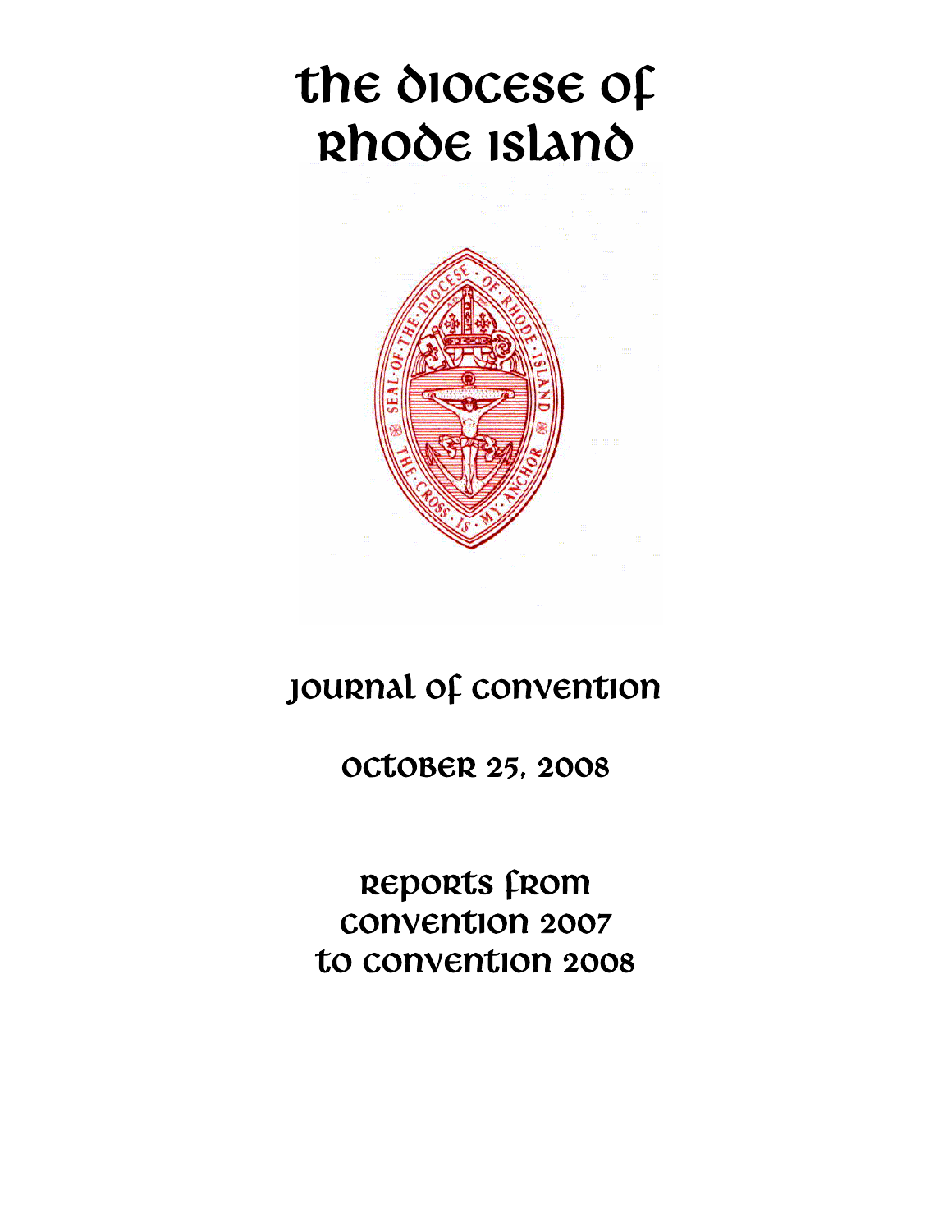# The Diocese of Rhode Island

## Journal of Convention

## October 25, 2008

## Reports from Convention 2007 to Convention 2008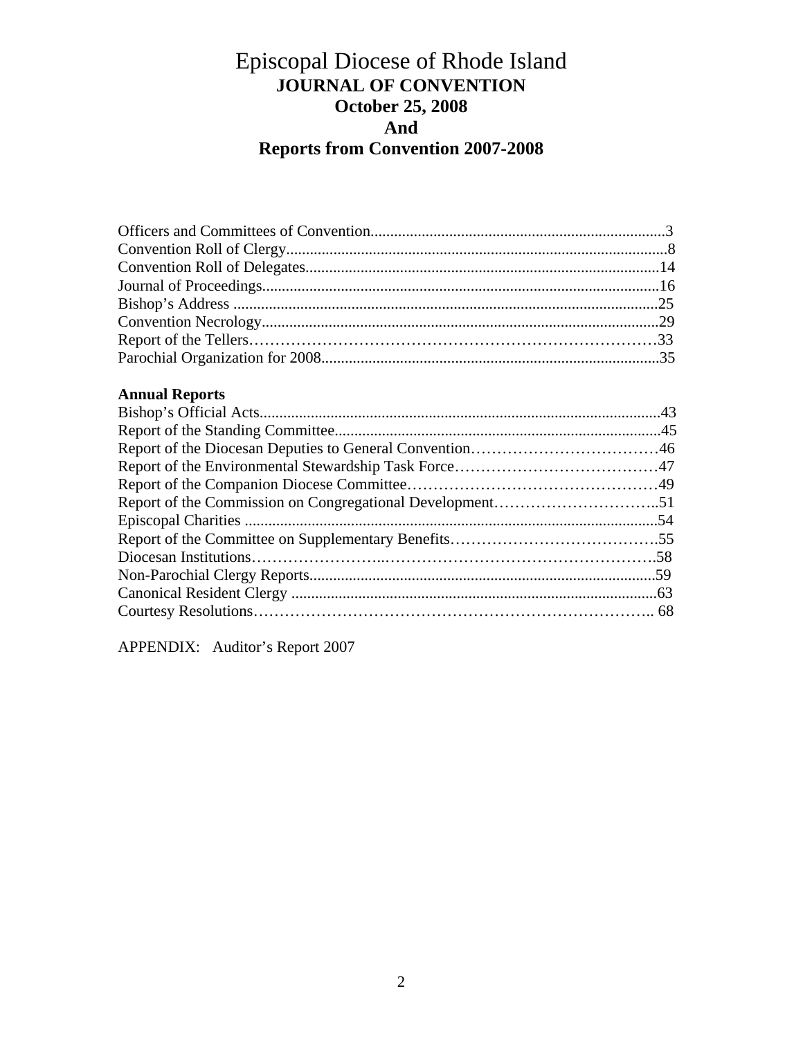# Episcopal Diocese of Rhode Island

## JOURNAL OF CONVENTION
## October 25, 2008
## And
## Reports from Convention 2007-2008

Officers and Committees of Convention..........................................................................3
Convention Roll of Clergy................................................................................................8
Convention Roll of Delegates..........................................................................................14
Journal of Proceedings.....................................................................................................16
Bishop's Address ............................................................................................................25
Convention Necrology.....................................................................................................29
Report of the Tellers…………………………………………………………………33
Parochial Organization for 2008......................................................................................35

**Annual Reports**

Bishop's Official Acts......................................................................................................43
Report of the Standing Committee...................................................................................45
Report of the Diocesan Deputies to General Convention………………………………46
Report of the Environmental Stewardship Task Force…………………………………47
Report of the Companion Diocese Committee…………………………………………49
Report of the Commission on Congregational Development…………………………..51
Episcopal Charities .........................................................................................................54
Report of the Committee on Supplementary Benefits………………………………….55
Diocesan Institutions……………………..……………………………………………58
Non-Parochial Clergy Reports........................................................................................59
Canonical Resident Clergy .............................................................................................63
Courtesy Resolutions…………………………………………………………….. 68

APPENDIX: Auditor's Report 2007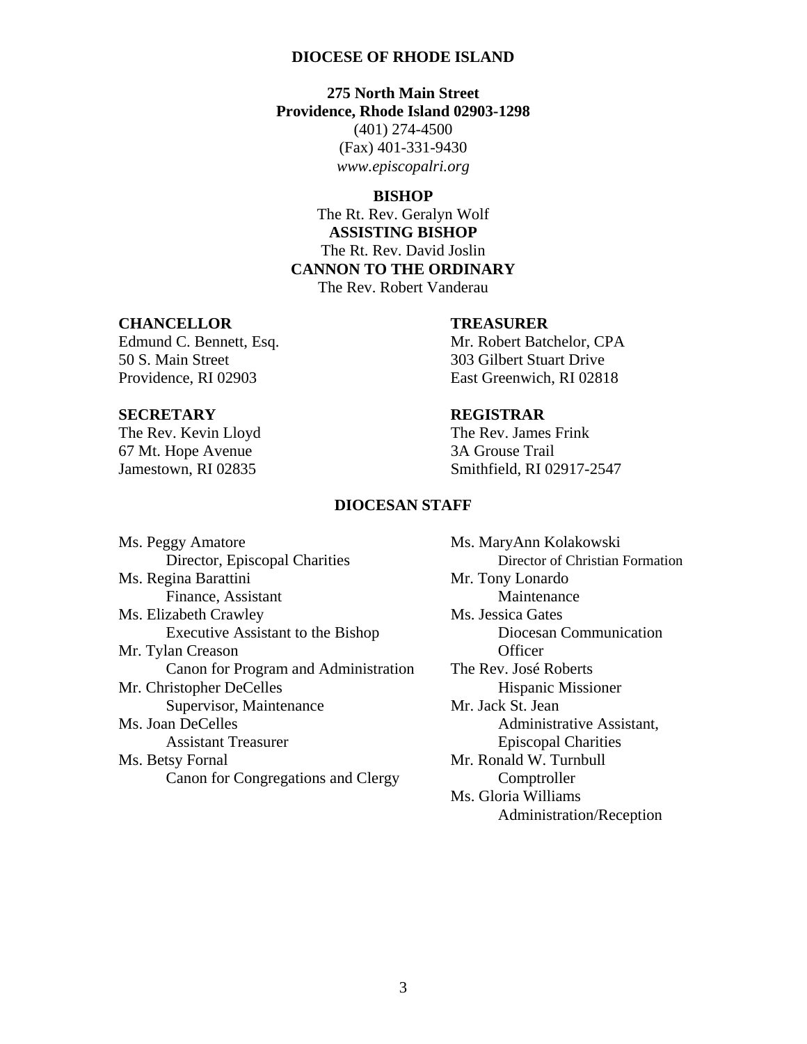# DIOCESE OF RHODE ISLAND

**275 North Main Street**
**Providence, Rhode Island 02903-1298**
(401) 274-4500
(Fax) 401-331-9430
*www.episcopalri.org*

**BISHOP**
The Rt. Rev. Geralyn Wolf
**ASSISTING BISHOP**
The Rt. Rev. David Joslin
**CANNON TO THE ORDINARY**
The Rev. Robert Vanderau

**CHANCELLOR**
Edmund C. Bennett, Esq.
50 S. Main Street
Providence, RI 02903

**TREASURER**
Mr. Robert Batchelor, CPA
303 Gilbert Stuart Drive
East Greenwich, RI 02818

**SECRETARY**
The Rev. Kevin Lloyd
67 Mt. Hope Avenue
Jamestown, RI 02835

**REGISTRAR**
The Rev. James Frink
3A Grouse Trail
Smithfield, RI 02917-2547

## DIOCESAN STAFF

Ms. Peggy Amatore
    Director, Episcopal Charities
Ms. Regina Barattini
    Finance, Assistant
Ms. Elizabeth Crawley
    Executive Assistant to the Bishop
Mr. Tylan Creason
    Canon for Program and Administration
Mr. Christopher DeCelles
    Supervisor, Maintenance
Ms. Joan DeCelles
    Assistant Treasurer
Ms. Betsy Fornal
    Canon for Congregations and Clergy
Ms. MaryAnn Kolakowski
    Director of Christian Formation
Mr. Tony Lonardo
    Maintenance
Ms. Jessica Gates
    Diocesan Communication Officer
The Rev. José Roberts
    Hispanic Missioner
Mr. Jack St. Jean
    Administrative Assistant, Episcopal Charities
Mr. Ronald W. Turnbull
    Comptroller
Ms. Gloria Williams
    Administration/Reception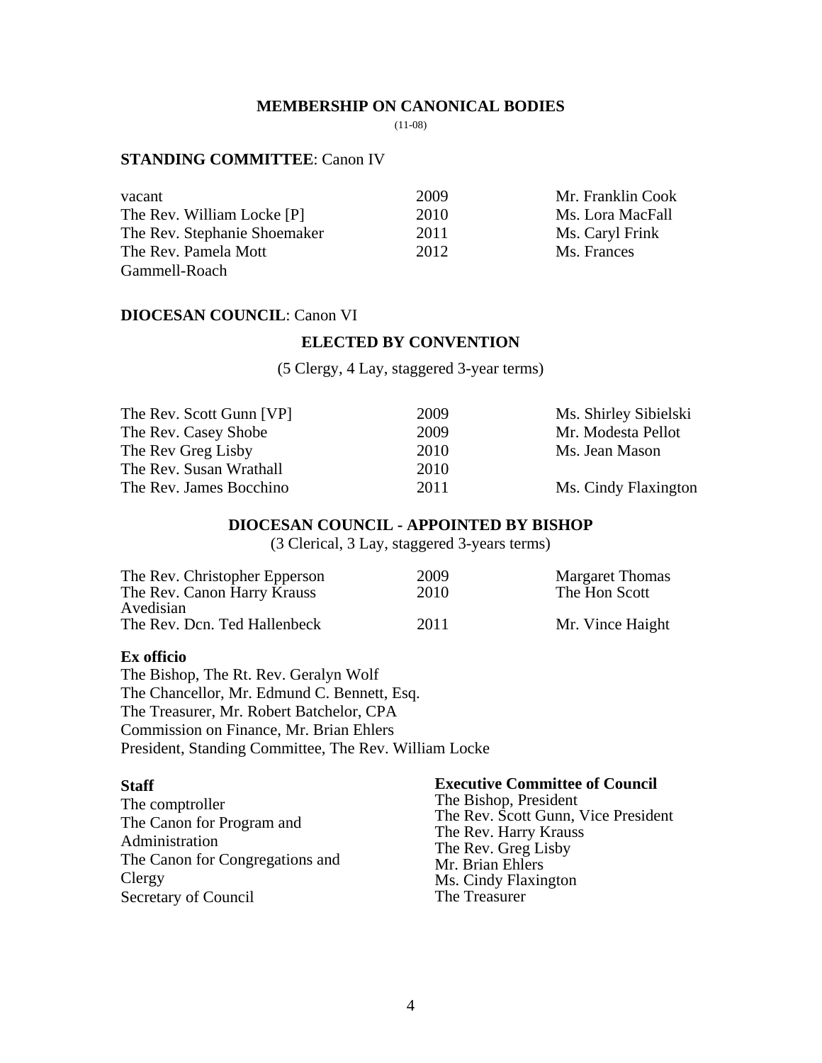# MEMBERSHIP ON CANONICAL BODIES

(11-08)

**STANDING COMMITTEE**: Canon IV

| | | |
|---|---|---|
| vacant | 2009 | Mr. Franklin Cook |
| The Rev. William Locke [P] | 2010 | Ms. Lora MacFall |
| The Rev. Stephanie Shoemaker | 2011 | Ms. Caryl Frink |
| The Rev. Pamela Mott | 2012 | Ms. Frances Gammell-Roach |

**DIOCESAN COUNCIL**: Canon VI

## ELECTED BY CONVENTION

(5 Clergy, 4 Lay, staggered 3-year terms)

| | | |
|---|---|---|
| The Rev. Scott Gunn [VP] | 2009 | Ms. Shirley Sibielski |
| The Rev. Casey Shobe | 2009 | Mr. Modesta Pellot |
| The Rev Greg Lisby | 2010 | Ms. Jean Mason |
| The Rev. Susan Wrathall | 2010 | |
| The Rev. James Bocchino | 2011 | Ms. Cindy Flaxington |

## DIOCESAN COUNCIL - APPOINTED BY BISHOP

(3 Clerical, 3 Lay, staggered 3-years terms)

| | | |
|---|---|---|
| The Rev. Christopher Epperson | 2009 | Margaret Thomas |
| The Rev. Canon Harry Krauss | 2010 | The Hon Scott Avedisian |
| The Rev. Dcn. Ted Hallenbeck | 2011 | Mr. Vince Haight |

**Ex officio**

The Bishop, The Rt. Rev. Geralyn Wolf
The Chancellor, Mr. Edmund C. Bennett, Esq.
The Treasurer, Mr. Robert Batchelor, CPA
Commission on Finance, Mr. Brian Ehlers
President, Standing Committee, The Rev. William Locke

**Staff**

The comptroller
The Canon for Program and Administration
The Canon for Congregations and Clergy
Secretary of Council

**Executive Committee of Council**

The Bishop, President
The Rev. Scott Gunn, Vice President
The Rev. Harry Krauss
The Rev. Greg Lisby
Mr. Brian Ehlers
Ms. Cindy Flaxington
The Treasurer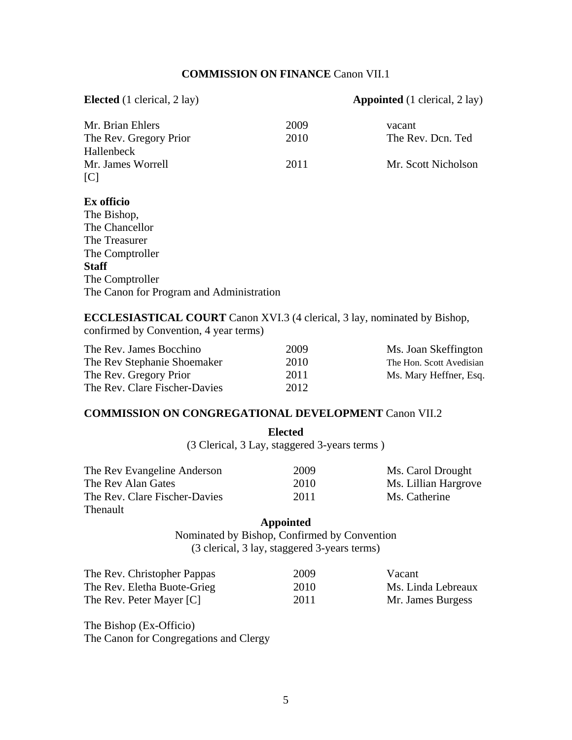**COMMISSION ON FINANCE** Canon VII.1

| **Elected** (1 clerical, 2 lay) | | **Appointed** (1 clerical, 2 lay) |
|---|---|---|
| Mr. Brian Ehlers | 2009 | vacant |
| The Rev. Gregory Prior Hallenbeck | 2010 | The Rev. Dcn. Ted |
| Mr. James Worrell [C] | 2011 | Mr. Scott Nicholson |

**Ex officio**
The Bishop,
The Chancellor
The Treasurer
The Comptroller
**Staff**
The Comptroller
The Canon for Program and Administration

**ECCLESIASTICAL COURT** Canon XVI.3 (4 clerical, 3 lay, nominated by Bishop, confirmed by Convention, 4 year terms)

| | | |
|---|---|---|
| The Rev. James Bocchino | 2009 | Ms. Joan Skeffington |
| The Rev Stephanie Shoemaker | 2010 | The Hon. Scott Avedisian |
| The Rev. Gregory Prior | 2011 | Ms. Mary Heffner, Esq. |
| The Rev. Clare Fischer-Davies | 2012 | |

**COMMISSION ON CONGREGATIONAL DEVELOPMENT** Canon VII.2

**Elected**
(3 Clerical, 3 Lay, staggered 3-years terms )

| | | |
|---|---|---|
| The Rev Evangeline Anderson | 2009 | Ms. Carol Drought |
| The Rev Alan Gates | 2010 | Ms. Lillian Hargrove |
| The Rev. Clare Fischer-Davies | 2011 | Ms. Catherine Thenault |

**Appointed**
Nominated by Bishop, Confirmed by Convention
(3 clerical, 3 lay, staggered 3-years terms)

| | | |
|---|---|---|
| The Rev. Christopher Pappas | 2009 | Vacant |
| The Rev. Eletha Buote-Grieg | 2010 | Ms. Linda Lebreaux |
| The Rev. Peter Mayer [C] | 2011 | Mr. James Burgess |

The Bishop (Ex-Officio)
The Canon for Congregations and Clergy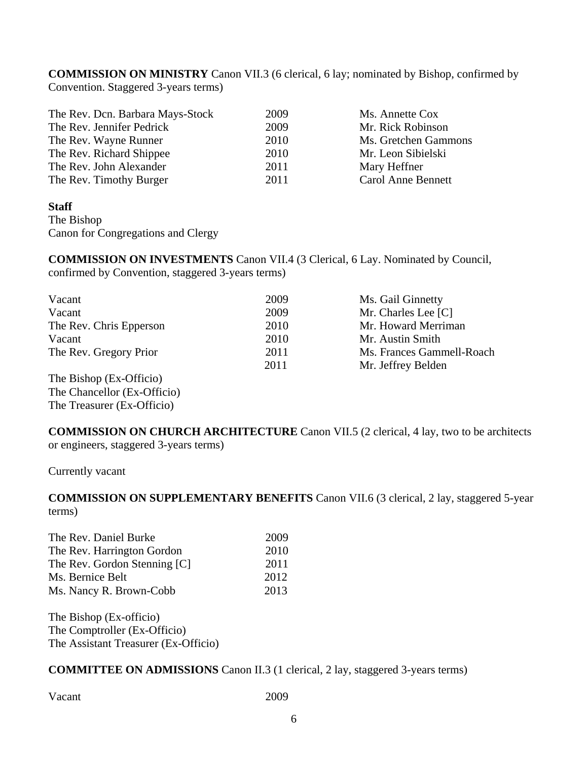**COMMISSION ON MINISTRY** Canon VII.3 (6 clerical, 6 lay; nominated by Bishop, confirmed by Convention. Staggered 3-years terms)

| | | |
|---|---|---|
| The Rev. Dcn. Barbara Mays-Stock | 2009 | Ms. Annette Cox |
| The Rev. Jennifer Pedrick | 2009 | Mr. Rick Robinson |
| The Rev. Wayne Runner | 2010 | Ms. Gretchen Gammons |
| The Rev. Richard Shippee | 2010 | Mr. Leon Sibielski |
| The Rev. John Alexander | 2011 | Mary Heffner |
| The Rev. Timothy Burger | 2011 | Carol Anne Bennett |

**Staff**
The Bishop
Canon for Congregations and Clergy

**COMMISSION ON INVESTMENTS** Canon VII.4 (3 Clerical, 6 Lay. Nominated by Council, confirmed by Convention, staggered 3-years terms)

| | | |
|---|---|---|
| Vacant | 2009 | Ms. Gail Ginnetty |
| Vacant | 2009 | Mr. Charles Lee [C] |
| The Rev. Chris Epperson | 2010 | Mr. Howard Merriman |
| Vacant | 2010 | Mr. Austin Smith |
| The Rev. Gregory Prior | 2011 | Ms. Frances Gammell-Roach |
| | 2011 | Mr. Jeffrey Belden |

The Bishop (Ex-Officio)
The Chancellor (Ex-Officio)
The Treasurer (Ex-Officio)

**COMMISSION ON CHURCH ARCHITECTURE** Canon VII.5 (2 clerical, 4 lay, two to be architects or engineers, staggered 3-years terms)

Currently vacant

**COMMISSION ON SUPPLEMENTARY BENEFITS** Canon VII.6 (3 clerical, 2 lay, staggered 5-year terms)

| | |
|---|---|
| The Rev. Daniel Burke | 2009 |
| The Rev. Harrington Gordon | 2010 |
| The Rev. Gordon Stenning [C] | 2011 |
| Ms. Bernice Belt | 2012 |
| Ms. Nancy R. Brown-Cobb | 2013 |

The Bishop (Ex-officio)
The Comptroller (Ex-Officio)
The Assistant Treasurer (Ex-Officio)

**COMMITTEE ON ADMISSIONS** Canon II.3 (1 clerical, 2 lay, staggered 3-years terms)

| | |
|---|---|
| Vacant | 2009 |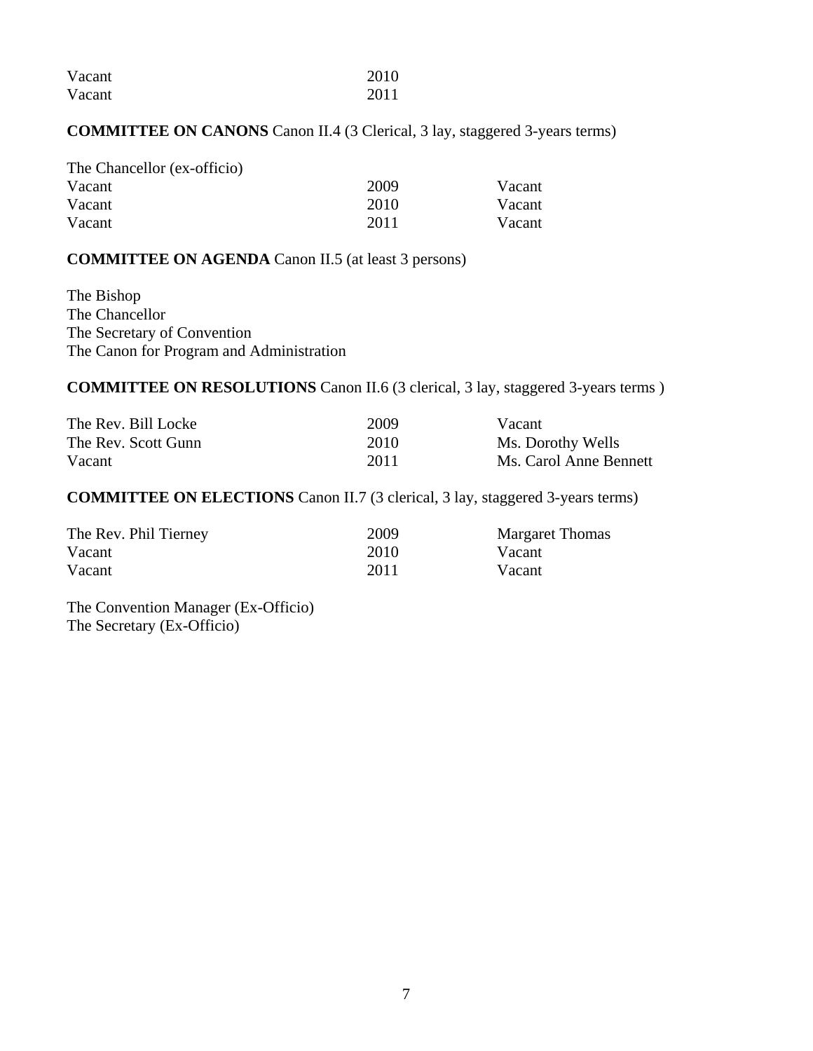| | |
|---|---|
| Vacant | 2010 |
| Vacant | 2011 |

**COMMITTEE ON CANONS** Canon II.4 (3 Clerical, 3 lay, staggered 3-years terms)

| | | |
|---|---|---|
| The Chancellor (ex-officio) | | |
| Vacant | 2009 | Vacant |
| Vacant | 2010 | Vacant |
| Vacant | 2011 | Vacant |

**COMMITTEE ON AGENDA** Canon II.5 (at least 3 persons)

The Bishop
The Chancellor
The Secretary of Convention
The Canon for Program and Administration

**COMMITTEE ON RESOLUTIONS** Canon II.6 (3 clerical, 3 lay, staggered 3-years terms )

| | | |
|---|---|---|
| The Rev. Bill Locke | 2009 | Vacant |
| The Rev. Scott Gunn | 2010 | Ms. Dorothy Wells |
| Vacant | 2011 | Ms. Carol Anne Bennett |

**COMMITTEE ON ELECTIONS** Canon II.7 (3 clerical, 3 lay, staggered 3-years terms)

| | | |
|---|---|---|
| The Rev. Phil Tierney | 2009 | Margaret Thomas |
| Vacant | 2010 | Vacant |
| Vacant | 2011 | Vacant |

The Convention Manager (Ex-Officio)
The Secretary (Ex-Officio)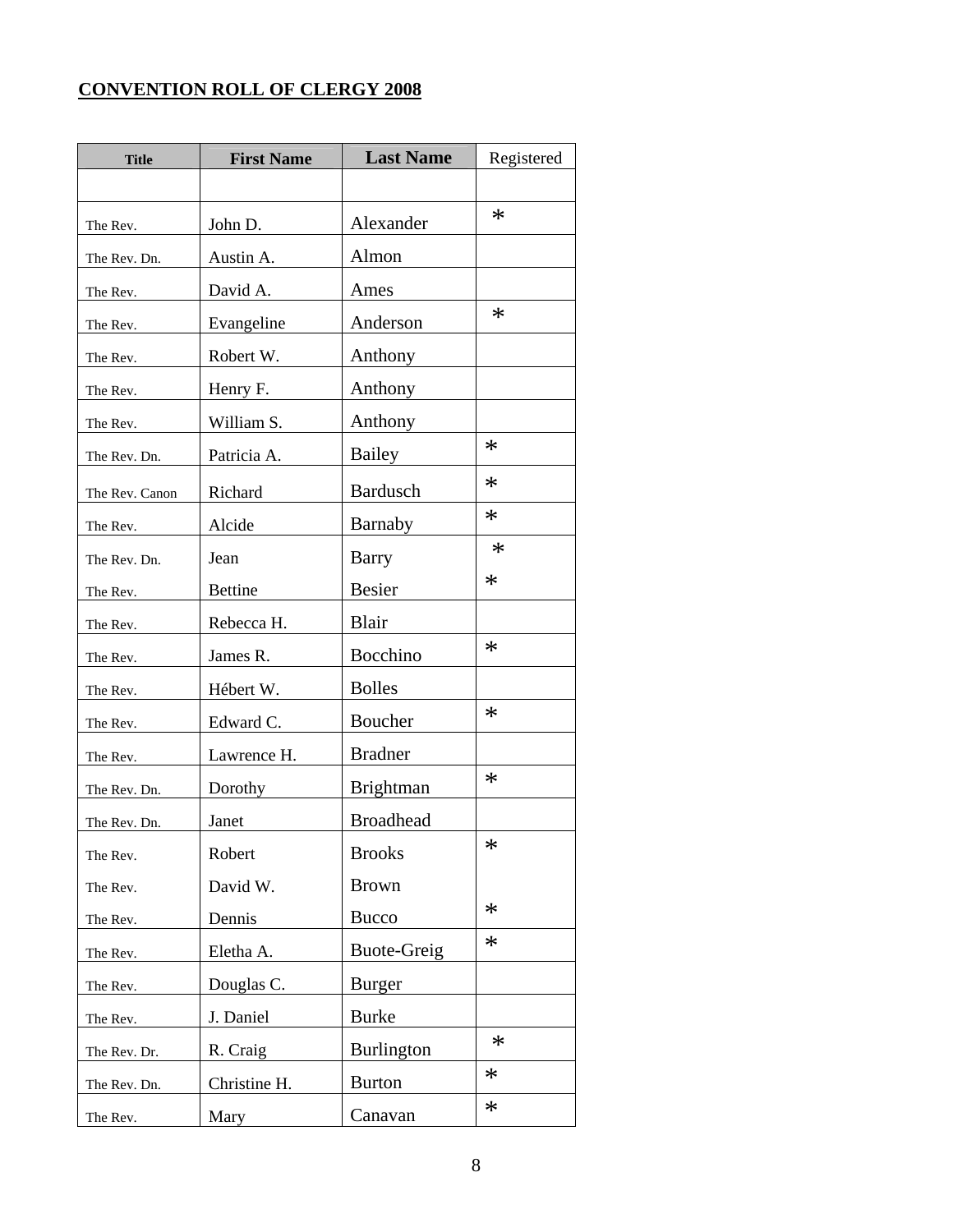**CONVENTION ROLL OF CLERGY 2008**

| Title | First Name | Last Name | Registered |
|---|---|---|---|
| | | | |
| The Rev. | John D. | Alexander | * |
| The Rev. Dn. | Austin A. | Almon | |
| The Rev. | David A. | Ames | |
| The Rev. | Evangeline | Anderson | * |
| The Rev. | Robert W. | Anthony | |
| The Rev. | Henry F. | Anthony | |
| The Rev. | William S. | Anthony | |
| The Rev. Dn. | Patricia A. | Bailey | * |
| The Rev. Canon | Richard | Bardusch | * |
| The Rev. | Alcide | Barnaby | * |
| The Rev. Dn. | Jean | Barry | * |
| The Rev. | Bettine | Besier | * |
| The Rev. | Rebecca H. | Blair | |
| The Rev. | James R. | Bocchino | * |
| The Rev. | Hébert W. | Bolles | |
| The Rev. | Edward C. | Boucher | * |
| The Rev. | Lawrence H. | Bradner | |
| The Rev. Dn. | Dorothy | Brightman | * |
| The Rev. Dn. | Janet | Broadhead | |
| The Rev. | Robert | Brooks | * |
| The Rev. | David W. | Brown | |
| The Rev. | Dennis | Bucco | * |
| The Rev. | Eletha A. | Buote-Greig | * |
| The Rev. | Douglas C. | Burger | |
| The Rev. | J. Daniel | Burke | |
| The Rev. Dr. | R. Craig | Burlington | * |
| The Rev. Dn. | Christine H. | Burton | * |
| The Rev. | Mary | Canavan | * |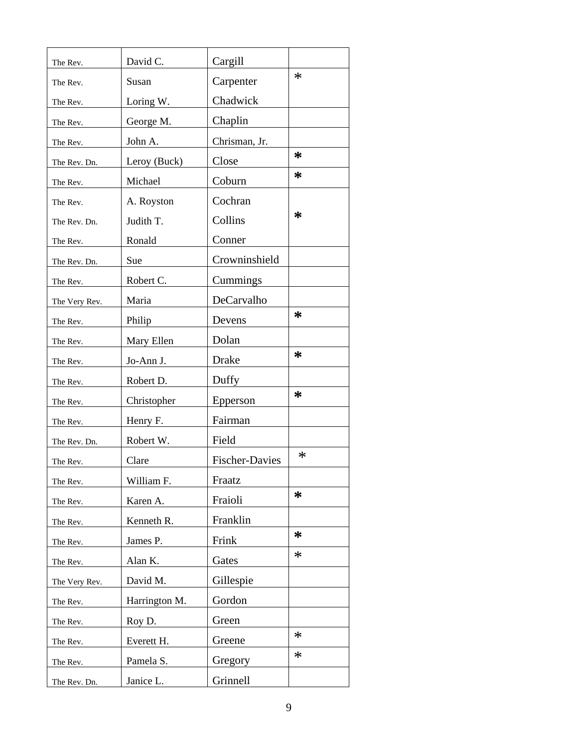| | | | |
|---|---|---|---|
| The Rev. | David C. | Cargill | |
| The Rev. | Susan | Carpenter | * |
| The Rev. | Loring W. | Chadwick | |
| The Rev. | George M. | Chaplin | |
| The Rev. | John A. | Chrisman, Jr. | |
| The Rev. Dn. | Leroy (Buck) | Close | * |
| The Rev. | Michael | Coburn | * |
| The Rev. | A. Royston | Cochran | |
| The Rev. Dn. | Judith T. | Collins | * |
| The Rev. | Ronald | Conner | |
| The Rev. Dn. | Sue | Crowninshield | |
| The Rev. | Robert C. | Cummings | |
| The Very Rev. | Maria | DeCarvalho | |
| The Rev. | Philip | Devens | * |
| The Rev. | Mary Ellen | Dolan | |
| The Rev. | Jo-Ann J. | Drake | * |
| The Rev. | Robert D. | Duffy | |
| The Rev. | Christopher | Epperson | * |
| The Rev. | Henry F. | Fairman | |
| The Rev. Dn. | Robert W. | Field | |
| The Rev. | Clare | Fischer-Davies | * |
| The Rev. | William F. | Fraatz | |
| The Rev. | Karen A. | Fraioli | * |
| The Rev. | Kenneth R. | Franklin | |
| The Rev. | James P. | Frink | * |
| The Rev. | Alan K. | Gates | * |
| The Very Rev. | David M. | Gillespie | |
| The Rev. | Harrington M. | Gordon | |
| The Rev. | Roy D. | Green | |
| The Rev. | Everett H. | Greene | * |
| The Rev. | Pamela S. | Gregory | * |
| The Rev. Dn. | Janice L. | Grinnell | |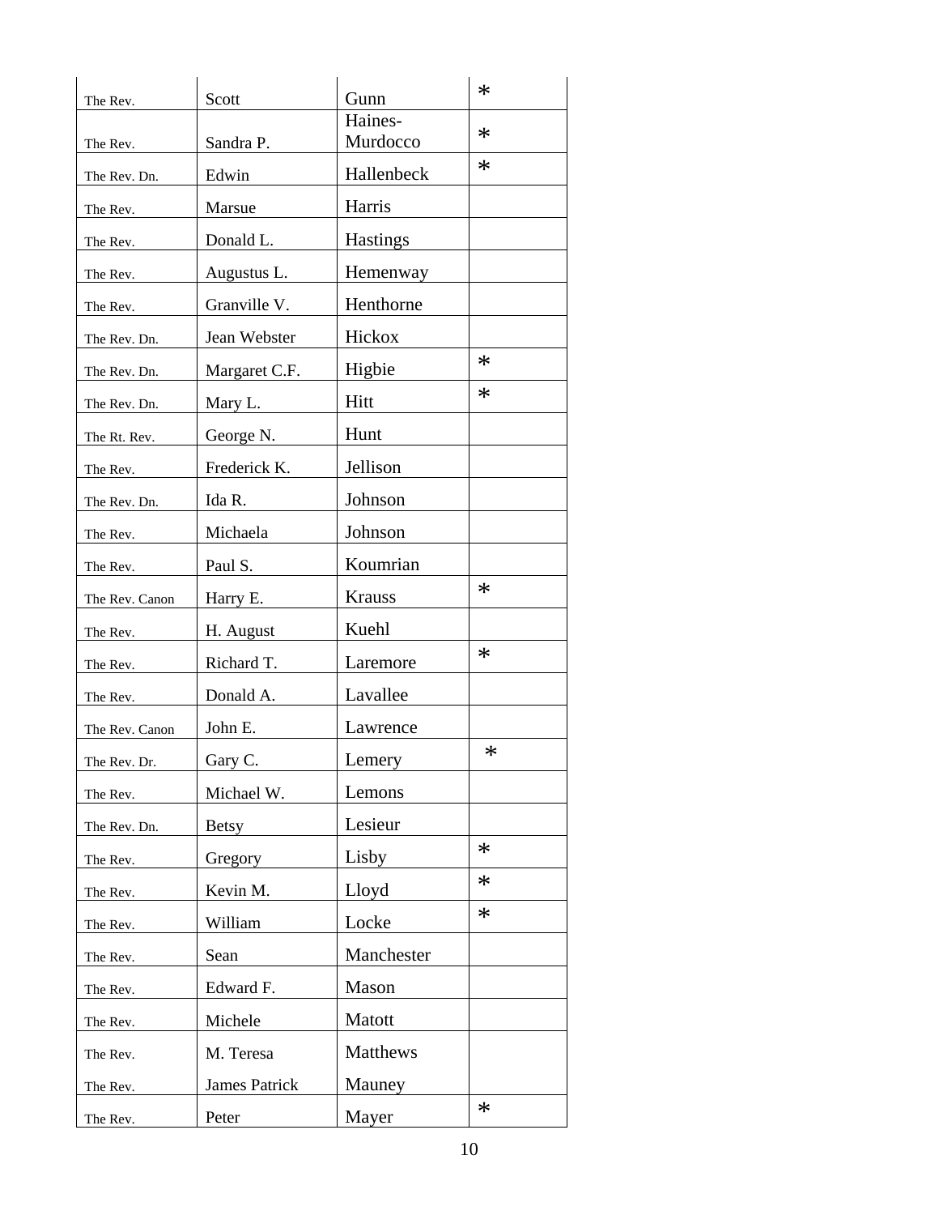| | | | |
|---|---|---|---|
| The Rev. | Scott | Gunn | * |
| The Rev. | Sandra P. | Haines-Murdocco | * |
| The Rev. Dn. | Edwin | Hallenbeck | * |
| The Rev. | Marsue | Harris | |
| The Rev. | Donald L. | Hastings | |
| The Rev. | Augustus L. | Hemenway | |
| The Rev. | Granville V. | Henthorne | |
| The Rev. Dn. | Jean Webster | Hickox | |
| The Rev. Dn. | Margaret C.F. | Higbie | * |
| The Rev. Dn. | Mary L. | Hitt | * |
| The Rt. Rev. | George N. | Hunt | |
| The Rev. | Frederick K. | Jellison | |
| The Rev. Dn. | Ida R. | Johnson | |
| The Rev. | Michaela | Johnson | |
| The Rev. | Paul S. | Koumrian | |
| The Rev. Canon | Harry E. | Krauss | * |
| The Rev. | H. August | Kuehl | |
| The Rev. | Richard T. | Laremore | * |
| The Rev. | Donald A. | Lavallee | |
| The Rev. Canon | John E. | Lawrence | |
| The Rev. Dr. | Gary C. | Lemery | * |
| The Rev. | Michael W. | Lemons | |
| The Rev. Dn. | Betsy | Lesieur | |
| The Rev. | Gregory | Lisby | * |
| The Rev. | Kevin M. | Lloyd | * |
| The Rev. | William | Locke | * |
| The Rev. | Sean | Manchester | |
| The Rev. | Edward F. | Mason | |
| The Rev. | Michele | Matott | |
| The Rev. | M. Teresa | Matthews | |
| The Rev. | James Patrick | Mauney | |
| The Rev. | Peter | Mayer | * |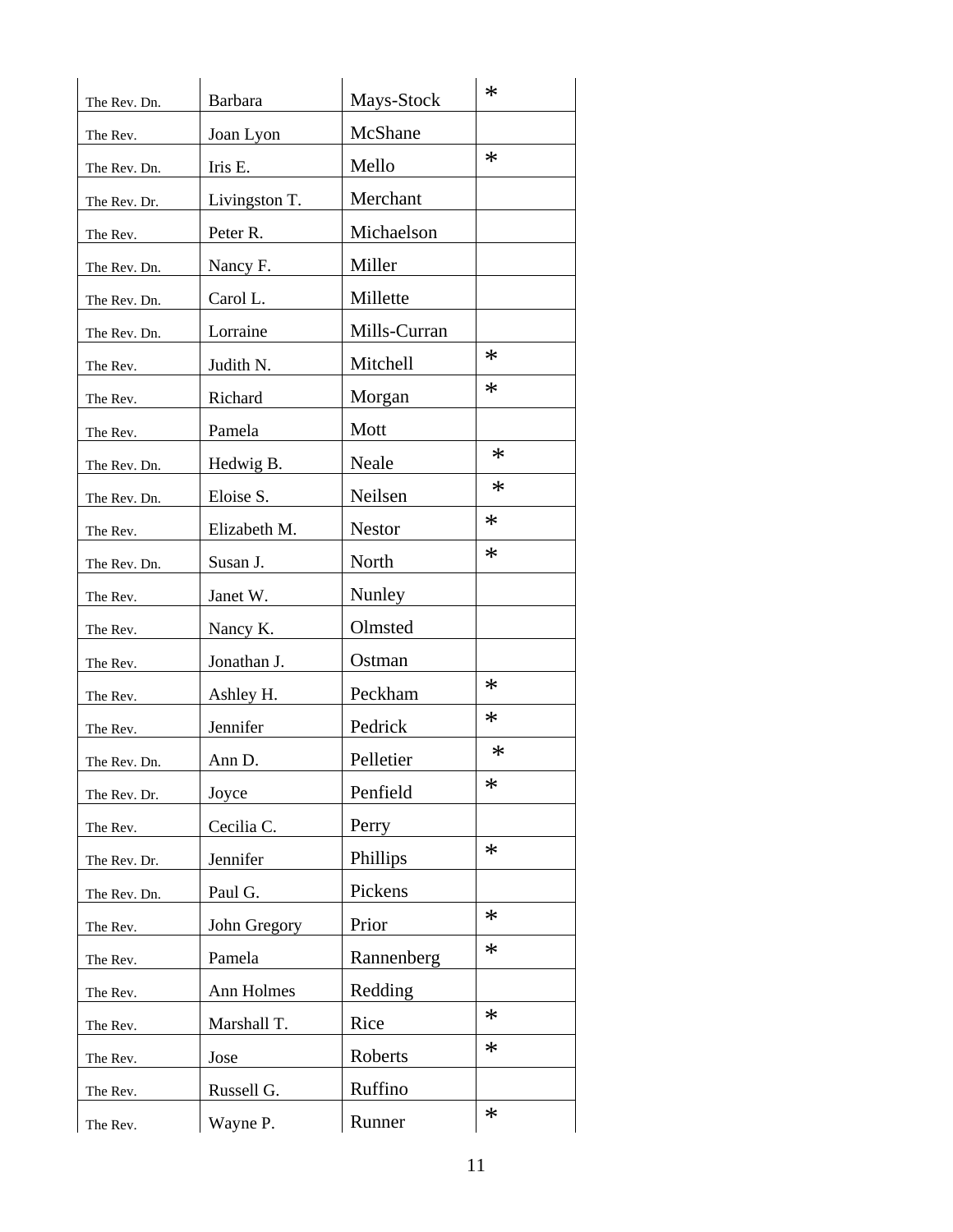| | | | |
|---|---|---|---|
| The Rev. Dn. | Barbara | Mays-Stock | * |
| The Rev. | Joan Lyon | McShane | |
| The Rev. Dn. | Iris E. | Mello | * |
| The Rev. Dr. | Livingston T. | Merchant | |
| The Rev. | Peter R. | Michaelson | |
| The Rev. Dn. | Nancy F. | Miller | |
| The Rev. Dn. | Carol L. | Millette | |
| The Rev. Dn. | Lorraine | Mills-Curran | |
| The Rev. | Judith N. | Mitchell | * |
| The Rev. | Richard | Morgan | * |
| The Rev. | Pamela | Mott | |
| The Rev. Dn. | Hedwig B. | Neale | * |
| The Rev. Dn. | Eloise S. | Neilsen | * |
| The Rev. | Elizabeth M. | Nestor | * |
| The Rev. Dn. | Susan J. | North | * |
| The Rev. | Janet W. | Nunley | |
| The Rev. | Nancy K. | Olmsted | |
| The Rev. | Jonathan J. | Ostman | |
| The Rev. | Ashley H. | Peckham | * |
| The Rev. | Jennifer | Pedrick | * |
| The Rev. Dn. | Ann D. | Pelletier | * |
| The Rev. Dr. | Joyce | Penfield | * |
| The Rev. | Cecilia C. | Perry | |
| The Rev. Dr. | Jennifer | Phillips | * |
| The Rev. Dn. | Paul G. | Pickens | |
| The Rev. | John Gregory | Prior | * |
| The Rev. | Pamela | Rannenberg | * |
| The Rev. | Ann Holmes | Redding | |
| The Rev. | Marshall T. | Rice | * |
| The Rev. | Jose | Roberts | * |
| The Rev. | Russell G. | Ruffino | |
| The Rev. | Wayne P. | Runner | * |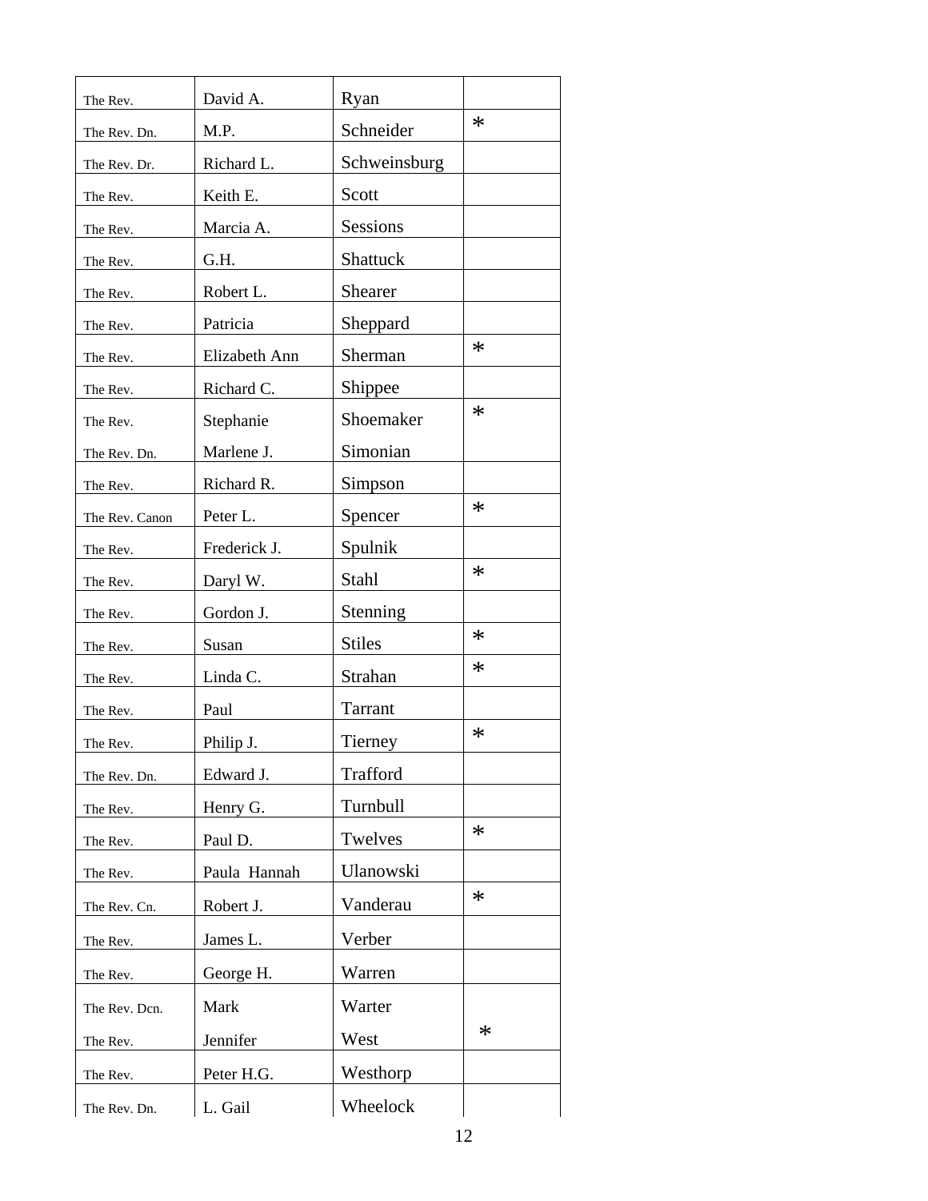| | | | |
|---|---|---|---|
| The Rev. | David A. | Ryan | |
| The Rev. Dn. | M.P. | Schneider | * |
| The Rev. Dr. | Richard L. | Schweinsburg | |
| The Rev. | Keith E. | Scott | |
| The Rev. | Marcia A. | Sessions | |
| The Rev. | G.H. | Shattuck | |
| The Rev. | Robert L. | Shearer | |
| The Rev. | Patricia | Sheppard | |
| The Rev. | Elizabeth Ann | Sherman | * |
| The Rev. | Richard C. | Shippee | |
| The Rev. | Stephanie | Shoemaker | * |
| The Rev. Dn. | Marlene J. | Simonian | |
| The Rev. | Richard R. | Simpson | |
| The Rev. Canon | Peter L. | Spencer | * |
| The Rev. | Frederick J. | Spulnik | |
| The Rev. | Daryl W. | Stahl | * |
| The Rev. | Gordon J. | Stenning | |
| The Rev. | Susan | Stiles | * |
| The Rev. | Linda C. | Strahan | * |
| The Rev. | Paul | Tarrant | |
| The Rev. | Philip J. | Tierney | * |
| The Rev. Dn. | Edward J. | Trafford | |
| The Rev. | Henry G. | Turnbull | |
| The Rev. | Paul D. | Twelves | * |
| The Rev. | Paula Hannah | Ulanowski | |
| The Rev. Cn. | Robert J. | Vanderau | * |
| The Rev. | James L. | Verber | |
| The Rev. | George H. | Warren | |
| The Rev. Dcn. | Mark | Warter | |
| The Rev. | Jennifer | West | * |
| The Rev. | Peter H.G. | Westhorp | |
| The Rev. Dn. | L. Gail | Wheelock | |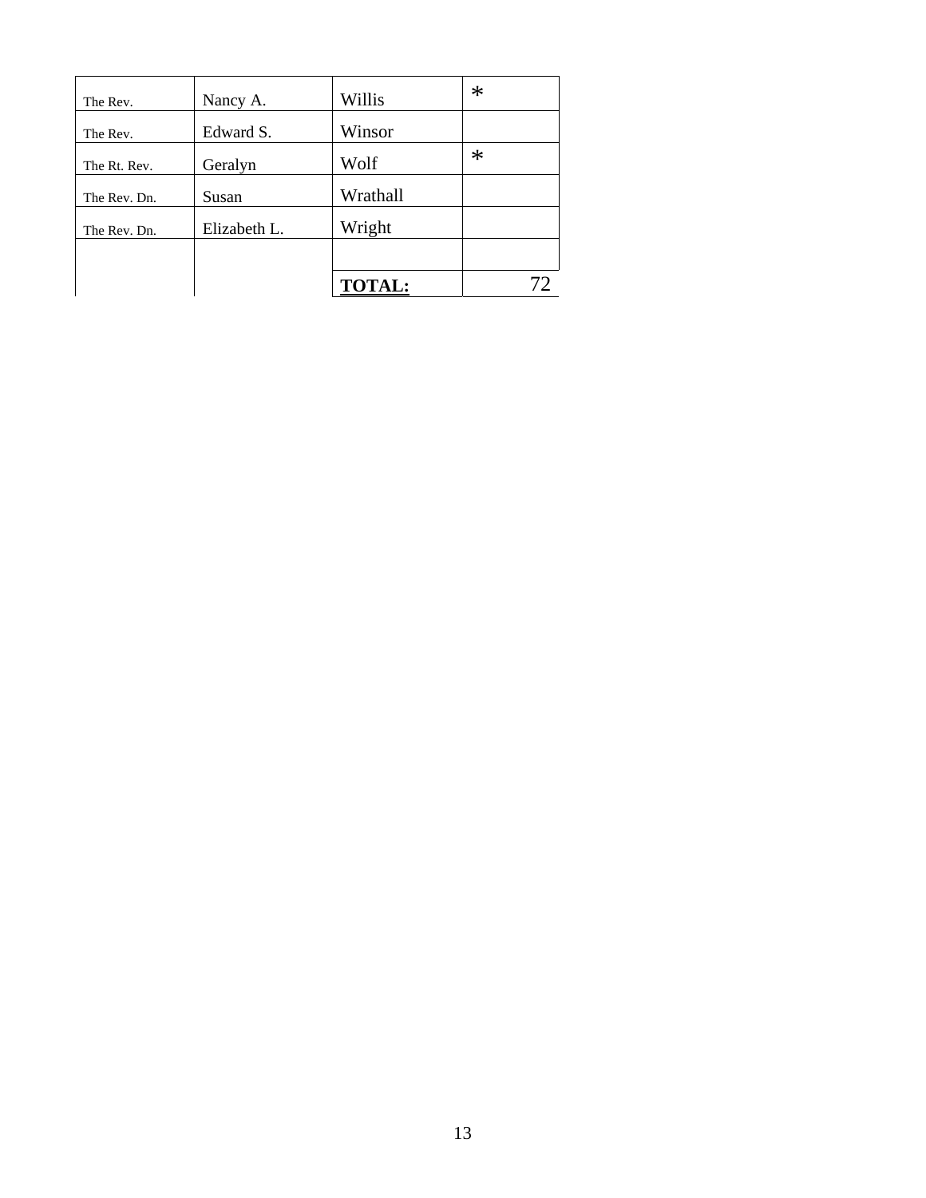| | | | |
|---|---|---|---|
| The Rev. | Nancy A. | Willis | * |
| The Rev. | Edward S. | Winsor | |
| The Rt. Rev. | Geralyn | Wolf | * |
| The Rev. Dn. | Susan | Wrathall | |
| The Rev. Dn. | Elizabeth L. | Wright | |
| | | | |
| | | **TOTAL:** | 72 |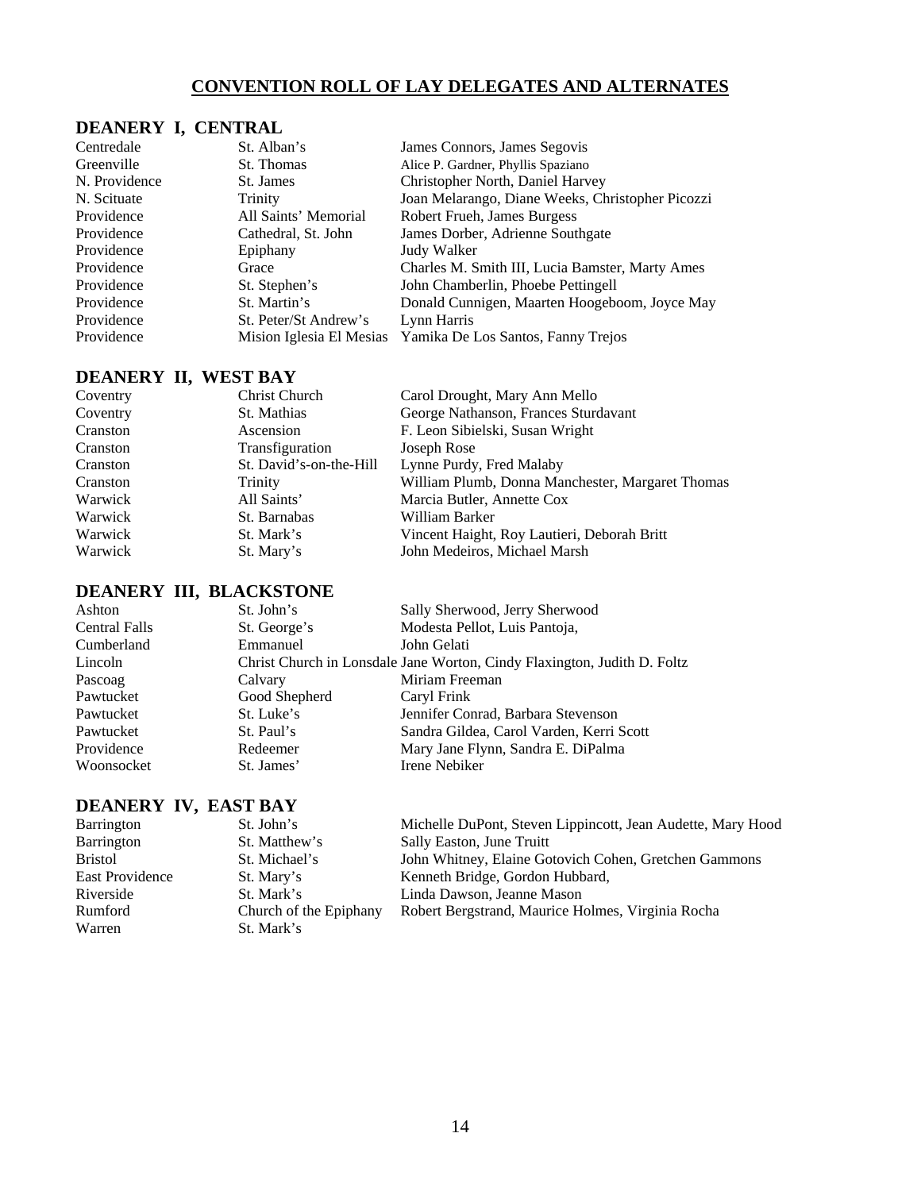# CONVENTION ROLL OF LAY DELEGATES AND ALTERNATES

## DEANERY I, CENTRAL

| | | |
|---|---|---|
| Centredale | St. Alban's | James Connors, James Segovis |
| Greenville | St. Thomas | Alice P. Gardner, Phyllis Spaziano |
| N. Providence | St. James | Christopher North, Daniel Harvey |
| N. Scituate | Trinity | Joan Melarango, Diane Weeks, Christopher Picozzi |
| Providence | All Saints' Memorial | Robert Frueh, James Burgess |
| Providence | Cathedral, St. John | James Dorber, Adrienne Southgate |
| Providence | Epiphany | Judy Walker |
| Providence | Grace | Charles M. Smith III, Lucia Bamster, Marty Ames |
| Providence | St. Stephen's | John Chamberlin, Phoebe Pettingell |
| Providence | St. Martin's | Donald Cunnigen, Maarten Hoogeboom, Joyce May |
| Providence | St. Peter/St Andrew's | Lynn Harris |
| Providence | Mision Iglesia El Mesias | Yamika De Los Santos, Fanny Trejos |

## DEANERY II, WEST BAY

| | | |
|---|---|---|
| Coventry | Christ Church | Carol Drought, Mary Ann Mello |
| Coventry | St. Mathias | George Nathanson, Frances Sturdavant |
| Cranston | Ascension | F. Leon Sibielski, Susan Wright |
| Cranston | Transfiguration | Joseph Rose |
| Cranston | St. David's-on-the-Hill | Lynne Purdy, Fred Malaby |
| Cranston | Trinity | William Plumb, Donna Manchester, Margaret Thomas |
| Warwick | All Saints' | Marcia Butler, Annette Cox |
| Warwick | St. Barnabas | William Barker |
| Warwick | St. Mark's | Vincent Haight, Roy Lautieri, Deborah Britt |
| Warwick | St. Mary's | John Medeiros, Michael Marsh |

## DEANERY III, BLACKSTONE

| | | |
|---|---|---|
| Ashton | St. John's | Sally Sherwood, Jerry Sherwood |
| Central Falls | St. George's | Modesta Pellot, Luis Pantoja, |
| Cumberland | Emmanuel | John Gelati |
| Lincoln | Christ Church in Lonsdale | Jane Worton, Cindy Flaxington, Judith D. Foltz |
| Pascoag | Calvary | Miriam Freeman |
| Pawtucket | Good Shepherd | Caryl Frink |
| Pawtucket | St. Luke's | Jennifer Conrad, Barbara Stevenson |
| Pawtucket | St. Paul's | Sandra Gildea, Carol Varden, Kerri Scott |
| Providence | Redeemer | Mary Jane Flynn, Sandra E. DiPalma |
| Woonsocket | St. James' | Irene Nebiker |

## DEANERY IV, EAST BAY

| | | |
|---|---|---|
| Barrington | St. John's | Michelle DuPont, Steven Lippincott, Jean Audette, Mary Hood |
| Barrington | St. Matthew's | Sally Easton, June Truitt |
| Bristol | St. Michael's | John Whitney, Elaine Gotovich Cohen, Gretchen Gammons |
| East Providence | St. Mary's | Kenneth Bridge, Gordon Hubbard, |
| Riverside | St. Mark's | Linda Dawson, Jeanne Mason |
| Rumford | Church of the Epiphany | Robert Bergstrand, Maurice Holmes, Virginia Rocha |
| Warren | St. Mark's | |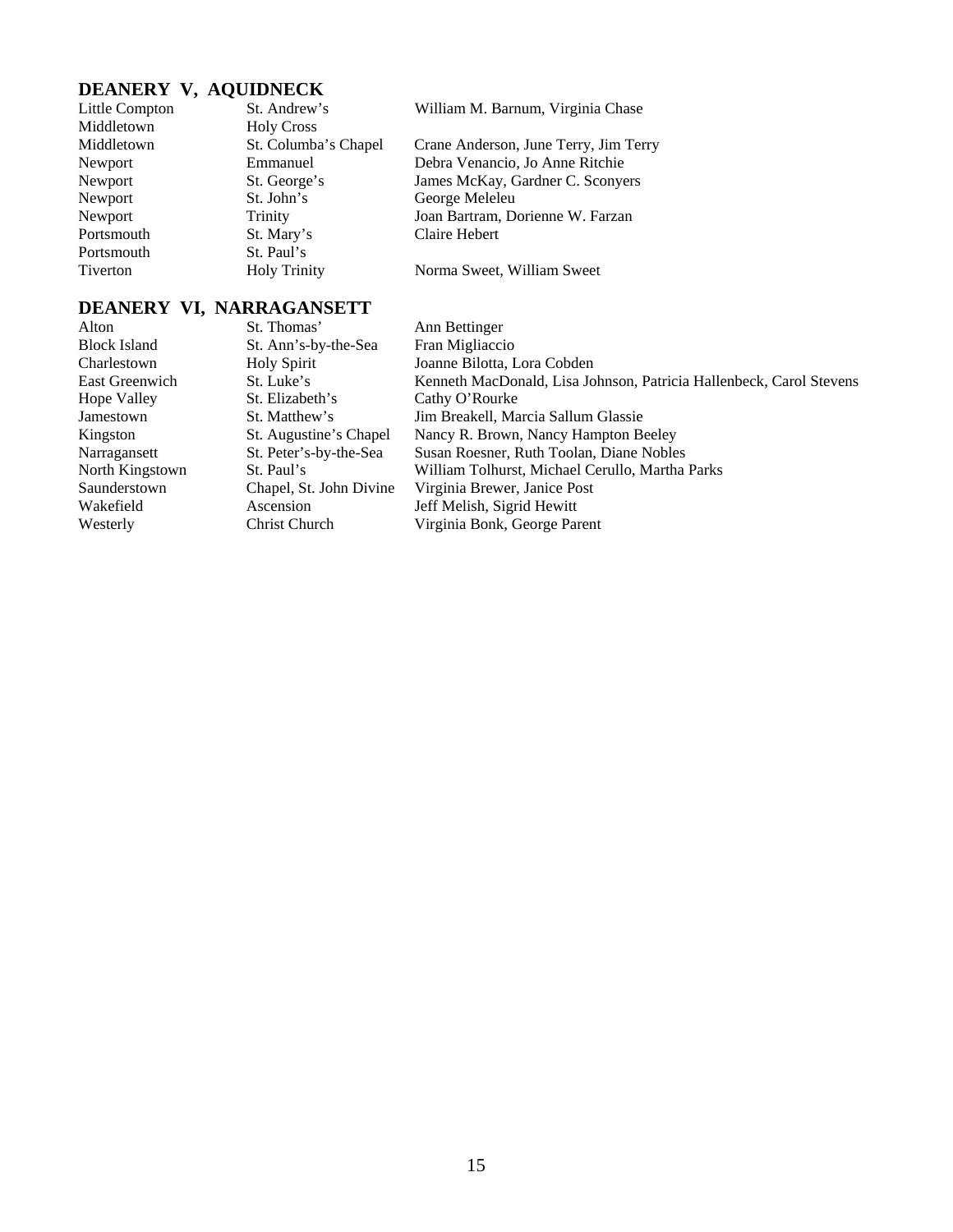## DEANERY V, AQUIDNECK

| | | |
|---|---|---|
| Little Compton | St. Andrew's | William M. Barnum, Virginia Chase |
| Middletown | Holy Cross | |
| Middletown | St. Columba's Chapel | Crane Anderson, June Terry, Jim Terry |
| Newport | Emmanuel | Debra Venancio, Jo Anne Ritchie |
| Newport | St. George's | James McKay, Gardner C. Sconyers |
| Newport | St. John's | George Meleleu |
| Newport | Trinity | Joan Bartram, Dorienne W. Farzan |
| Portsmouth | St. Mary's | Claire Hebert |
| Portsmouth | St. Paul's | |
| Tiverton | Holy Trinity | Norma Sweet, William Sweet |

## DEANERY VI, NARRAGANSETT

| | | |
|---|---|---|
| Alton | St. Thomas' | Ann Bettinger |
| Block Island | St. Ann's-by-the-Sea | Fran Migliaccio |
| Charlestown | Holy Spirit | Joanne Bilotta, Lora Cobden |
| East Greenwich | St. Luke's | Kenneth MacDonald, Lisa Johnson, Patricia Hallenbeck, Carol Stevens |
| Hope Valley | St. Elizabeth's | Cathy O'Rourke |
| Jamestown | St. Matthew's | Jim Breakell, Marcia Sallum Glassie |
| Kingston | St. Augustine's Chapel | Nancy R. Brown, Nancy Hampton Beeley |
| Narragansett | St. Peter's-by-the-Sea | Susan Roesner, Ruth Toolan, Diane Nobles |
| North Kingstown | St. Paul's | William Tolhurst, Michael Cerullo, Martha Parks |
| Saunderstown | Chapel, St. John Divine | Virginia Brewer, Janice Post |
| Wakefield | Ascension | Jeff Melish, Sigrid Hewitt |
| Westerly | Christ Church | Virginia Bonk, George Parent |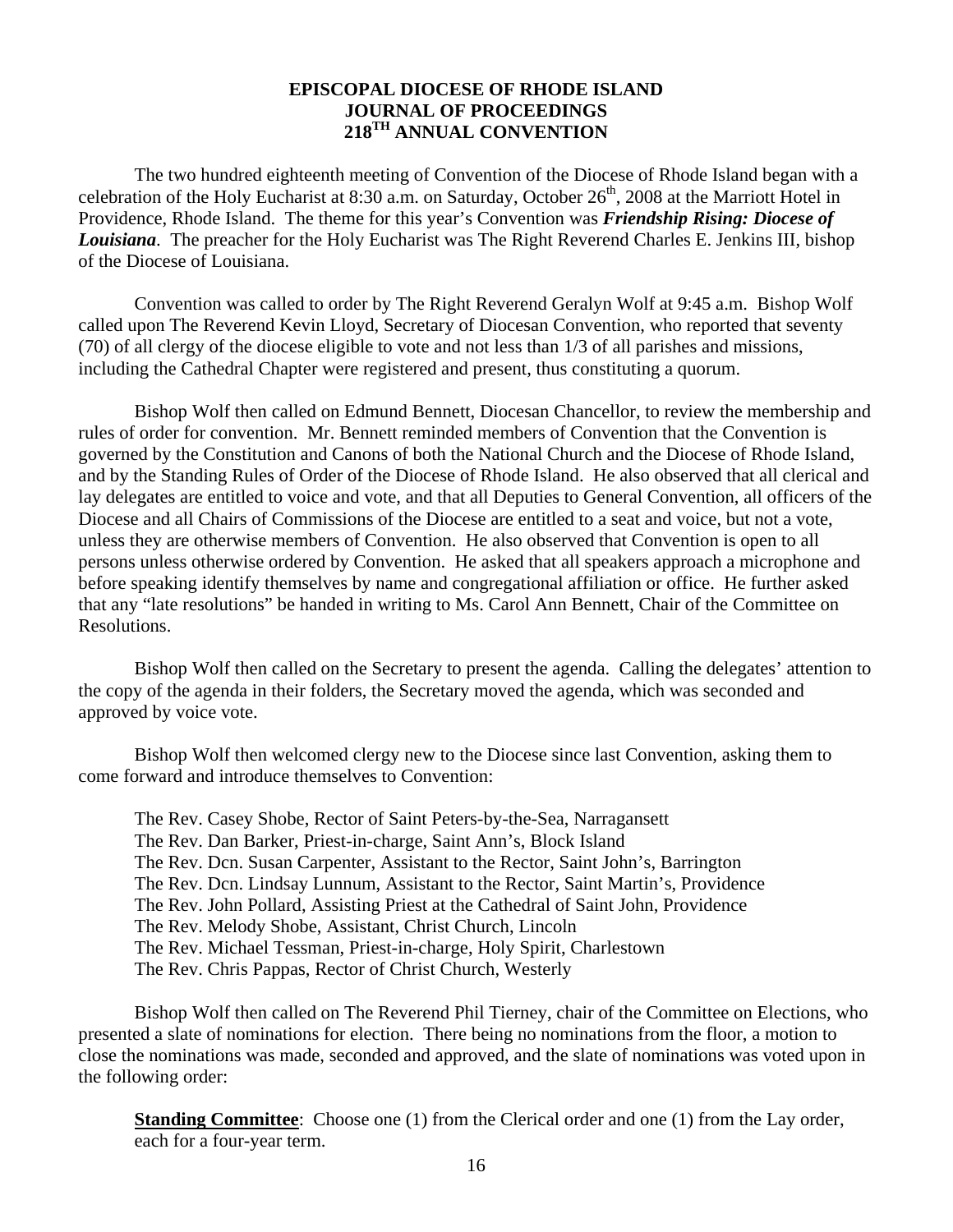# EPISCOPAL DIOCESE OF RHODE ISLAND
# JOURNAL OF PROCEEDINGS
# 218TH ANNUAL CONVENTION

The two hundred eighteenth meeting of Convention of the Diocese of Rhode Island began with a celebration of the Holy Eucharist at 8:30 a.m. on Saturday, October 26th, 2008 at the Marriott Hotel in Providence, Rhode Island. The theme for this year's Convention was ***Friendship Rising: Diocese of Louisiana***. The preacher for the Holy Eucharist was The Right Reverend Charles E. Jenkins III, bishop of the Diocese of Louisiana.

Convention was called to order by The Right Reverend Geralyn Wolf at 9:45 a.m. Bishop Wolf called upon The Reverend Kevin Lloyd, Secretary of Diocesan Convention, who reported that seventy (70) of all clergy of the diocese eligible to vote and not less than 1/3 of all parishes and missions, including the Cathedral Chapter were registered and present, thus constituting a quorum.

Bishop Wolf then called on Edmund Bennett, Diocesan Chancellor, to review the membership and rules of order for convention. Mr. Bennett reminded members of Convention that the Convention is governed by the Constitution and Canons of both the National Church and the Diocese of Rhode Island, and by the Standing Rules of Order of the Diocese of Rhode Island. He also observed that all clerical and lay delegates are entitled to voice and vote, and that all Deputies to General Convention, all officers of the Diocese and all Chairs of Commissions of the Diocese are entitled to a seat and voice, but not a vote, unless they are otherwise members of Convention. He also observed that Convention is open to all persons unless otherwise ordered by Convention. He asked that all speakers approach a microphone and before speaking identify themselves by name and congregational affiliation or office. He further asked that any "late resolutions" be handed in writing to Ms. Carol Ann Bennett, Chair of the Committee on Resolutions.

Bishop Wolf then called on the Secretary to present the agenda. Calling the delegates' attention to the copy of the agenda in their folders, the Secretary moved the agenda, which was seconded and approved by voice vote.

Bishop Wolf then welcomed clergy new to the Diocese since last Convention, asking them to come forward and introduce themselves to Convention:

The Rev. Casey Shobe, Rector of Saint Peters-by-the-Sea, Narragansett
The Rev. Dan Barker, Priest-in-charge, Saint Ann's, Block Island
The Rev. Dcn. Susan Carpenter, Assistant to the Rector, Saint John's, Barrington
The Rev. Dcn. Lindsay Lunnum, Assistant to the Rector, Saint Martin's, Providence
The Rev. John Pollard, Assisting Priest at the Cathedral of Saint John, Providence
The Rev. Melody Shobe, Assistant, Christ Church, Lincoln
The Rev. Michael Tessman, Priest-in-charge, Holy Spirit, Charlestown
The Rev. Chris Pappas, Rector of Christ Church, Westerly

Bishop Wolf then called on The Reverend Phil Tierney, chair of the Committee on Elections, who presented a slate of nominations for election. There being no nominations from the floor, a motion to close the nominations was made, seconded and approved, and the slate of nominations was voted upon in the following order:

**Standing Committee**: Choose one (1) from the Clerical order and one (1) from the Lay order, each for a four-year term.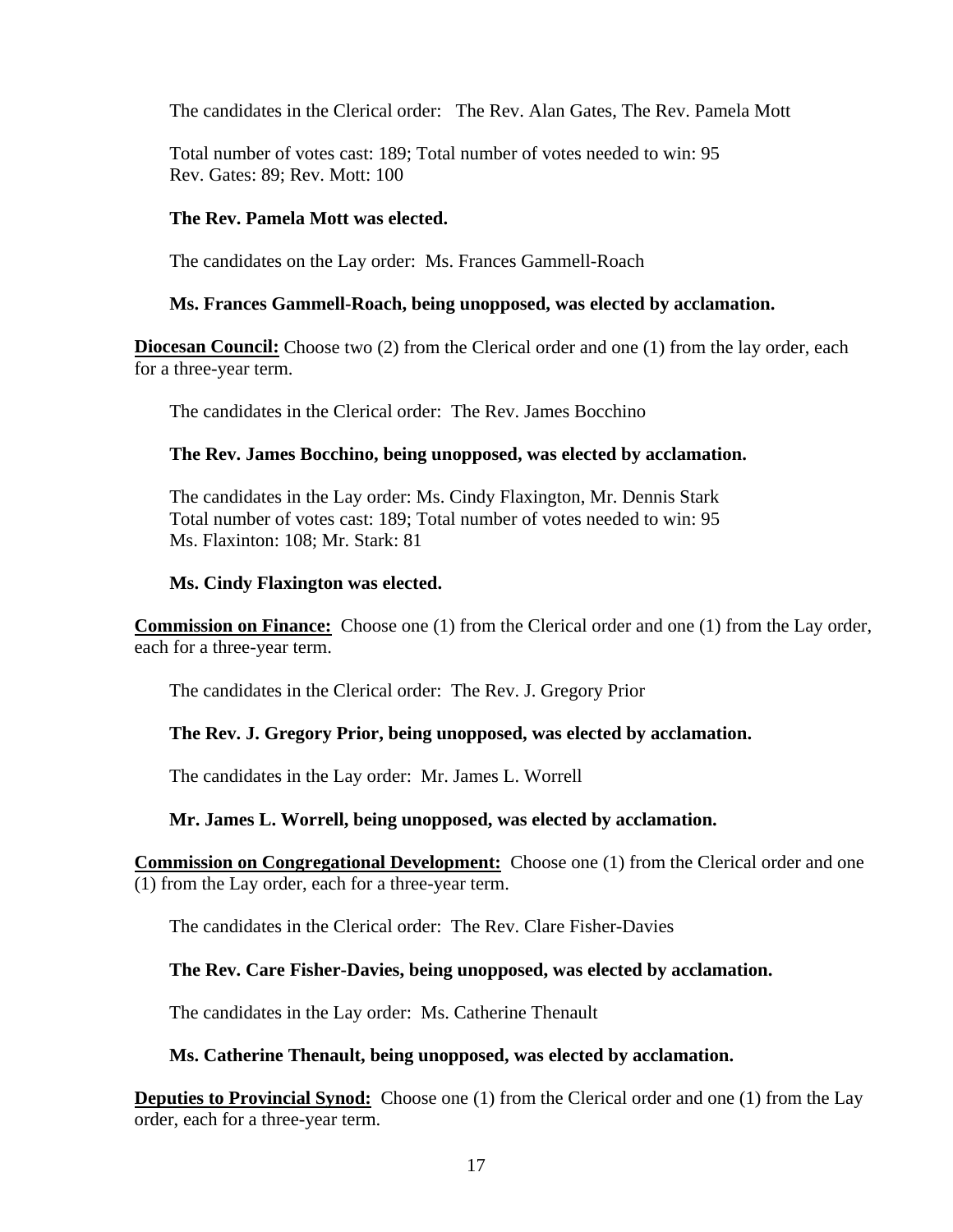The candidates in the Clerical order: The Rev. Alan Gates, The Rev. Pamela Mott

Total number of votes cast: 189; Total number of votes needed to win: 95
Rev. Gates: 89; Rev. Mott: 100

**The Rev. Pamela Mott was elected.**

The candidates on the Lay order: Ms. Frances Gammell-Roach

**Ms. Frances Gammell-Roach, being unopposed, was elected by acclamation.**

**Diocesan Council:** Choose two (2) from the Clerical order and one (1) from the lay order, each for a three-year term.

The candidates in the Clerical order: The Rev. James Bocchino

**The Rev. James Bocchino, being unopposed, was elected by acclamation.**

The candidates in the Lay order: Ms. Cindy Flaxington, Mr. Dennis Stark
Total number of votes cast: 189; Total number of votes needed to win: 95
Ms. Flaxinton: 108; Mr. Stark: 81

**Ms. Cindy Flaxington was elected.**

**Commission on Finance:** Choose one (1) from the Clerical order and one (1) from the Lay order, each for a three-year term.

The candidates in the Clerical order: The Rev. J. Gregory Prior

**The Rev. J. Gregory Prior, being unopposed, was elected by acclamation.**

The candidates in the Lay order: Mr. James L. Worrell

**Mr. James L. Worrell, being unopposed, was elected by acclamation.**

**Commission on Congregational Development:** Choose one (1) from the Clerical order and one (1) from the Lay order, each for a three-year term.

The candidates in the Clerical order: The Rev. Clare Fisher-Davies

**The Rev. Care Fisher-Davies, being unopposed, was elected by acclamation.**

The candidates in the Lay order: Ms. Catherine Thenault

**Ms. Catherine Thenault, being unopposed, was elected by acclamation.**

**Deputies to Provincial Synod:** Choose one (1) from the Clerical order and one (1) from the Lay order, each for a three-year term.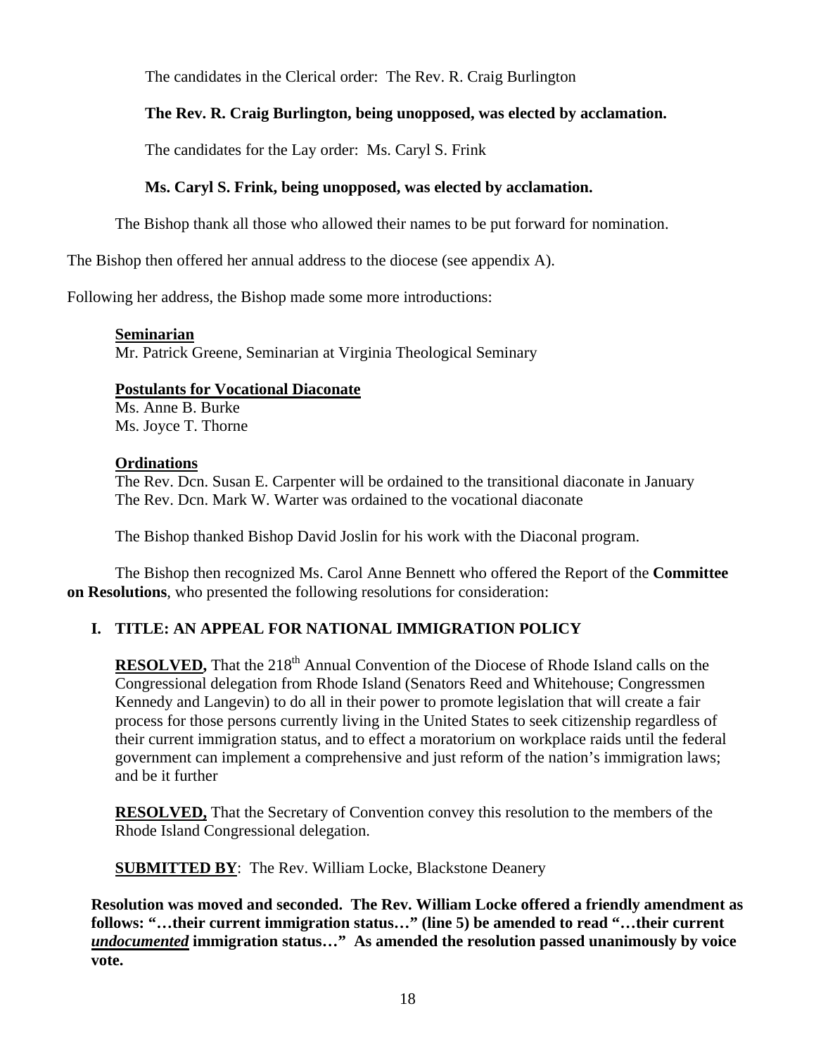The candidates in the Clerical order: The Rev. R. Craig Burlington

**The Rev. R. Craig Burlington, being unopposed, was elected by acclamation.**

The candidates for the Lay order: Ms. Caryl S. Frink

**Ms. Caryl S. Frink, being unopposed, was elected by acclamation.**

The Bishop thank all those who allowed their names to be put forward for nomination.

The Bishop then offered her annual address to the diocese (see appendix A).

Following her address, the Bishop made some more introductions:

**Seminarian**
Mr. Patrick Greene, Seminarian at Virginia Theological Seminary

**Postulants for Vocational Diaconate**
Ms. Anne B. Burke
Ms. Joyce T. Thorne

**Ordinations**
The Rev. Dcn. Susan E. Carpenter will be ordained to the transitional diaconate in January
The Rev. Dcn. Mark W. Warter was ordained to the vocational diaconate

The Bishop thanked Bishop David Joslin for his work with the Diaconal program.

The Bishop then recognized Ms. Carol Anne Bennett who offered the Report of the **Committee on Resolutions**, who presented the following resolutions for consideration:

**I. TITLE: AN APPEAL FOR NATIONAL IMMIGRATION POLICY**

**RESOLVED,** That the 218th Annual Convention of the Diocese of Rhode Island calls on the Congressional delegation from Rhode Island (Senators Reed and Whitehouse; Congressmen Kennedy and Langevin) to do all in their power to promote legislation that will create a fair process for those persons currently living in the United States to seek citizenship regardless of their current immigration status, and to effect a moratorium on workplace raids until the federal government can implement a comprehensive and just reform of the nation's immigration laws; and be it further

**RESOLVED,** That the Secretary of Convention convey this resolution to the members of the Rhode Island Congressional delegation.

**SUBMITTED BY**: The Rev. William Locke, Blackstone Deanery

**Resolution was moved and seconded. The Rev. William Locke offered a friendly amendment as follows: "…their current immigration status…" (line 5) be amended to read "…their current *undocumented* immigration status…" As amended the resolution passed unanimously by voice vote.**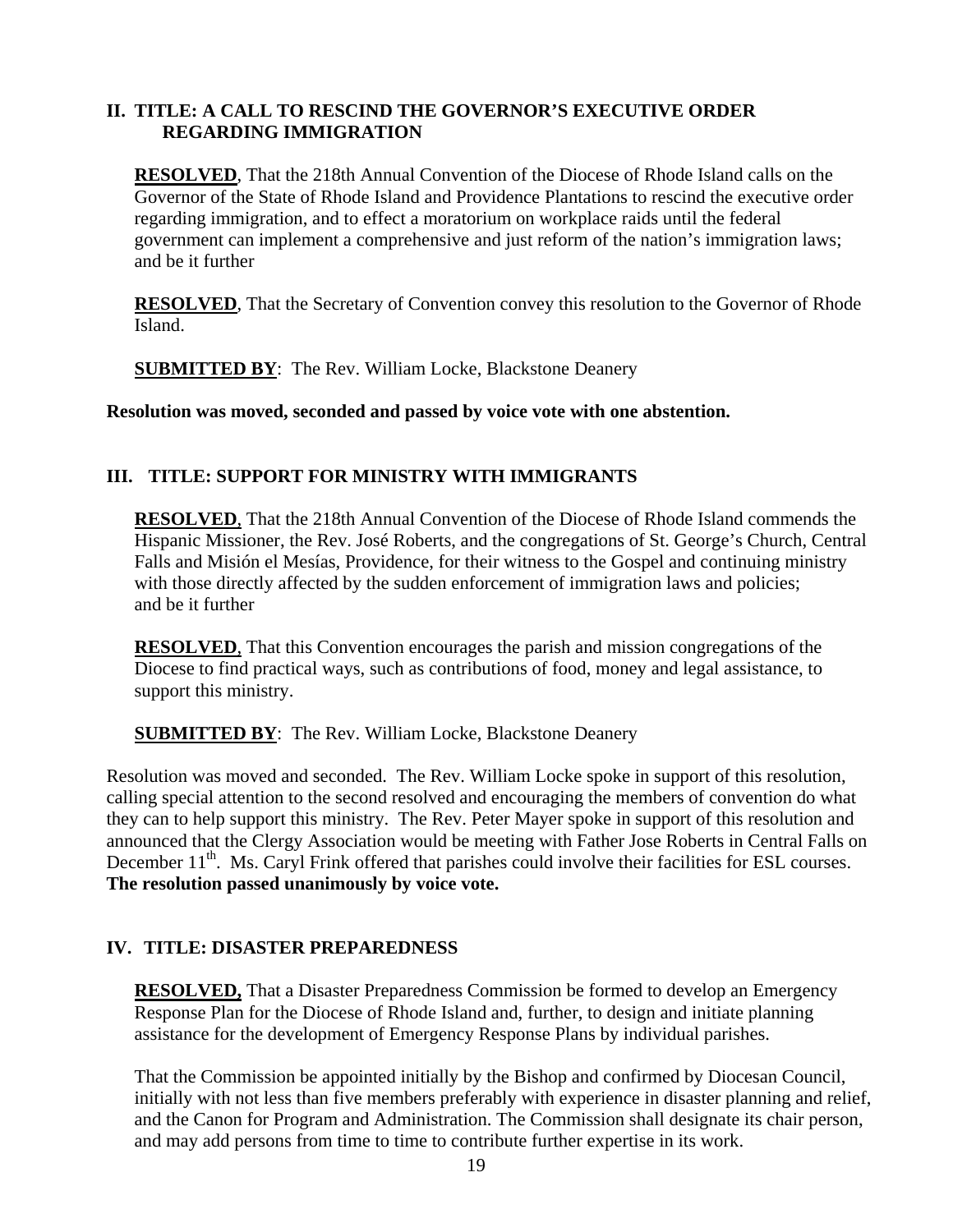## II. TITLE: A CALL TO RESCIND THE GOVERNOR'S EXECUTIVE ORDER REGARDING IMMIGRATION

**RESOLVED**, That the 218th Annual Convention of the Diocese of Rhode Island calls on the Governor of the State of Rhode Island and Providence Plantations to rescind the executive order regarding immigration, and to effect a moratorium on workplace raids until the federal government can implement a comprehensive and just reform of the nation's immigration laws; and be it further

**RESOLVED**, That the Secretary of Convention convey this resolution to the Governor of Rhode Island.

**SUBMITTED BY**: The Rev. William Locke, Blackstone Deanery

**Resolution was moved, seconded and passed by voice vote with one abstention.**

## III. TITLE: SUPPORT FOR MINISTRY WITH IMMIGRANTS

**RESOLVED**, That the 218th Annual Convention of the Diocese of Rhode Island commends the Hispanic Missioner, the Rev. José Roberts, and the congregations of St. George's Church, Central Falls and Misión el Mesías, Providence, for their witness to the Gospel and continuing ministry with those directly affected by the sudden enforcement of immigration laws and policies; and be it further

**RESOLVED**, That this Convention encourages the parish and mission congregations of the Diocese to find practical ways, such as contributions of food, money and legal assistance, to support this ministry.

**SUBMITTED BY**: The Rev. William Locke, Blackstone Deanery

Resolution was moved and seconded. The Rev. William Locke spoke in support of this resolution, calling special attention to the second resolved and encouraging the members of convention do what they can to help support this ministry. The Rev. Peter Mayer spoke in support of this resolution and announced that the Clergy Association would be meeting with Father Jose Roberts in Central Falls on December 11th. Ms. Caryl Frink offered that parishes could involve their facilities for ESL courses. **The resolution passed unanimously by voice vote.**

## IV. TITLE: DISASTER PREPAREDNESS

**RESOLVED,** That a Disaster Preparedness Commission be formed to develop an Emergency Response Plan for the Diocese of Rhode Island and, further, to design and initiate planning assistance for the development of Emergency Response Plans by individual parishes.

That the Commission be appointed initially by the Bishop and confirmed by Diocesan Council, initially with not less than five members preferably with experience in disaster planning and relief, and the Canon for Program and Administration. The Commission shall designate its chair person, and may add persons from time to time to contribute further expertise in its work.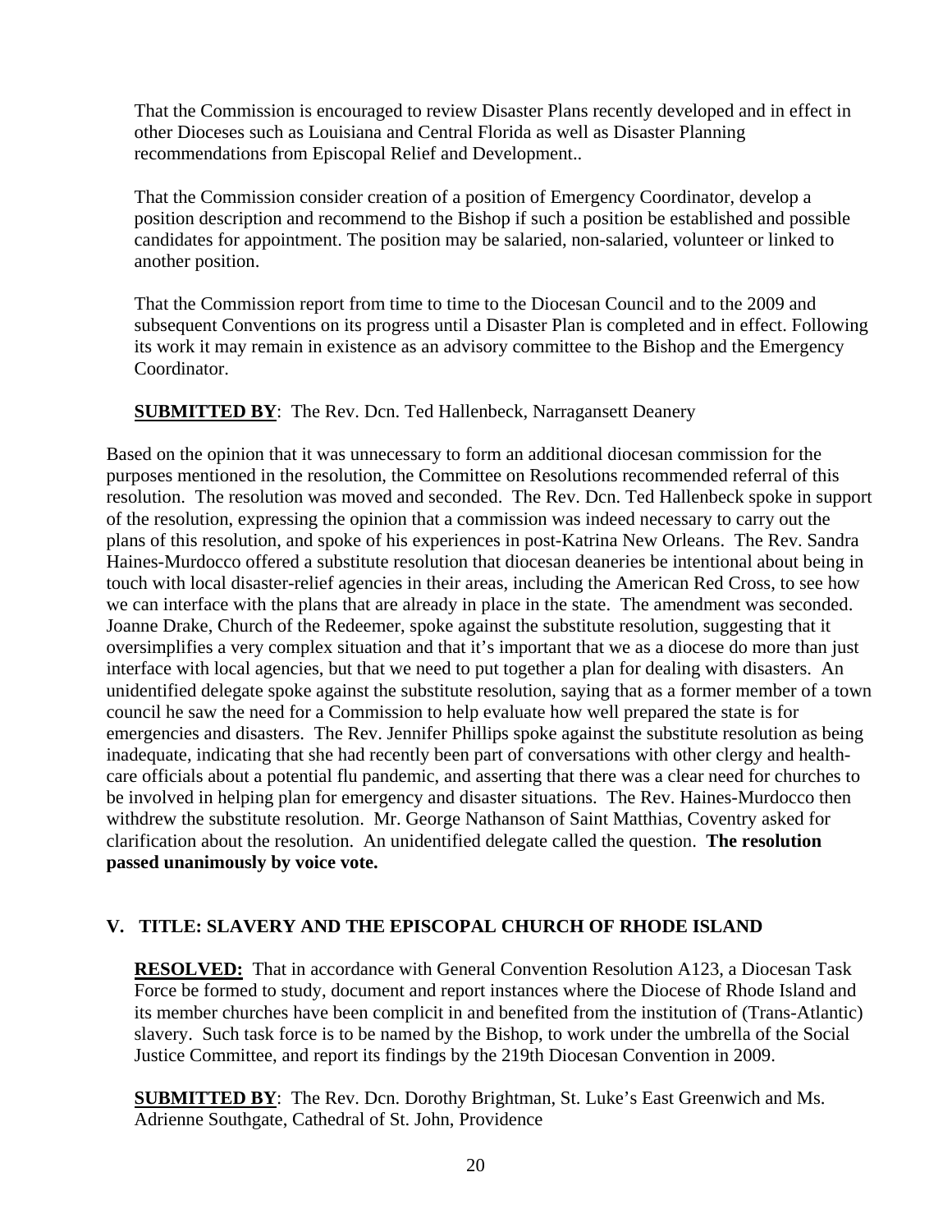That the Commission is encouraged to review Disaster Plans recently developed and in effect in other Dioceses such as Louisiana and Central Florida as well as Disaster Planning recommendations from Episcopal Relief and Development..

That the Commission consider creation of a position of Emergency Coordinator, develop a position description and recommend to the Bishop if such a position be established and possible candidates for appointment. The position may be salaried, non-salaried, volunteer or linked to another position.

That the Commission report from time to time to the Diocesan Council and to the 2009 and subsequent Conventions on its progress until a Disaster Plan is completed and in effect. Following its work it may remain in existence as an advisory committee to the Bishop and the Emergency Coordinator.

**SUBMITTED BY**: The Rev. Dcn. Ted Hallenbeck, Narragansett Deanery

Based on the opinion that it was unnecessary to form an additional diocesan commission for the purposes mentioned in the resolution, the Committee on Resolutions recommended referral of this resolution. The resolution was moved and seconded. The Rev. Dcn. Ted Hallenbeck spoke in support of the resolution, expressing the opinion that a commission was indeed necessary to carry out the plans of this resolution, and spoke of his experiences in post-Katrina New Orleans. The Rev. Sandra Haines-Murdocco offered a substitute resolution that diocesan deaneries be intentional about being in touch with local disaster-relief agencies in their areas, including the American Red Cross, to see how we can interface with the plans that are already in place in the state. The amendment was seconded. Joanne Drake, Church of the Redeemer, spoke against the substitute resolution, suggesting that it oversimplifies a very complex situation and that it's important that we as a diocese do more than just interface with local agencies, but that we need to put together a plan for dealing with disasters. An unidentified delegate spoke against the substitute resolution, saying that as a former member of a town council he saw the need for a Commission to help evaluate how well prepared the state is for emergencies and disasters. The Rev. Jennifer Phillips spoke against the substitute resolution as being inadequate, indicating that she had recently been part of conversations with other clergy and health-care officials about a potential flu pandemic, and asserting that there was a clear need for churches to be involved in helping plan for emergency and disaster situations. The Rev. Haines-Murdocco then withdrew the substitute resolution. Mr. George Nathanson of Saint Matthias, Coventry asked for clarification about the resolution. An unidentified delegate called the question. **The resolution passed unanimously by voice vote.**

## V. TITLE: SLAVERY AND THE EPISCOPAL CHURCH OF RHODE ISLAND

**RESOLVED:** That in accordance with General Convention Resolution A123, a Diocesan Task Force be formed to study, document and report instances where the Diocese of Rhode Island and its member churches have been complicit in and benefited from the institution of (Trans-Atlantic) slavery. Such task force is to be named by the Bishop, to work under the umbrella of the Social Justice Committee, and report its findings by the 219th Diocesan Convention in 2009.

**SUBMITTED BY**: The Rev. Dcn. Dorothy Brightman, St. Luke's East Greenwich and Ms. Adrienne Southgate, Cathedral of St. John, Providence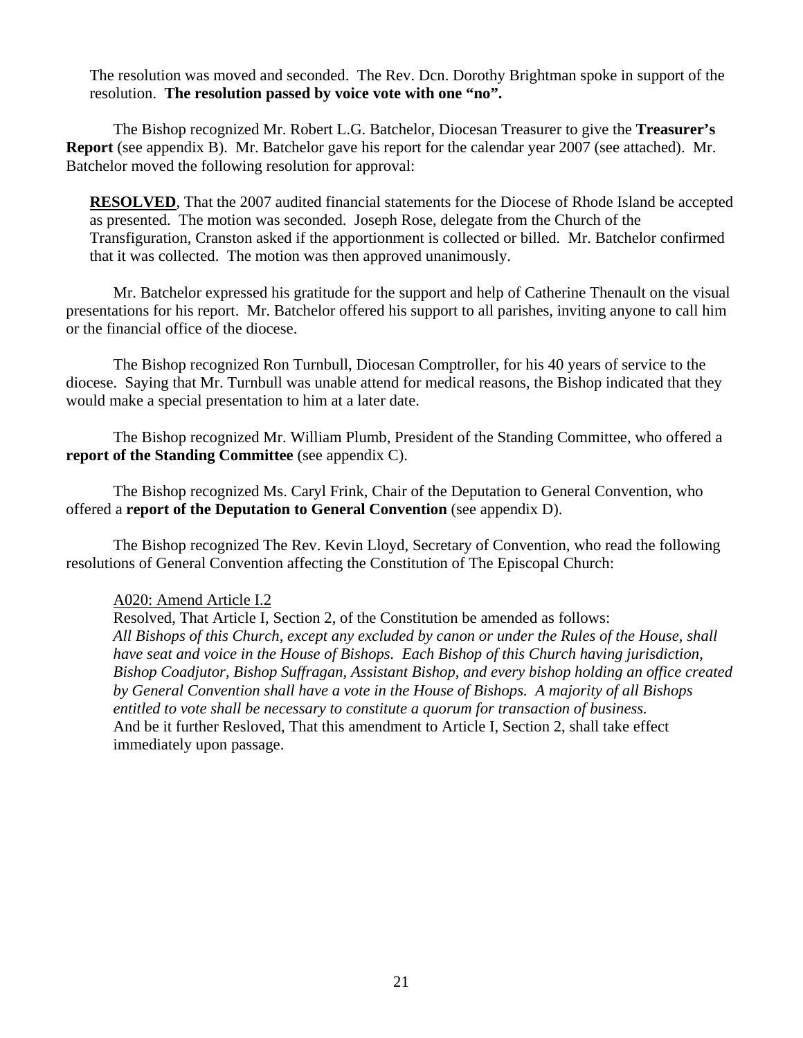The resolution was moved and seconded. The Rev. Dcn. Dorothy Brightman spoke in support of the resolution. **The resolution passed by voice vote with one "no".**

The Bishop recognized Mr. Robert L.G. Batchelor, Diocesan Treasurer to give the **Treasurer's Report** (see appendix B). Mr. Batchelor gave his report for the calendar year 2007 (see attached). Mr. Batchelor moved the following resolution for approval:

**RESOLVED**, That the 2007 audited financial statements for the Diocese of Rhode Island be accepted as presented. The motion was seconded. Joseph Rose, delegate from the Church of the Transfiguration, Cranston asked if the apportionment is collected or billed. Mr. Batchelor confirmed that it was collected. The motion was then approved unanimously.

Mr. Batchelor expressed his gratitude for the support and help of Catherine Thenault on the visual presentations for his report. Mr. Batchelor offered his support to all parishes, inviting anyone to call him or the financial office of the diocese.

The Bishop recognized Ron Turnbull, Diocesan Comptroller, for his 40 years of service to the diocese. Saying that Mr. Turnbull was unable attend for medical reasons, the Bishop indicated that they would make a special presentation to him at a later date.

The Bishop recognized Mr. William Plumb, President of the Standing Committee, who offered a **report of the Standing Committee** (see appendix C).

The Bishop recognized Ms. Caryl Frink, Chair of the Deputation to General Convention, who offered a **report of the Deputation to General Convention** (see appendix D).

The Bishop recognized The Rev. Kevin Lloyd, Secretary of Convention, who read the following resolutions of General Convention affecting the Constitution of The Episcopal Church:

A020: Amend Article I.2
Resolved, That Article I, Section 2, of the Constitution be amended as follows:
*All Bishops of this Church, except any excluded by canon or under the Rules of the House, shall have seat and voice in the House of Bishops. Each Bishop of this Church having jurisdiction, Bishop Coadjutor, Bishop Suffragan, Assistant Bishop, and every bishop holding an office created by General Convention shall have a vote in the House of Bishops. A majority of all Bishops entitled to vote shall be necessary to constitute a quorum for transaction of business.*
And be it further Resloved, That this amendment to Article I, Section 2, shall take effect immediately upon passage.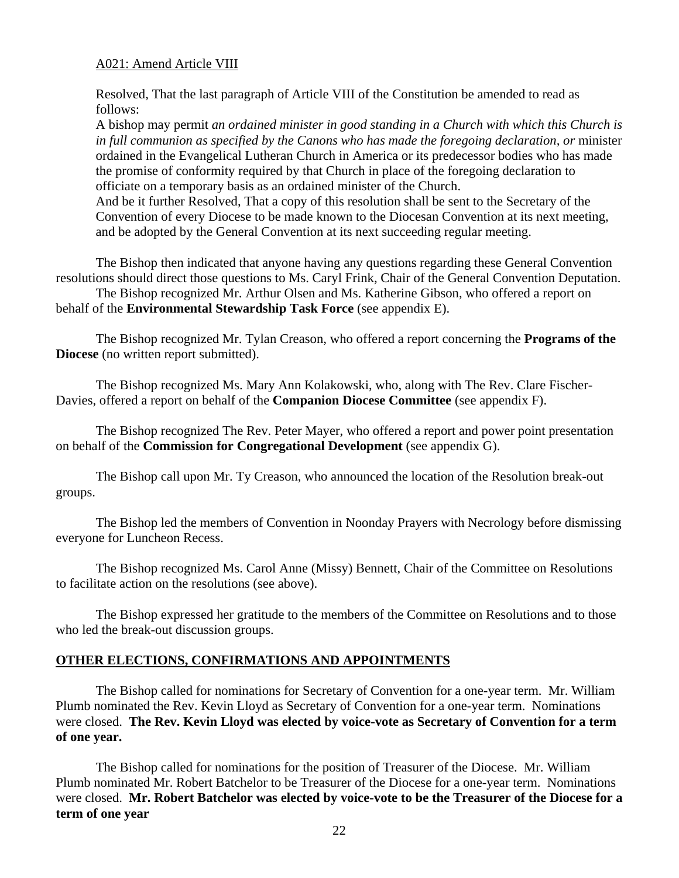A021: Amend Article VIII

Resolved, That the last paragraph of Article VIII of the Constitution be amended to read as follows:

A bishop may permit *an ordained minister in good standing in a Church with which this Church is in full communion as specified by the Canons who has made the foregoing declaration, or* minister ordained in the Evangelical Lutheran Church in America or its predecessor bodies who has made the promise of conformity required by that Church in place of the foregoing declaration to officiate on a temporary basis as an ordained minister of the Church.

And be it further Resolved, That a copy of this resolution shall be sent to the Secretary of the Convention of every Diocese to be made known to the Diocesan Convention at its next meeting, and be adopted by the General Convention at its next succeeding regular meeting.

The Bishop then indicated that anyone having any questions regarding these General Convention resolutions should direct those questions to Ms. Caryl Frink, Chair of the General Convention Deputation.

The Bishop recognized Mr. Arthur Olsen and Ms. Katherine Gibson, who offered a report on behalf of the **Environmental Stewardship Task Force** (see appendix E).

The Bishop recognized Mr. Tylan Creason, who offered a report concerning the **Programs of the Diocese** (no written report submitted).

The Bishop recognized Ms. Mary Ann Kolakowski, who, along with The Rev. Clare Fischer-Davies, offered a report on behalf of the **Companion Diocese Committee** (see appendix F).

The Bishop recognized The Rev. Peter Mayer, who offered a report and power point presentation on behalf of the **Commission for Congregational Development** (see appendix G).

The Bishop call upon Mr. Ty Creason, who announced the location of the Resolution break-out groups.

The Bishop led the members of Convention in Noonday Prayers with Necrology before dismissing everyone for Luncheon Recess.

The Bishop recognized Ms. Carol Anne (Missy) Bennett, Chair of the Committee on Resolutions to facilitate action on the resolutions (see above).

The Bishop expressed her gratitude to the members of the Committee on Resolutions and to those who led the break-out discussion groups.

## OTHER ELECTIONS, CONFIRMATIONS AND APPOINTMENTS

The Bishop called for nominations for Secretary of Convention for a one-year term. Mr. William Plumb nominated the Rev. Kevin Lloyd as Secretary of Convention for a one-year term. Nominations were closed. **The Rev. Kevin Lloyd was elected by voice-vote as Secretary of Convention for a term of one year.**

The Bishop called for nominations for the position of Treasurer of the Diocese. Mr. William Plumb nominated Mr. Robert Batchelor to be Treasurer of the Diocese for a one-year term. Nominations were closed. **Mr. Robert Batchelor was elected by voice-vote to be the Treasurer of the Diocese for a term of one year**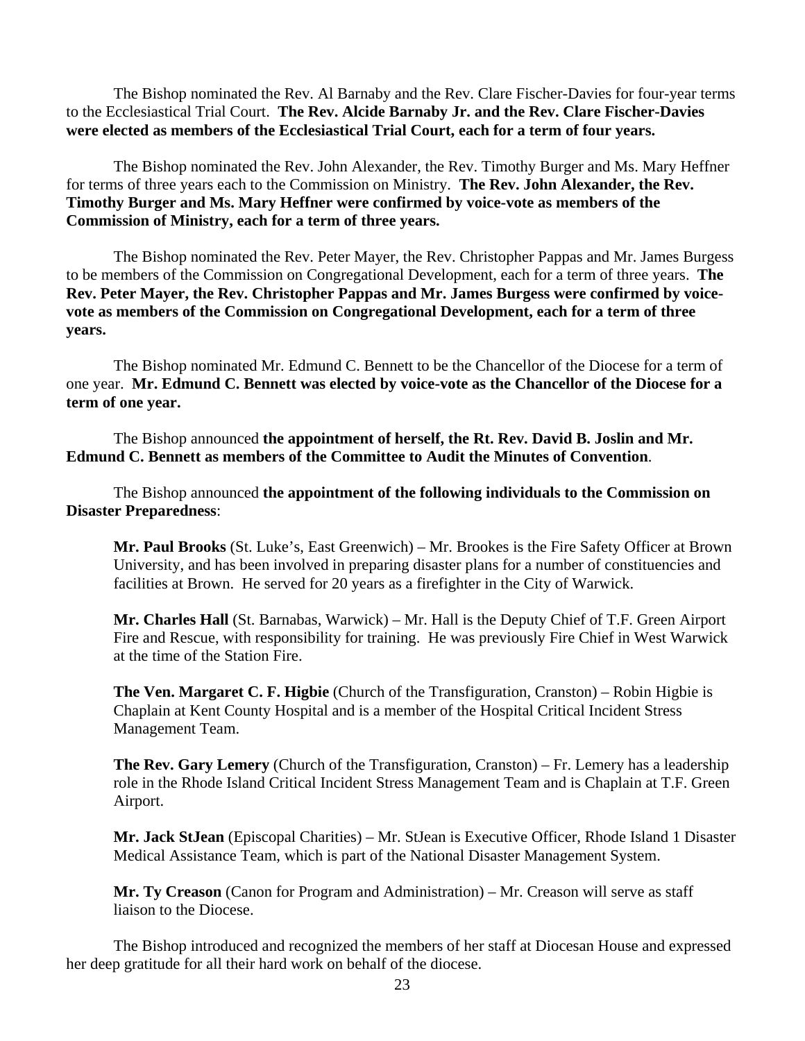The Bishop nominated the Rev. Al Barnaby and the Rev. Clare Fischer-Davies for four-year terms to the Ecclesiastical Trial Court. **The Rev. Alcide Barnaby Jr. and the Rev. Clare Fischer-Davies were elected as members of the Ecclesiastical Trial Court, each for a term of four years.**

The Bishop nominated the Rev. John Alexander, the Rev. Timothy Burger and Ms. Mary Heffner for terms of three years each to the Commission on Ministry. **The Rev. John Alexander, the Rev. Timothy Burger and Ms. Mary Heffner were confirmed by voice-vote as members of the Commission of Ministry, each for a term of three years.**

The Bishop nominated the Rev. Peter Mayer, the Rev. Christopher Pappas and Mr. James Burgess to be members of the Commission on Congregational Development, each for a term of three years. **The Rev. Peter Mayer, the Rev. Christopher Pappas and Mr. James Burgess were confirmed by voice-vote as members of the Commission on Congregational Development, each for a term of three years.**

The Bishop nominated Mr. Edmund C. Bennett to be the Chancellor of the Diocese for a term of one year. **Mr. Edmund C. Bennett was elected by voice-vote as the Chancellor of the Diocese for a term of one year.**

The Bishop announced **the appointment of herself, the Rt. Rev. David B. Joslin and Mr. Edmund C. Bennett as members of the Committee to Audit the Minutes of Convention**.

The Bishop announced **the appointment of the following individuals to the Commission on Disaster Preparedness**:

**Mr. Paul Brooks** (St. Luke's, East Greenwich) – Mr. Brookes is the Fire Safety Officer at Brown University, and has been involved in preparing disaster plans for a number of constituencies and facilities at Brown. He served for 20 years as a firefighter in the City of Warwick.

**Mr. Charles Hall** (St. Barnabas, Warwick) – Mr. Hall is the Deputy Chief of T.F. Green Airport Fire and Rescue, with responsibility for training. He was previously Fire Chief in West Warwick at the time of the Station Fire.

**The Ven. Margaret C. F. Higbie** (Church of the Transfiguration, Cranston) – Robin Higbie is Chaplain at Kent County Hospital and is a member of the Hospital Critical Incident Stress Management Team.

**The Rev. Gary Lemery** (Church of the Transfiguration, Cranston) – Fr. Lemery has a leadership role in the Rhode Island Critical Incident Stress Management Team and is Chaplain at T.F. Green Airport.

**Mr. Jack StJean** (Episcopal Charities) – Mr. StJean is Executive Officer, Rhode Island 1 Disaster Medical Assistance Team, which is part of the National Disaster Management System.

**Mr. Ty Creason** (Canon for Program and Administration) – Mr. Creason will serve as staff liaison to the Diocese.

The Bishop introduced and recognized the members of her staff at Diocesan House and expressed her deep gratitude for all their hard work on behalf of the diocese.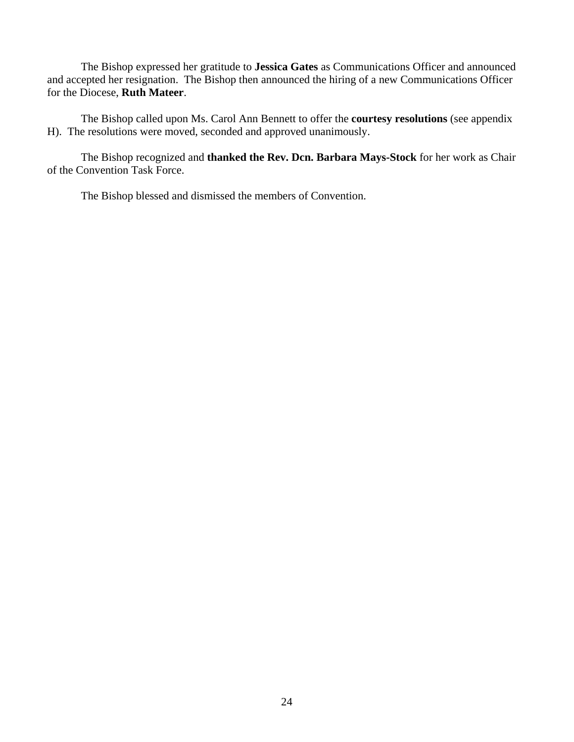The Bishop expressed her gratitude to **Jessica Gates** as Communications Officer and announced and accepted her resignation. The Bishop then announced the hiring of a new Communications Officer for the Diocese, **Ruth Mateer**.

The Bishop called upon Ms. Carol Ann Bennett to offer the **courtesy resolutions** (see appendix H). The resolutions were moved, seconded and approved unanimously.

The Bishop recognized and **thanked the Rev. Dcn. Barbara Mays-Stock** for her work as Chair of the Convention Task Force.

The Bishop blessed and dismissed the members of Convention.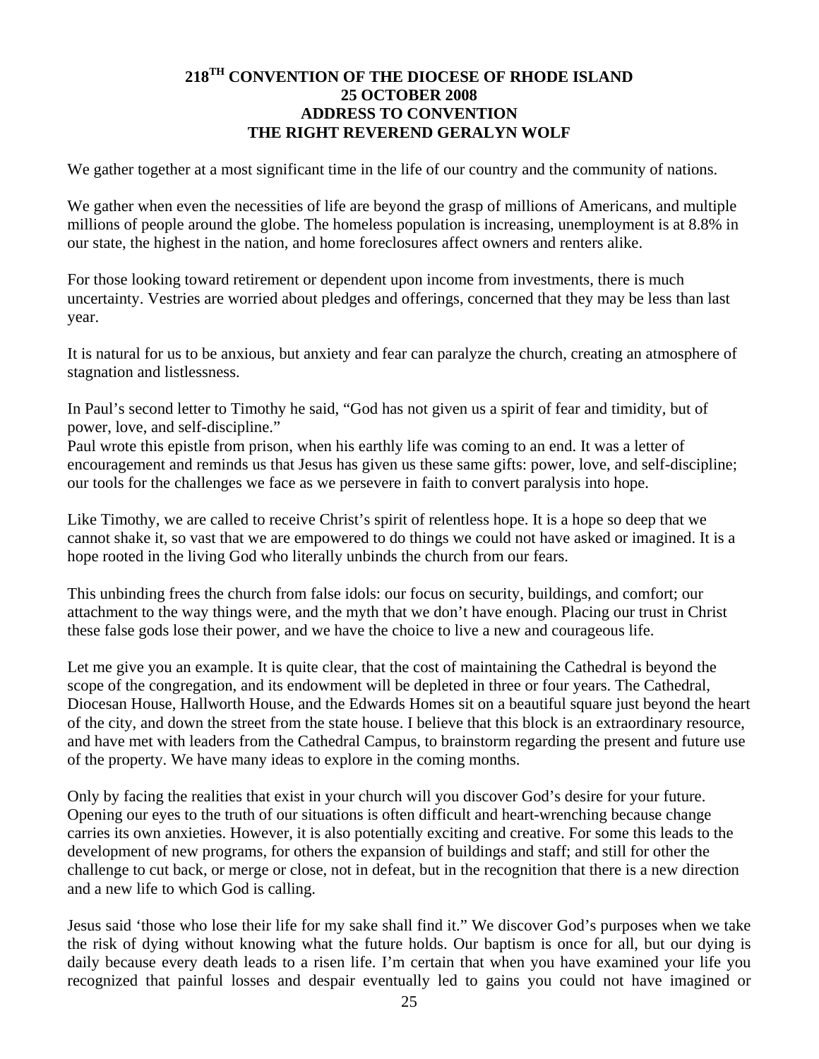**218TH CONVENTION OF THE DIOCESE OF RHODE ISLAND**
**25 OCTOBER 2008**
**ADDRESS TO CONVENTION**
**THE RIGHT REVEREND GERALYN WOLF**

We gather together at a most significant time in the life of our country and the community of nations.

We gather when even the necessities of life are beyond the grasp of millions of Americans, and multiple millions of people around the globe. The homeless population is increasing, unemployment is at 8.8% in our state, the highest in the nation, and home foreclosures affect owners and renters alike.

For those looking toward retirement or dependent upon income from investments, there is much uncertainty. Vestries are worried about pledges and offerings, concerned that they may be less than last year.

It is natural for us to be anxious, but anxiety and fear can paralyze the church, creating an atmosphere of stagnation and listlessness.

In Paul's second letter to Timothy he said, "God has not given us a spirit of fear and timidity, but of power, love, and self-discipline."
Paul wrote this epistle from prison, when his earthly life was coming to an end. It was a letter of encouragement and reminds us that Jesus has given us these same gifts: power, love, and self-discipline; our tools for the challenges we face as we persevere in faith to convert paralysis into hope.

Like Timothy, we are called to receive Christ's spirit of relentless hope. It is a hope so deep that we cannot shake it, so vast that we are empowered to do things we could not have asked or imagined. It is a hope rooted in the living God who literally unbinds the church from our fears.

This unbinding frees the church from false idols: our focus on security, buildings, and comfort; our attachment to the way things were, and the myth that we don't have enough. Placing our trust in Christ these false gods lose their power, and we have the choice to live a new and courageous life.

Let me give you an example. It is quite clear, that the cost of maintaining the Cathedral is beyond the scope of the congregation, and its endowment will be depleted in three or four years. The Cathedral, Diocesan House, Hallworth House, and the Edwards Homes sit on a beautiful square just beyond the heart of the city, and down the street from the state house. I believe that this block is an extraordinary resource, and have met with leaders from the Cathedral Campus, to brainstorm regarding the present and future use of the property. We have many ideas to explore in the coming months.

Only by facing the realities that exist in your church will you discover God's desire for your future. Opening our eyes to the truth of our situations is often difficult and heart-wrenching because change carries its own anxieties. However, it is also potentially exciting and creative. For some this leads to the development of new programs, for others the expansion of buildings and staff; and still for other the challenge to cut back, or merge or close, not in defeat, but in the recognition that there is a new direction and a new life to which God is calling.

Jesus said 'those who lose their life for my sake shall find it." We discover God's purposes when we take the risk of dying without knowing what the future holds. Our baptism is once for all, but our dying is daily because every death leads to a risen life. I'm certain that when you have examined your life you recognized that painful losses and despair eventually led to gains you could not have imagined or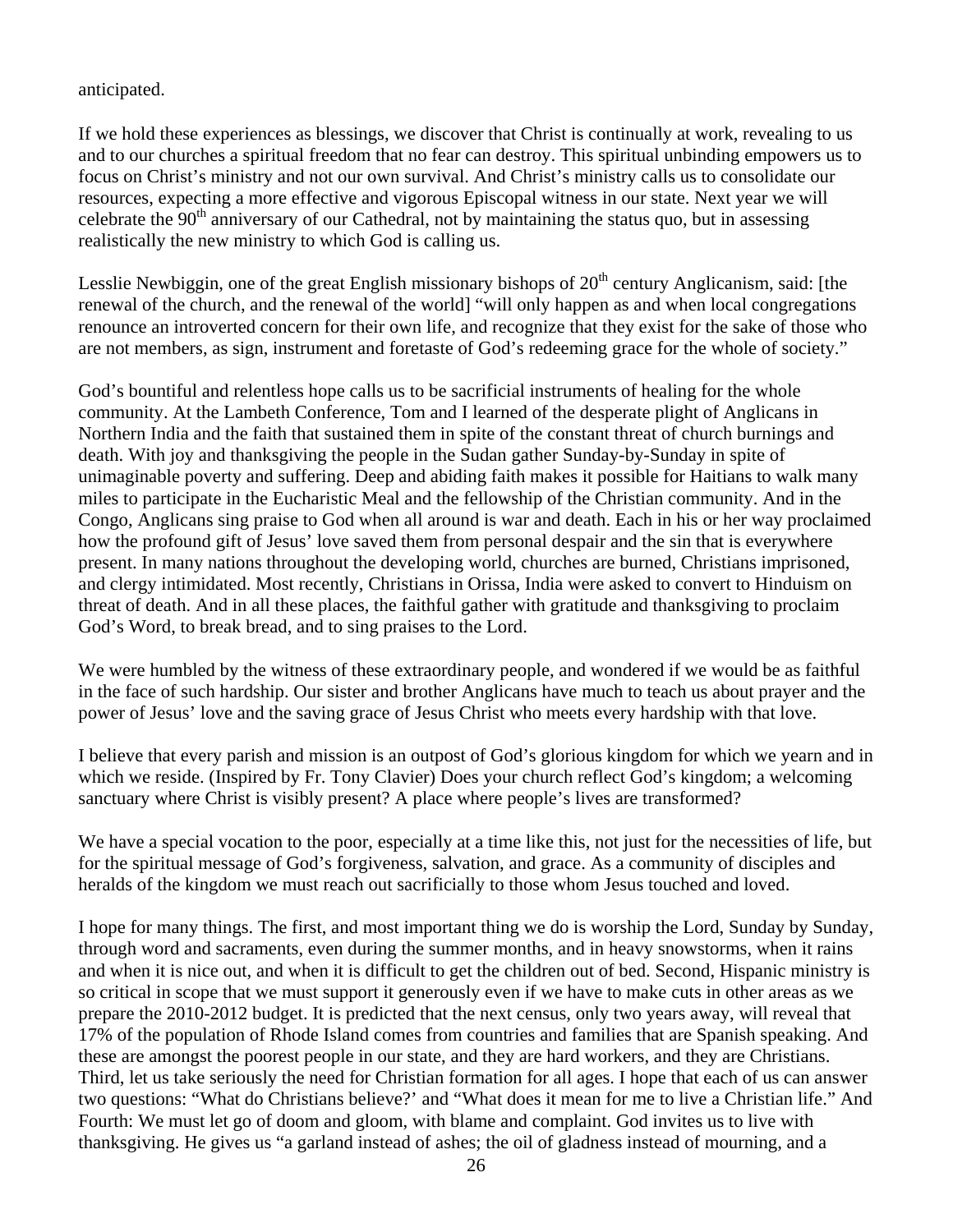anticipated.

If we hold these experiences as blessings, we discover that Christ is continually at work, revealing to us and to our churches a spiritual freedom that no fear can destroy. This spiritual unbinding empowers us to focus on Christ's ministry and not our own survival. And Christ's ministry calls us to consolidate our resources, expecting a more effective and vigorous Episcopal witness in our state. Next year we will celebrate the 90th anniversary of our Cathedral, not by maintaining the status quo, but in assessing realistically the new ministry to which God is calling us.

Lesslie Newbiggin, one of the great English missionary bishops of 20th century Anglicanism, said: [the renewal of the church, and the renewal of the world] "will only happen as and when local congregations renounce an introverted concern for their own life, and recognize that they exist for the sake of those who are not members, as sign, instrument and foretaste of God's redeeming grace for the whole of society."

God's bountiful and relentless hope calls us to be sacrificial instruments of healing for the whole community. At the Lambeth Conference, Tom and I learned of the desperate plight of Anglicans in Northern India and the faith that sustained them in spite of the constant threat of church burnings and death. With joy and thanksgiving the people in the Sudan gather Sunday-by-Sunday in spite of unimaginable poverty and suffering. Deep and abiding faith makes it possible for Haitians to walk many miles to participate in the Eucharistic Meal and the fellowship of the Christian community. And in the Congo, Anglicans sing praise to God when all around is war and death. Each in his or her way proclaimed how the profound gift of Jesus' love saved them from personal despair and the sin that is everywhere present. In many nations throughout the developing world, churches are burned, Christians imprisoned, and clergy intimidated. Most recently, Christians in Orissa, India were asked to convert to Hinduism on threat of death. And in all these places, the faithful gather with gratitude and thanksgiving to proclaim God's Word, to break bread, and to sing praises to the Lord.

We were humbled by the witness of these extraordinary people, and wondered if we would be as faithful in the face of such hardship. Our sister and brother Anglicans have much to teach us about prayer and the power of Jesus' love and the saving grace of Jesus Christ who meets every hardship with that love.

I believe that every parish and mission is an outpost of God's glorious kingdom for which we yearn and in which we reside. (Inspired by Fr. Tony Clavier) Does your church reflect God's kingdom; a welcoming sanctuary where Christ is visibly present? A place where people's lives are transformed?

We have a special vocation to the poor, especially at a time like this, not just for the necessities of life, but for the spiritual message of God's forgiveness, salvation, and grace. As a community of disciples and heralds of the kingdom we must reach out sacrificially to those whom Jesus touched and loved.

I hope for many things. The first, and most important thing we do is worship the Lord, Sunday by Sunday, through word and sacraments, even during the summer months, and in heavy snowstorms, when it rains and when it is nice out, and when it is difficult to get the children out of bed. Second, Hispanic ministry is so critical in scope that we must support it generously even if we have to make cuts in other areas as we prepare the 2010-2012 budget. It is predicted that the next census, only two years away, will reveal that 17% of the population of Rhode Island comes from countries and families that are Spanish speaking. And these are amongst the poorest people in our state, and they are hard workers, and they are Christians. Third, let us take seriously the need for Christian formation for all ages. I hope that each of us can answer two questions: "What do Christians believe?' and "What does it mean for me to live a Christian life." And Fourth: We must let go of doom and gloom, with blame and complaint. God invites us to live with thanksgiving. He gives us "a garland instead of ashes; the oil of gladness instead of mourning, and a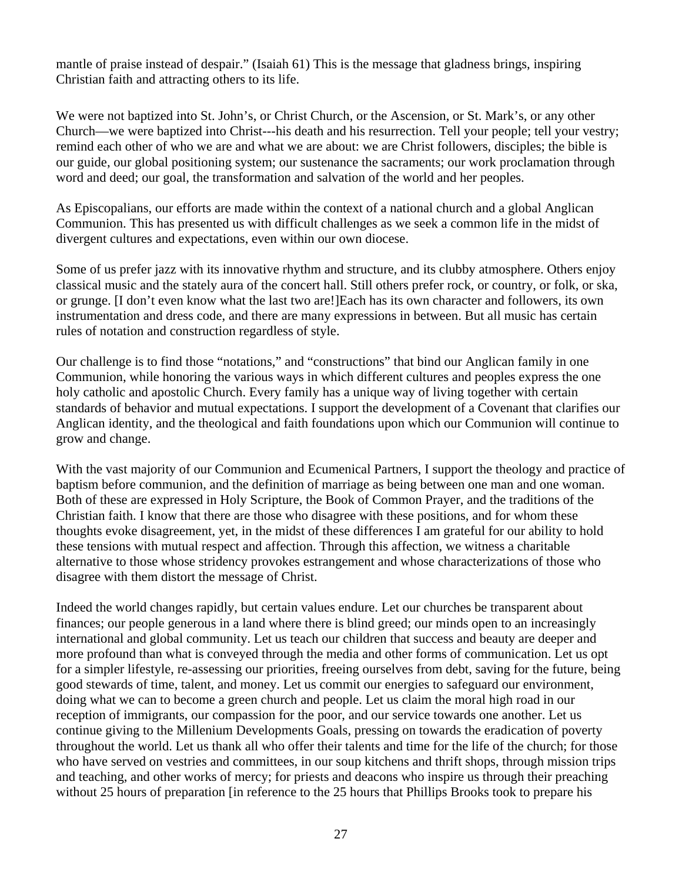mantle of praise instead of despair." (Isaiah 61) This is the message that gladness brings, inspiring Christian faith and attracting others to its life.

We were not baptized into St. John's, or Christ Church, or the Ascension, or St. Mark's, or any other Church—we were baptized into Christ---his death and his resurrection. Tell your people; tell your vestry; remind each other of who we are and what we are about: we are Christ followers, disciples; the bible is our guide, our global positioning system; our sustenance the sacraments; our work proclamation through word and deed; our goal, the transformation and salvation of the world and her peoples.

As Episcopalians, our efforts are made within the context of a national church and a global Anglican Communion. This has presented us with difficult challenges as we seek a common life in the midst of divergent cultures and expectations, even within our own diocese.

Some of us prefer jazz with its innovative rhythm and structure, and its clubby atmosphere. Others enjoy classical music and the stately aura of the concert hall. Still others prefer rock, or country, or folk, or ska, or grunge. [I don't even know what the last two are!]Each has its own character and followers, its own instrumentation and dress code, and there are many expressions in between. But all music has certain rules of notation and construction regardless of style.

Our challenge is to find those "notations," and "constructions" that bind our Anglican family in one Communion, while honoring the various ways in which different cultures and peoples express the one holy catholic and apostolic Church. Every family has a unique way of living together with certain standards of behavior and mutual expectations. I support the development of a Covenant that clarifies our Anglican identity, and the theological and faith foundations upon which our Communion will continue to grow and change.

With the vast majority of our Communion and Ecumenical Partners, I support the theology and practice of baptism before communion, and the definition of marriage as being between one man and one woman. Both of these are expressed in Holy Scripture, the Book of Common Prayer, and the traditions of the Christian faith. I know that there are those who disagree with these positions, and for whom these thoughts evoke disagreement, yet, in the midst of these differences I am grateful for our ability to hold these tensions with mutual respect and affection. Through this affection, we witness a charitable alternative to those whose stridency provokes estrangement and whose characterizations of those who disagree with them distort the message of Christ.

Indeed the world changes rapidly, but certain values endure. Let our churches be transparent about finances; our people generous in a land where there is blind greed; our minds open to an increasingly international and global community. Let us teach our children that success and beauty are deeper and more profound than what is conveyed through the media and other forms of communication. Let us opt for a simpler lifestyle, re-assessing our priorities, freeing ourselves from debt, saving for the future, being good stewards of time, talent, and money. Let us commit our energies to safeguard our environment, doing what we can to become a green church and people. Let us claim the moral high road in our reception of immigrants, our compassion for the poor, and our service towards one another. Let us continue giving to the Millenium Developments Goals, pressing on towards the eradication of poverty throughout the world. Let us thank all who offer their talents and time for the life of the church; for those who have served on vestries and committees, in our soup kitchens and thrift shops, through mission trips and teaching, and other works of mercy; for priests and deacons who inspire us through their preaching without 25 hours of preparation [in reference to the 25 hours that Phillips Brooks took to prepare his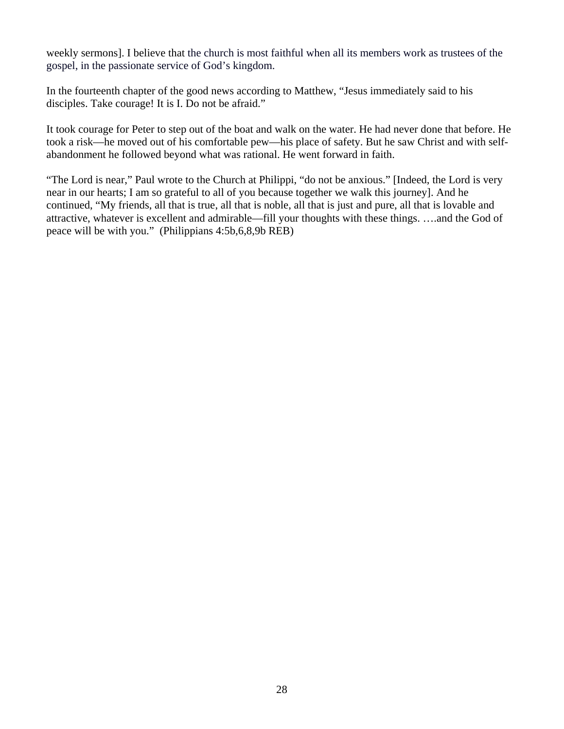weekly sermons]. I believe that the church is most faithful when all its members work as trustees of the gospel, in the passionate service of God's kingdom.

In the fourteenth chapter of the good news according to Matthew, "Jesus immediately said to his disciples. Take courage! It is I. Do not be afraid."

It took courage for Peter to step out of the boat and walk on the water. He had never done that before. He took a risk—he moved out of his comfortable pew—his place of safety. But he saw Christ and with self-abandonment he followed beyond what was rational. He went forward in faith.

"The Lord is near," Paul wrote to the Church at Philippi, "do not be anxious." [Indeed, the Lord is very near in our hearts; I am so grateful to all of you because together we walk this journey]. And he continued, "My friends, all that is true, all that is noble, all that is just and pure, all that is lovable and attractive, whatever is excellent and admirable—fill your thoughts with these things. ….and the God of peace will be with you." (Philippians 4:5b,6,8,9b REB)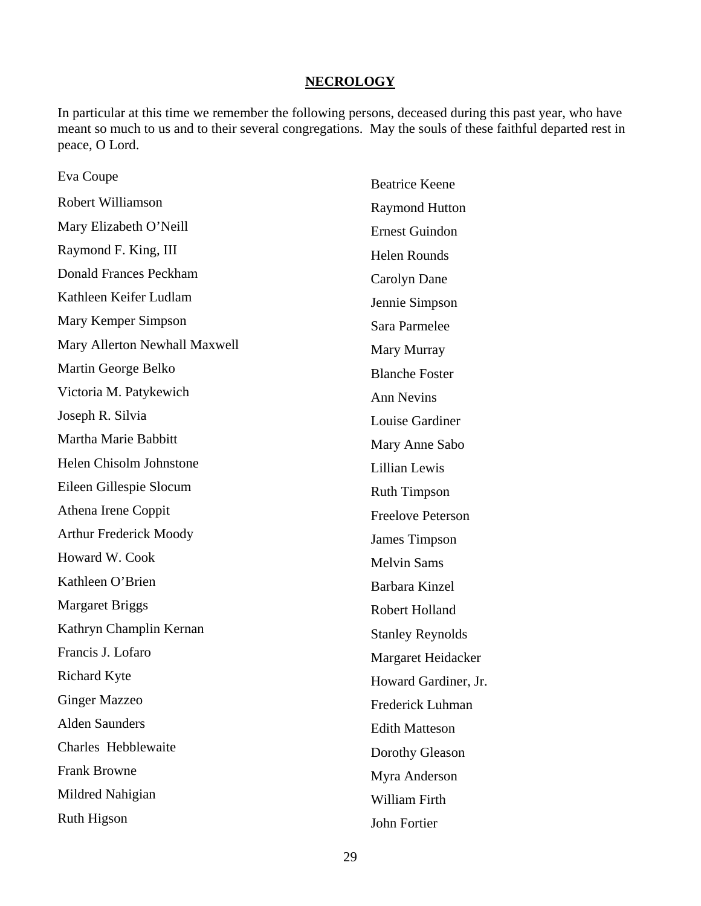**NECROLOGY**

In particular at this time we remember the following persons, deceased during this past year, who have meant so much to us and to their several congregations. May the souls of these faithful departed rest in peace, O Lord.

Eva Coupe
Robert Williamson
Mary Elizabeth O'Neill
Raymond F. King, III
Donald Frances Peckham
Kathleen Keifer Ludlam
Mary Kemper Simpson
Mary Allerton Newhall Maxwell
Martin George Belko
Victoria M. Patykewich
Joseph R. Silvia
Martha Marie Babbitt
Helen Chisolm Johnstone
Eileen Gillespie Slocum
Athena Irene Coppit
Arthur Frederick Moody
Howard W. Cook
Kathleen O'Brien
Margaret Briggs
Kathryn Champlin Kernan
Francis J. Lofaro
Richard Kyte
Ginger Mazzeo
Alden Saunders
Charles Hebblewaite
Frank Browne
Mildred Nahigian
Ruth Higson

Beatrice Keene
Raymond Hutton
Ernest Guindon
Helen Rounds
Carolyn Dane
Jennie Simpson
Sara Parmelee
Mary Murray
Blanche Foster
Ann Nevins
Louise Gardiner
Mary Anne Sabo
Lillian Lewis
Ruth Timpson
Freelove Peterson
James Timpson
Melvin Sams
Barbara Kinzel
Robert Holland
Stanley Reynolds
Margaret Heidacker
Howard Gardiner, Jr.
Frederick Luhman
Edith Matteson
Dorothy Gleason
Myra Anderson
William Firth
John Fortier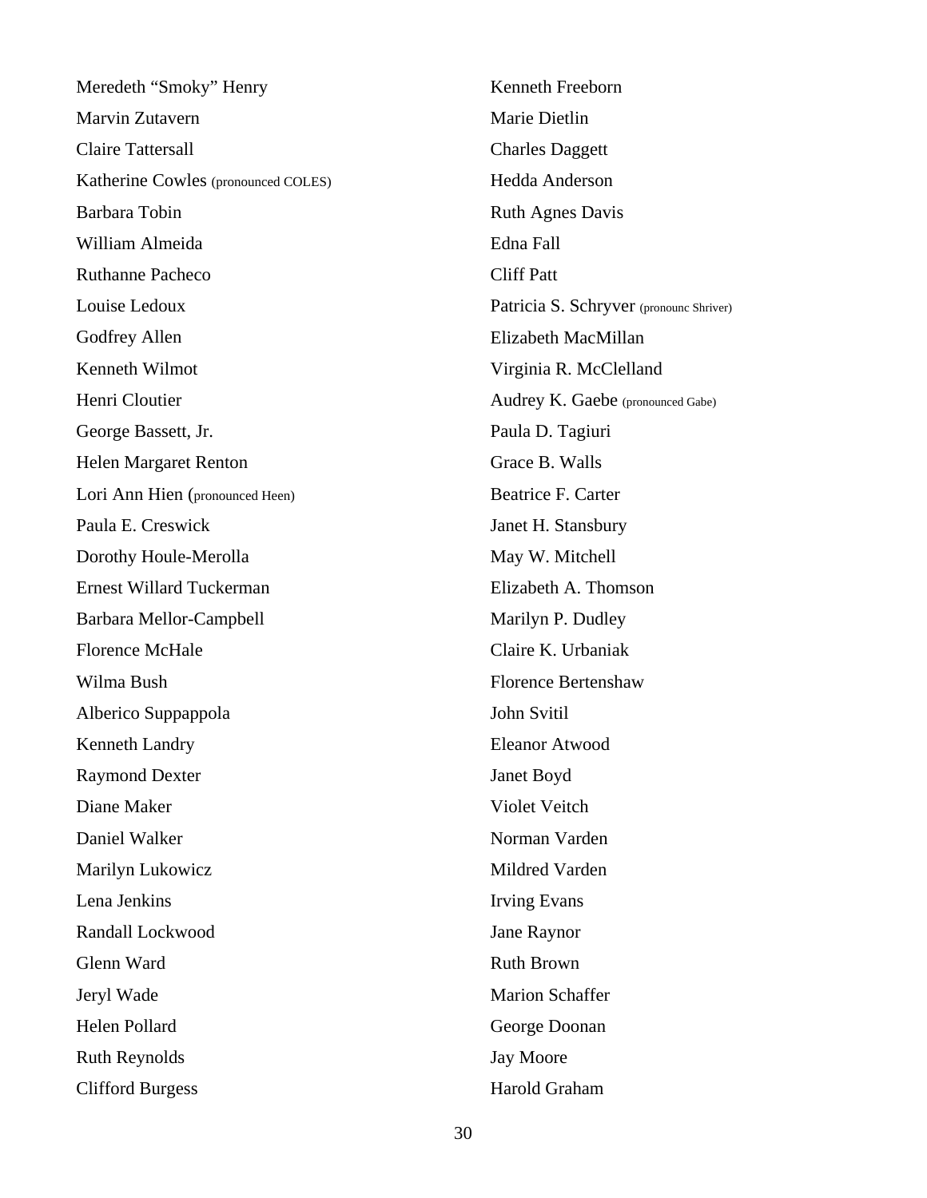Meredeth “Smoky” Henry

Marvin Zutavern

Claire Tattersall

Katherine Cowles (pronounced COLES)

Barbara Tobin

William Almeida

Ruthanne Pacheco

Louise Ledoux

Godfrey Allen

Kenneth Wilmot

Henri Cloutier

George Bassett, Jr.

Helen Margaret Renton

Lori Ann Hien (pronounced Heen)

Paula E. Creswick

Dorothy Houle-Merolla

Ernest Willard Tuckerman

Barbara Mellor-Campbell

Florence McHale

Wilma Bush

Alberico Suppappola

Kenneth Landry

Raymond Dexter

Diane Maker

Daniel Walker

Marilyn Lukowicz

Lena Jenkins

Randall Lockwood

Glenn Ward

Jeryl Wade

Helen Pollard

Ruth Reynolds

Clifford Burgess

Kenneth Freeborn

Marie Dietlin

Charles Daggett

Hedda Anderson

Ruth Agnes Davis

Edna Fall

Cliff Patt

Patricia S. Schryver (pronounc Shriver)

Elizabeth MacMillan

Virginia R. McClelland

Audrey K. Gaebe (pronounced Gabe)

Paula D. Tagiuri

Grace B. Walls

Beatrice F. Carter

Janet H. Stansbury

May W. Mitchell

Elizabeth A. Thomson

Marilyn P. Dudley

Claire K. Urbaniak

Florence Bertenshaw

John Svitil

Eleanor Atwood

Janet Boyd

Violet Veitch

Norman Varden

Mildred Varden

Irving Evans

Jane Raynor

Ruth Brown

Marion Schaffer

George Doonan

Jay Moore

Harold Graham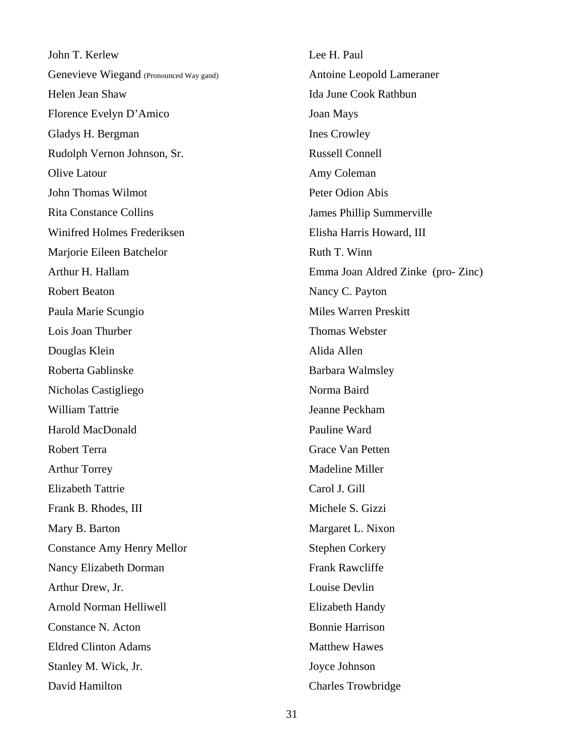John T. Kerlew

Genevieve Wiegand (Pronounced Way gand)

Helen Jean Shaw

Florence Evelyn D'Amico

Gladys H. Bergman

Rudolph Vernon Johnson, Sr.

Olive Latour

John Thomas Wilmot

Rita Constance Collins

Winifred Holmes Frederiksen

Marjorie Eileen Batchelor

Arthur H. Hallam

Robert Beaton

Paula Marie Scungio

Lois Joan Thurber

Douglas Klein

Roberta Gablinske

Nicholas Castigliego

William Tattrie

Harold MacDonald

Robert Terra

Arthur Torrey

Elizabeth Tattrie

Frank B. Rhodes, III

Mary B. Barton

Constance Amy Henry Mellor

Nancy Elizabeth Dorman

Arthur Drew, Jr.

Arnold Norman Helliwell

Constance N. Acton

Eldred Clinton Adams

Stanley M. Wick, Jr.

David Hamilton

Lee H. Paul

Antoine Leopold Lameraner

Ida June Cook Rathbun

Joan Mays

Ines Crowley

Russell Connell

Amy Coleman

Peter Odion Abis

James Phillip Summerville

Elisha Harris Howard, III

Ruth T. Winn

Emma Joan Aldred Zinke (pro- Zinc)

Nancy C. Payton

Miles Warren Preskitt

Thomas Webster

Alida Allen

Barbara Walmsley

Norma Baird

Jeanne Peckham

Pauline Ward

Grace Van Petten

Madeline Miller

Carol J. Gill

Michele S. Gizzi

Margaret L. Nixon

Stephen Corkery

Frank Rawcliffe

Louise Devlin

Elizabeth Handy

Bonnie Harrison

Matthew Hawes

Joyce Johnson

Charles Trowbridge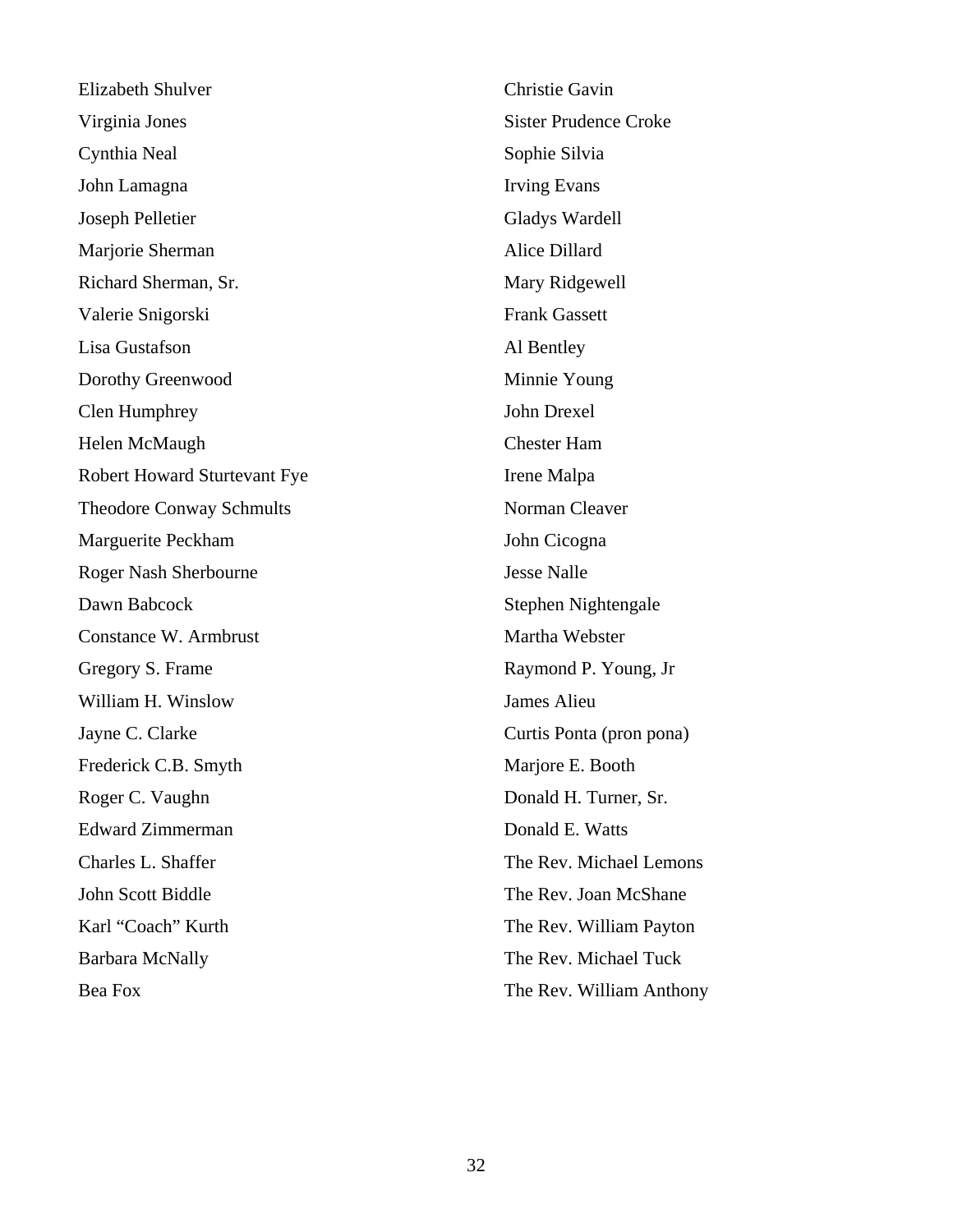Elizabeth Shulver

Virginia Jones

Cynthia Neal

John Lamagna

Joseph Pelletier

Marjorie Sherman

Richard Sherman, Sr.

Valerie Snigorski

Lisa Gustafson

Dorothy Greenwood

Clen Humphrey

Helen McMaugh

Robert Howard Sturtevant Fye

Theodore Conway Schmults

Marguerite Peckham

Roger Nash Sherbourne

Dawn Babcock

Constance W. Armbrust

Gregory S. Frame

William H. Winslow

Jayne C. Clarke

Frederick C.B. Smyth

Roger C. Vaughn

Edward Zimmerman

Charles L. Shaffer

John Scott Biddle

Karl "Coach" Kurth

Barbara McNally

Bea Fox

Christie Gavin

Sister Prudence Croke

Sophie Silvia

Irving Evans

Gladys Wardell

Alice Dillard

Mary Ridgewell

Frank Gassett

Al Bentley

Minnie Young

John Drexel

Chester Ham

Irene Malpa

Norman Cleaver

John Cicogna

Jesse Nalle

Stephen Nightengale

Martha Webster

Raymond P. Young, Jr

James Alieu

Curtis Ponta (pron pona)

Marjore E. Booth

Donald H. Turner, Sr.

Donald E. Watts

The Rev. Michael Lemons

The Rev. Joan McShane

The Rev. William Payton

The Rev. Michael Tuck

The Rev. William Anthony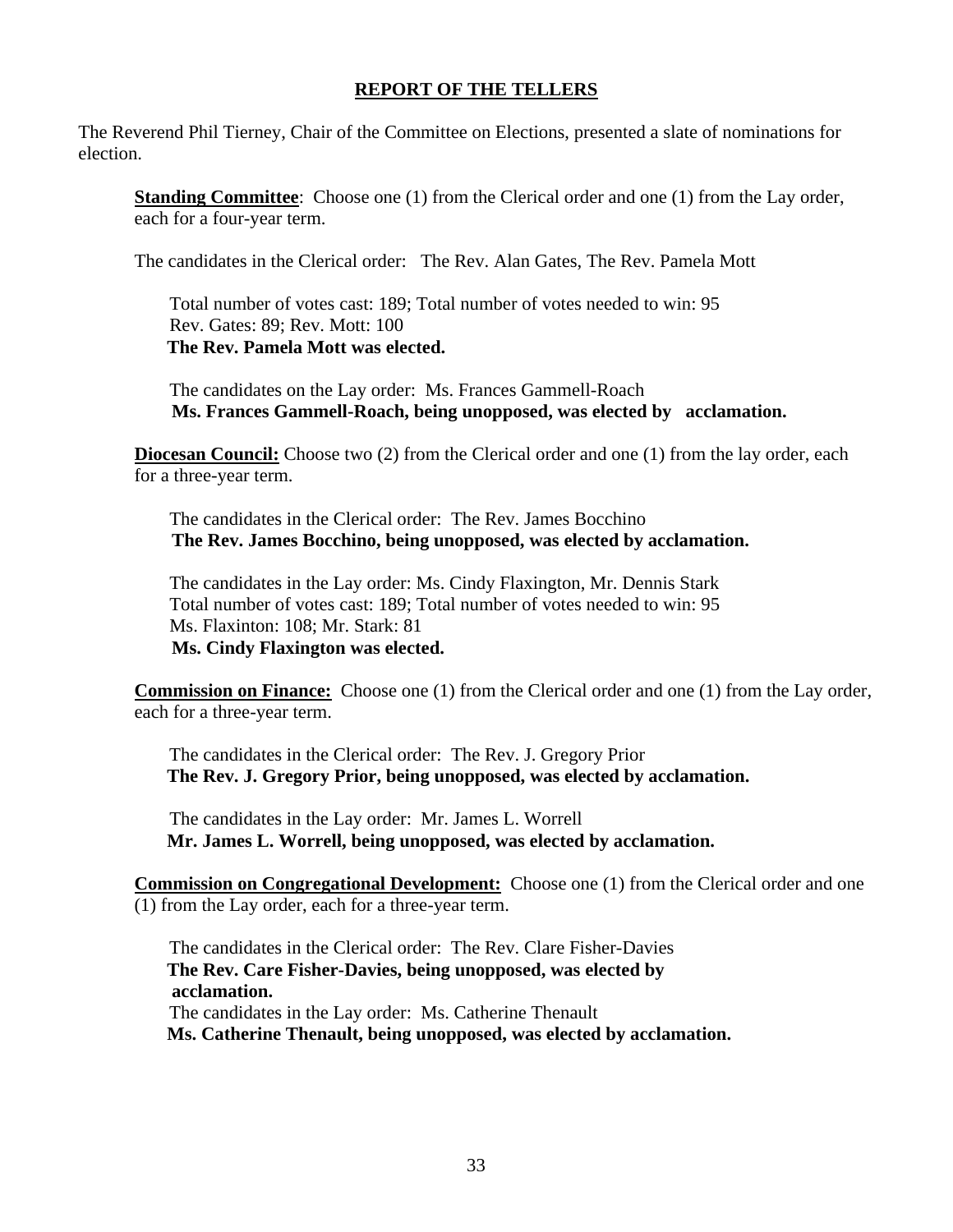# REPORT OF THE TELLERS

The Reverend Phil Tierney, Chair of the Committee on Elections, presented a slate of nominations for election.

**Standing Committee**: Choose one (1) from the Clerical order and one (1) from the Lay order, each for a four-year term.

The candidates in the Clerical order: The Rev. Alan Gates, The Rev. Pamela Mott

Total number of votes cast: 189; Total number of votes needed to win: 95
Rev. Gates: 89; Rev. Mott: 100
**The Rev. Pamela Mott was elected.**

The candidates on the Lay order: Ms. Frances Gammell-Roach
**Ms. Frances Gammell-Roach, being unopposed, was elected by acclamation.**

**Diocesan Council:** Choose two (2) from the Clerical order and one (1) from the lay order, each for a three-year term.

The candidates in the Clerical order: The Rev. James Bocchino
**The Rev. James Bocchino, being unopposed, was elected by acclamation.**

The candidates in the Lay order: Ms. Cindy Flaxington, Mr. Dennis Stark
Total number of votes cast: 189; Total number of votes needed to win: 95
Ms. Flaxinton: 108; Mr. Stark: 81
**Ms. Cindy Flaxington was elected.**

**Commission on Finance:** Choose one (1) from the Clerical order and one (1) from the Lay order, each for a three-year term.

The candidates in the Clerical order: The Rev. J. Gregory Prior
**The Rev. J. Gregory Prior, being unopposed, was elected by acclamation.**

The candidates in the Lay order: Mr. James L. Worrell
**Mr. James L. Worrell, being unopposed, was elected by acclamation.**

**Commission on Congregational Development:** Choose one (1) from the Clerical order and one (1) from the Lay order, each for a three-year term.

The candidates in the Clerical order: The Rev. Clare Fisher-Davies
**The Rev. Care Fisher-Davies, being unopposed, was elected by acclamation.**
The candidates in the Lay order: Ms. Catherine Thenault
**Ms. Catherine Thenault, being unopposed, was elected by acclamation.**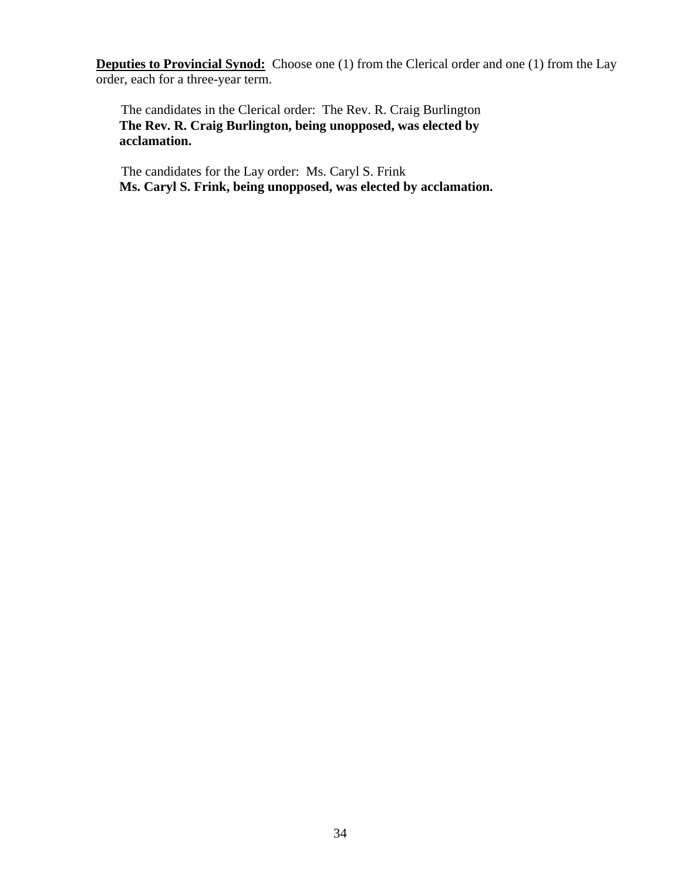**<u>Deputies to Provincial Synod:</u>** Choose one (1) from the Clerical order and one (1) from the Lay order, each for a three-year term.

The candidates in the Clerical order: The Rev. R. Craig Burlington
**The Rev. R. Craig Burlington, being unopposed, was elected by acclamation.**

The candidates for the Lay order: Ms. Caryl S. Frink
**Ms. Caryl S. Frink, being unopposed, was elected by acclamation.**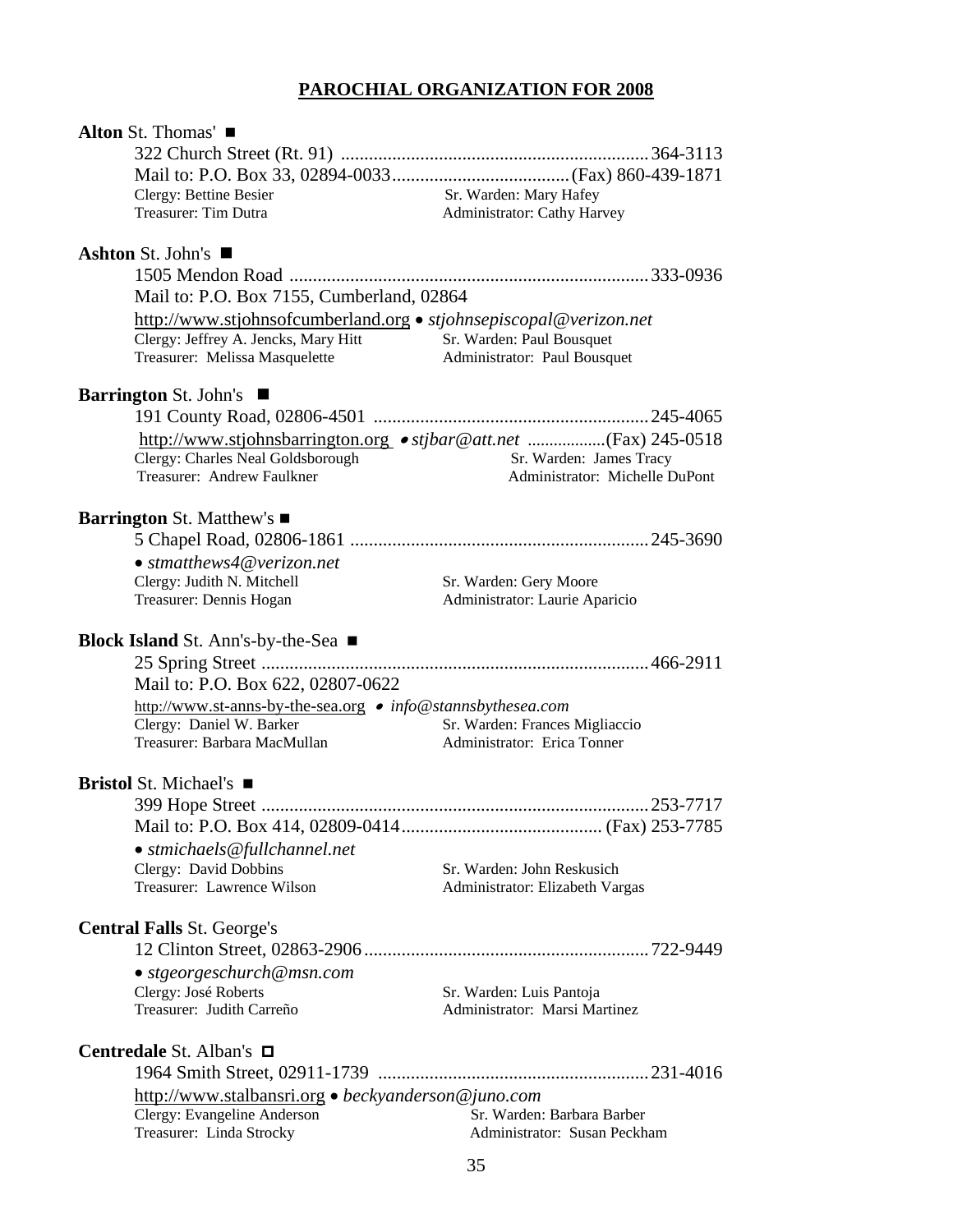## PAROCHIAL ORGANIZATION FOR 2008

**Alton** St. Thomas' ■

322 Church Street (Rt. 91) .......................................................................... 364-3113
Mail to: P.O. Box 33, 02894-0033...................................... (Fax) 860-439-1871
Clergy: Bettine Besier — Sr. Warden: Mary Hafey
Treasurer: Tim Dutra — Administrator: Cathy Harvey

**Ashton** St. John's ■

1505 Mendon Road ........................................................................... 333-0936
Mail to: P.O. Box 7155, Cumberland, 02864
http://www.stjohnsofcumberland.org • *stjohnsepiscopal@verizon.net*
Clergy: Jeffrey A. Jencks, Mary Hitt — Sr. Warden: Paul Bousquet
Treasurer: Melissa Masquelette — Administrator: Paul Bousquet

**Barrington** St. John's ■

191 County Road, 02806-4501 .......................................................... 245-4065
http://www.stjohnsbarrington.org • *stjbar@att.net* .................. (Fax) 245-0518
Clergy: Charles Neal Goldsborough — Sr. Warden: James Tracy
Treasurer: Andrew Faulkner — Administrator: Michelle DuPont

**Barrington** St. Matthew's ■

5 Chapel Road, 02806-1861 ............................................................... 245-3690
• *stmatthews4@verizon.net*
Clergy: Judith N. Mitchell — Sr. Warden: Gery Moore
Treasurer: Dennis Hogan — Administrator: Laurie Aparicio

**Block Island** St. Ann's-by-the-Sea ■

25 Spring Street .................................................................................. 466-2911
Mail to: P.O. Box 622, 02807-0622
http://www.st-anns-by-the-sea.org • *info@stannsbythesea.com*
Clergy: Daniel W. Barker — Sr. Warden: Frances Migliaccio
Treasurer: Barbara MacMullan — Administrator: Erica Tonner

**Bristol** St. Michael's ■

399 Hope Street .................................................................................. 253-7717
Mail to: P.O. Box 414, 02809-0414........................................... (Fax) 253-7785
• *stmichaels@fullchannel.net*
Clergy: David Dobbins — Sr. Warden: John Reskusich
Treasurer: Lawrence Wilson — Administrator: Elizabeth Vargas

**Central Falls** St. George's

12 Clinton Street, 02863-2906............................................................. 722-9449
• *stgeorgeschurch@msn.com*
Clergy: José Roberts — Sr. Warden: Luis Pantoja
Treasurer: Judith Carreño — Administrator: Marsi Martinez

**Centredale** St. Alban's ◘

1964 Smith Street, 02911-1739 .......................................................... 231-4016
http://www.stalbansri.org • *beckyanderson@juno.com*
Clergy: Evangeline Anderson — Sr. Warden: Barbara Barber
Treasurer: Linda Strocky — Administrator: Susan Peckham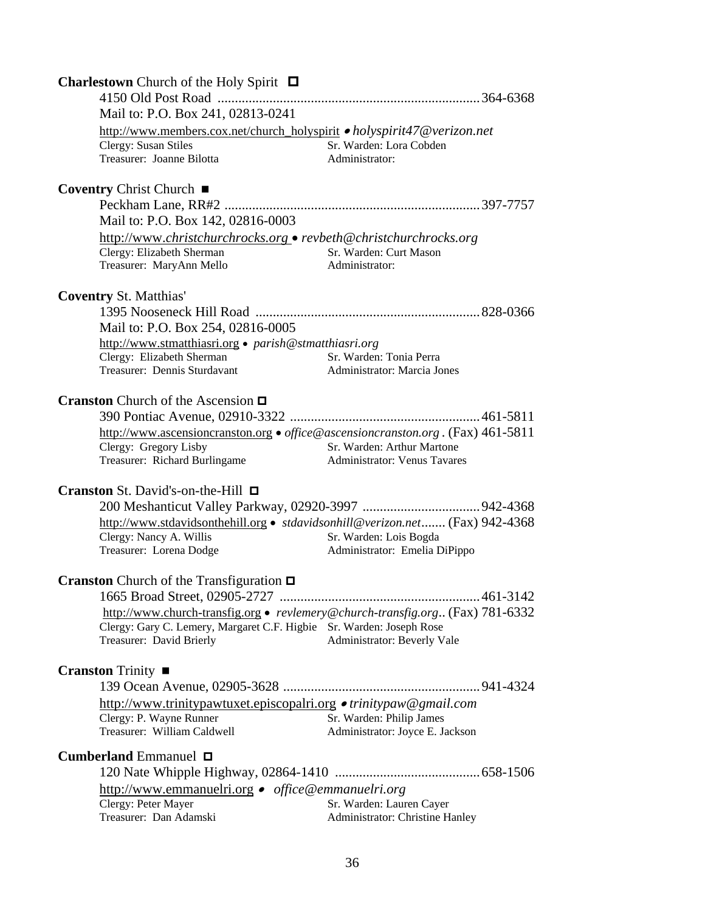**Charlestown** Church of the Holy Spirit ☐

4150 Old Post Road ........................................................................... 364-6368
Mail to: P.O. Box 241, 02813-0241
http://www.members.cox.net/church_holyspirit • *holyspirit47@verizon.net*
Clergy: Susan Stiles — Sr. Warden: Lora Cobden
Treasurer: Joanne Bilotta — Administrator:

**Coventry** Christ Church ■

Peckham Lane, RR#2 ........................................................................... 397-7757
Mail to: P.O. Box 142, 02816-0003
http://www.*christchurchrocks.org* • *revbeth@christchurchrocks.org*
Clergy: Elizabeth Sherman — Sr. Warden: Curt Mason
Treasurer: MaryAnn Mello — Administrator:

**Coventry** St. Matthias'

1395 Nooseneck Hill Road ................................................................ 828-0366
Mail to: P.O. Box 254, 02816-0005
http://www.stmatthiasri.org • *parish@stmatthiasri.org*
Clergy: Elizabeth Sherman — Sr. Warden: Tonia Perra
Treasurer: Dennis Sturdavant — Administrator: Marcia Jones

**Cranston** Church of the Ascension ☐

390 Pontiac Avenue, 02910-3322 ...................................................... 461-5811
http://www.ascensioncranston.org • *office@ascensioncranston.org* . (Fax) 461-5811
Clergy: Gregory Lisby — Sr. Warden: Arthur Martone
Treasurer: Richard Burlingame — Administrator: Venus Tavares

**Cranston** St. David's-on-the-Hill ☐

200 Meshanticut Valley Parkway, 02920-3997 .................................. 942-4368
http://www.stdavidsonthehill.org • *stdavidsonhill@verizon.net*....... (Fax) 942-4368
Clergy: Nancy A. Willis — Sr. Warden: Lois Bogda
Treasurer: Lorena Dodge — Administrator: Emelia DiPippo

**Cranston** Church of the Transfiguration ☐

1665 Broad Street, 02905-2727 ......................................................... 461-3142
http://www.church-transfig.org • *revlemery@church-transfig.org*.. (Fax) 781-6332
Clergy: Gary C. Lemery, Margaret C.F. Higbie — Sr. Warden: Joseph Rose
Treasurer: David Brierly — Administrator: Beverly Vale

**Cranston** Trinity ■

139 Ocean Avenue, 02905-3628 ......................................................... 941-4324
http://www.trinitypawtuxet.episcopalri.org • *trinitypaw@gmail.com*
Clergy: P. Wayne Runner — Sr. Warden: Philip James
Treasurer: William Caldwell — Administrator: Joyce E. Jackson

**Cumberland** Emmanuel ☐

120 Nate Whipple Highway, 02864-1410 .......................................... 658-1506
http://www.emmanuelri.org • *office@emmanuelri.org*
Clergy: Peter Mayer — Sr. Warden: Lauren Cayer
Treasurer: Dan Adamski — Administrator: Christine Hanley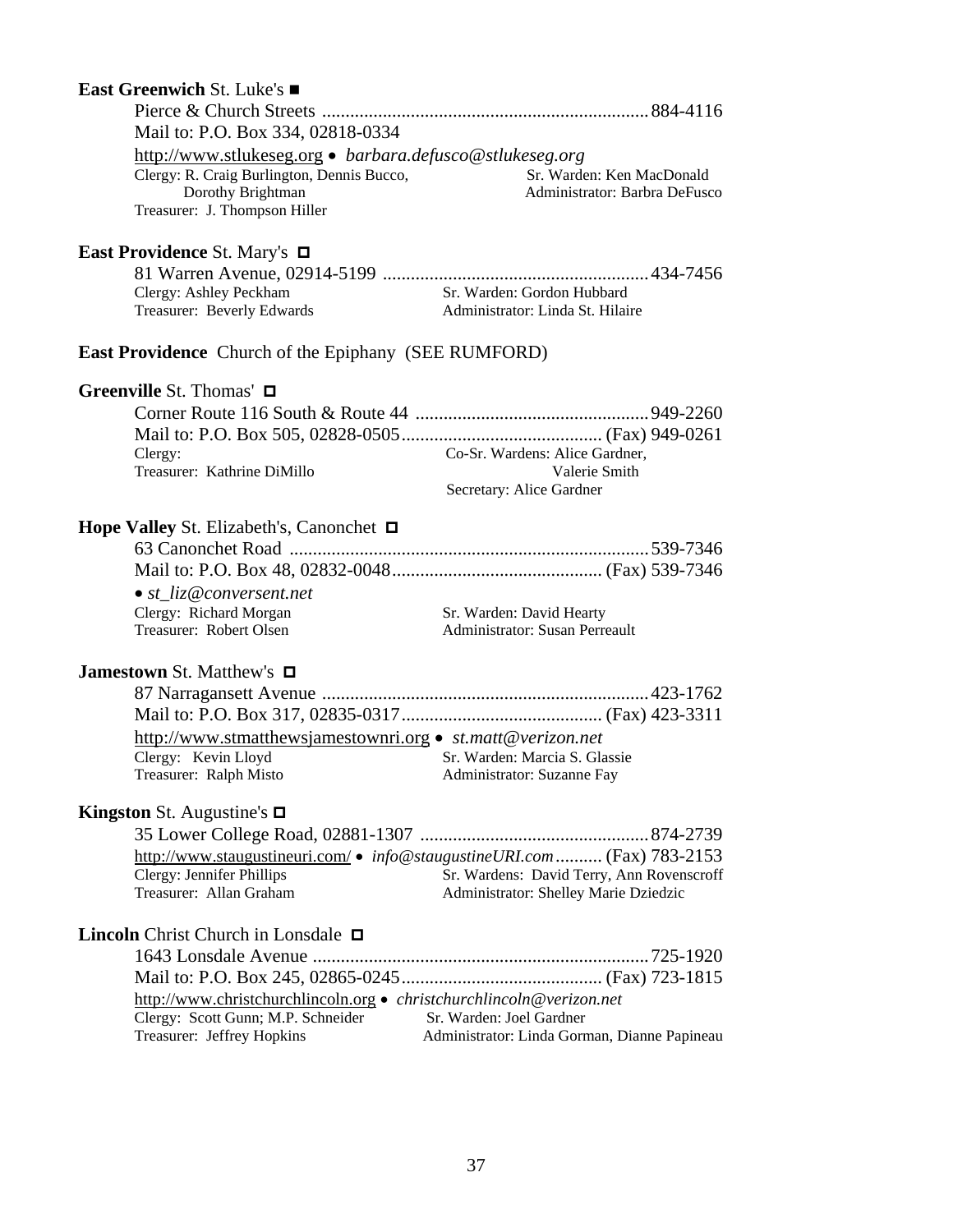**East Greenwich** St. Luke's ■

Pierce & Church Streets ...................................................................... 884-4116
Mail to: P.O. Box 334, 02818-0334
http://www.stlukeseg.org • *barbara.defusco@stlukeseg.org*
Clergy: R. Craig Burlington, Dennis Bucco, Dorothy Brightman
Treasurer: J. Thompson Hiller
Sr. Warden: Ken MacDonald
Administrator: Barbra DeFusco

**East Providence** St. Mary's ◻

81 Warren Avenue, 02914-5199 .......................................................... 434-7456
Clergy: Ashley Peckham
Treasurer: Beverly Edwards
Sr. Warden: Gordon Hubbard
Administrator: Linda St. Hilaire

**East Providence** Church of the Epiphany (SEE RUMFORD)

**Greenville** St. Thomas' ◻

Corner Route 116 South & Route 44 .................................................. 949-2260
Mail to: P.O. Box 505, 02828-0505 ........................................... (Fax) 949-0261
Clergy:
Treasurer: Kathrine DiMillo
Co-Sr. Wardens: Alice Gardner, Valerie Smith
Secretary: Alice Gardner

**Hope Valley** St. Elizabeth's, Canonchet ◻

63 Canonchet Road ............................................................................. 539-7346
Mail to: P.O. Box 48, 02832-0048 ............................................. (Fax) 539-7346
• *st_liz@conversent.net*
Clergy: Richard Morgan
Treasurer: Robert Olsen
Sr. Warden: David Hearty
Administrator: Susan Perreault

**Jamestown** St. Matthew's ◻

87 Narragansett Avenue ...................................................................... 423-1762
Mail to: P.O. Box 317, 02835-0317 ........................................... (Fax) 423-3311
http://www.stmatthewsjamestownri.org • *st.matt@verizon.net*
Clergy: Kevin Lloyd
Treasurer: Ralph Misto
Sr. Warden: Marcia S. Glassie
Administrator: Suzanne Fay

**Kingston** St. Augustine's ◻

35 Lower College Road, 02881-1307 .................................................. 874-2739
http://www.staugustineuri.com/ • *info@staugustineURI.com* .......... (Fax) 783-2153
Clergy: Jennifer Phillips
Treasurer: Allan Graham
Sr. Wardens: David Terry, Ann Rovenscroff
Administrator: Shelley Marie Dziedzic

**Lincoln** Christ Church in Lonsdale ◻

1643 Lonsdale Avenue ........................................................................ 725-1920
Mail to: P.O. Box 245, 02865-0245 ........................................... (Fax) 723-1815
http://www.christchurchlincoln.org • *christchurchlincoln@verizon.net*
Clergy: Scott Gunn; M.P. Schneider
Treasurer: Jeffrey Hopkins
Sr. Warden: Joel Gardner
Administrator: Linda Gorman, Dianne Papineau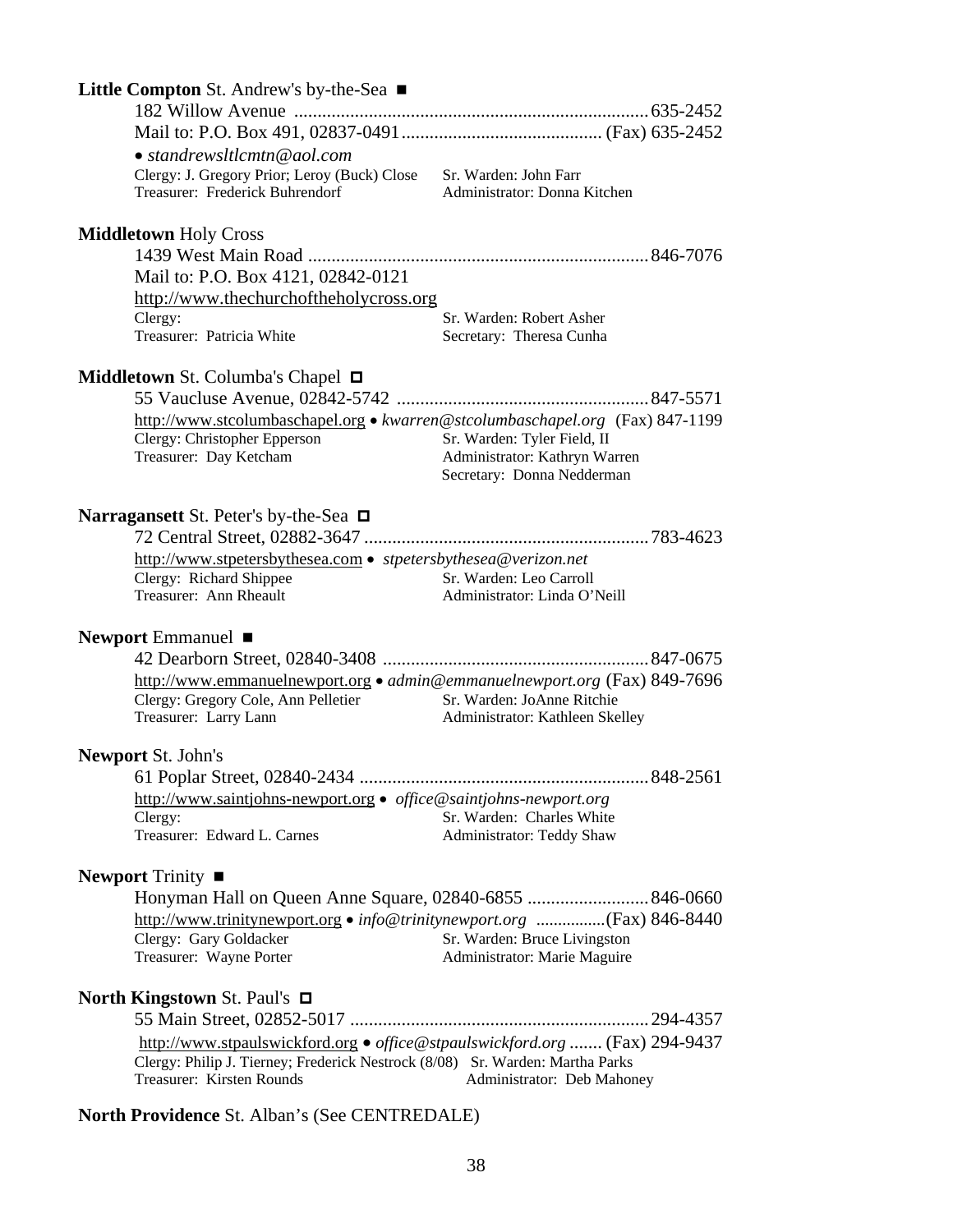**Little Compton** St. Andrew's by-the-Sea ■

182 Willow Avenue ............................................................................ 635-2452
Mail to: P.O. Box 491, 02837-0491........................................... (Fax) 635-2452
• *standrewsltlcmtn@aol.com*
Clergy: J. Gregory Prior; Leroy (Buck) Close — Sr. Warden: John Farr
Treasurer: Frederick Buhrendorf — Administrator: Donna Kitchen

**Middletown** Holy Cross

1439 West Main Road ......................................................................... 846-7076
Mail to: P.O. Box 4121, 02842-0121
http://www.thechurchoftheholycross.org
Clergy: — Sr. Warden: Robert Asher
Treasurer: Patricia White — Secretary: Theresa Cunha

**Middletown** St. Columba's Chapel □

55 Vaucluse Avenue, 02842-5742 ...................................................... 847-5571
http://www.stcolumbaschapel.org • *kwarren@stcolumbaschapel.org* (Fax) 847-1199
Clergy: Christopher Epperson — Sr. Warden: Tyler Field, II
Treasurer: Day Ketcham — Administrator: Kathryn Warren
Secretary: Donna Nedderman

**Narragansett** St. Peter's by-the-Sea □

72 Central Street, 02882-3647 ............................................................. 783-4623
http://www.stpetersbythesea.com • *stpetersbythesea@verizon.net*
Clergy: Richard Shippee — Sr. Warden: Leo Carroll
Treasurer: Ann Rheault — Administrator: Linda O'Neill

**Newport** Emmanuel ■

42 Dearborn Street, 02840-3408 ......................................................... 847-0675
http://www.emmanuelnewport.org • *admin@emmanuelnewport.org* (Fax) 849-7696
Clergy: Gregory Cole, Ann Pelletier — Sr. Warden: JoAnne Ritchie
Treasurer: Larry Lann — Administrator: Kathleen Skelley

**Newport** St. John's

61 Poplar Street, 02840-2434 .............................................................. 848-2561
http://www.saintjohns-newport.org • *office@saintjohns-newport.org*
Clergy: — Sr. Warden: Charles White
Treasurer: Edward L. Carnes — Administrator: Teddy Shaw

**Newport** Trinity ■

Honyman Hall on Queen Anne Square, 02840-6855 .......................... 846-0660
http://www.trinitynewport.org • *info@trinitynewport.org* ................(Fax) 846-8440
Clergy: Gary Goldacker — Sr. Warden: Bruce Livingston
Treasurer: Wayne Porter — Administrator: Marie Maguire

**North Kingstown** St. Paul's □

55 Main Street, 02852-5017 ................................................................ 294-4357
http://www.stpaulswickford.org • *office@stpaulswickford.org* ....... (Fax) 294-9437
Clergy: Philip J. Tierney; Frederick Nestrock (8/08) — Sr. Warden: Martha Parks
Treasurer: Kirsten Rounds — Administrator: Deb Mahoney

**North Providence** St. Alban's (See CENTREDALE)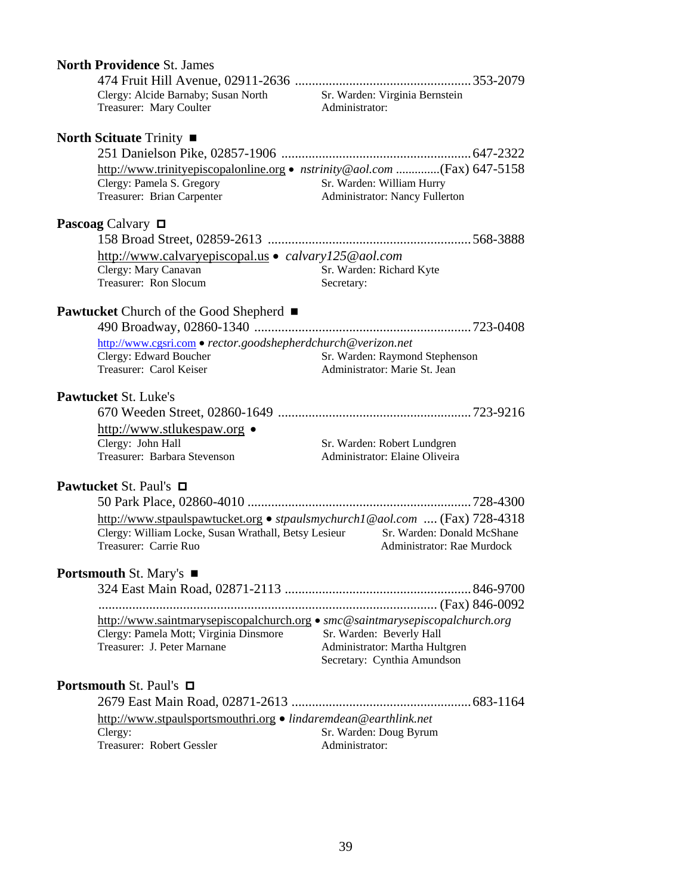**North Providence** St. James

474 Fruit Hill Avenue, 02911-2636 .................................................... 353-2079

Clergy: Alcide Barnaby; Susan North — Sr. Warden: Virginia Bernstein
Treasurer: Mary Coulter — Administrator:

**North Scituate** Trinity ■

251 Danielson Pike, 02857-1906 ........................................................ 647-2322

http://www.trinityepiscopalonline.org • *nstrinity@aol.com* ..............(Fax) 647-5158

Clergy: Pamela S. Gregory — Sr. Warden: William Hurry
Treasurer: Brian Carpenter — Administrator: Nancy Fullerton

**Pascoag** Calvary □

158 Broad Street, 02859-2613 ............................................................ 568-3888

http://www.calvaryepiscopal.us • *calvary125@aol.com*

Clergy: Mary Canavan — Sr. Warden: Richard Kyte
Treasurer: Ron Slocum — Secretary:

**Pawtucket** Church of the Good Shepherd ■

490 Broadway, 02860-1340 ................................................................ 723-0408

http://www.cgsri.com • *rector.goodshepherdchurch@verizon.net*

Clergy: Edward Boucher — Sr. Warden: Raymond Stephenson
Treasurer: Carol Keiser — Administrator: Marie St. Jean

**Pawtucket** St. Luke's

670 Weeden Street, 02860-1649 ......................................................... 723-9216

http://www.stlukespaw.org •

Clergy: John Hall — Sr. Warden: Robert Lundgren
Treasurer: Barbara Stevenson — Administrator: Elaine Oliveira

**Pawtucket** St. Paul's □

50 Park Place, 02860-4010 .................................................................. 728-4300

http://www.stpaulspawtucket.org • *stpaulsmychurch1@aol.com* .... (Fax) 728-4318

Clergy: William Locke, Susan Wrathall, Betsy Lesieur — Sr. Warden: Donald McShane
Treasurer: Carrie Ruo — Administrator: Rae Murdock

**Portsmouth** St. Mary's ■

324 East Main Road, 02871-2113 ....................................................... 846-9700

.................................................................................................... (Fax) 846-0092

http://www.saintmarysepiscopalchurch.org • *smc@saintmarysepiscopalchurch.org*

Clergy: Pamela Mott; Virginia Dinsmore — Sr. Warden: Beverly Hall
Treasurer: J. Peter Marnane — Administrator: Martha Hultgren
Secretary: Cynthia Amundson

**Portsmouth** St. Paul's □

2679 East Main Road, 02871-2613 ..................................................... 683-1164

http://www.stpaulsportsmouthri.org • *lindaremdean@earthlink.net*

Clergy: — Sr. Warden: Doug Byrum
Treasurer: Robert Gessler — Administrator: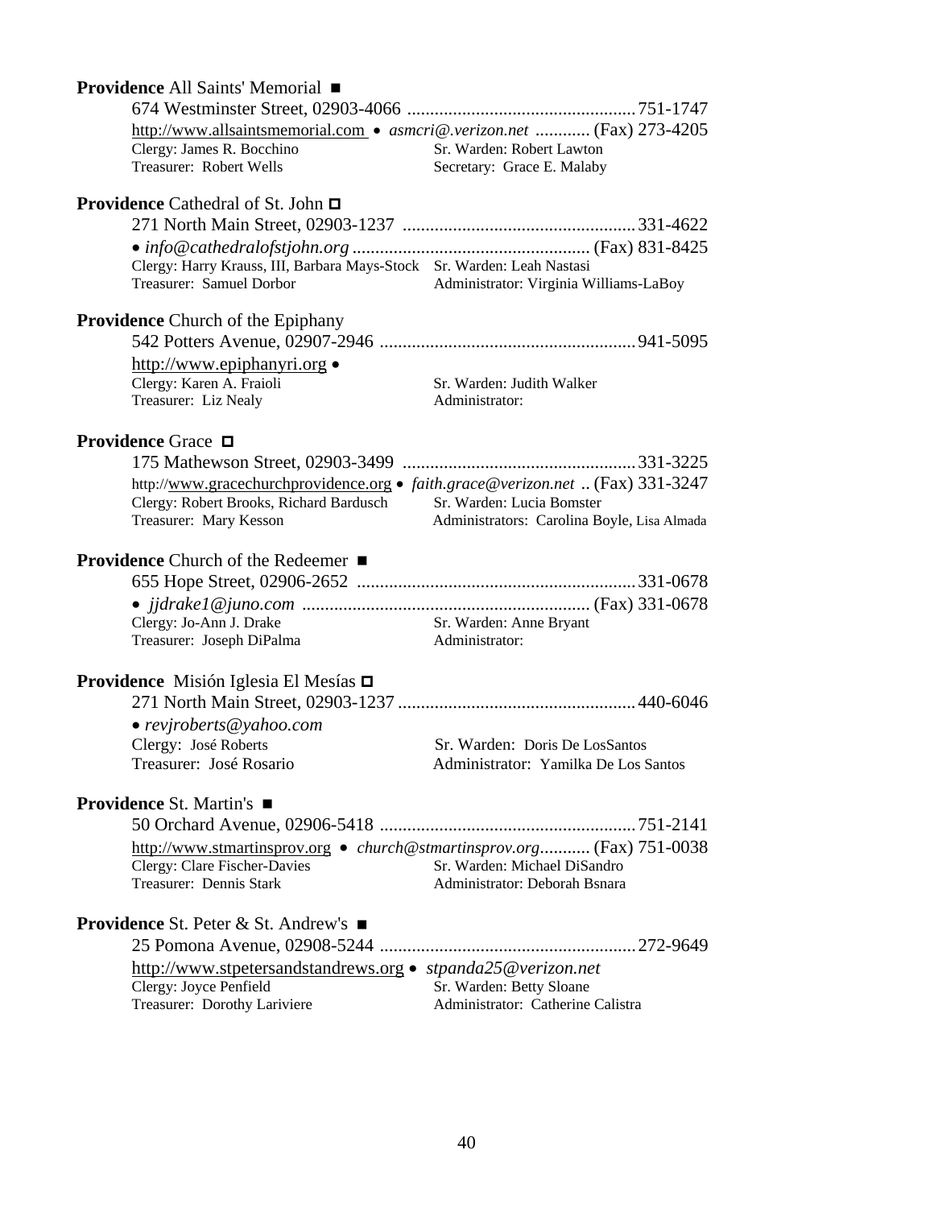**Providence** All Saints' Memorial ■

674 Westminster Street, 02903-4066 .................................................. 751-1747

http://www.allsaintsmemorial.com • *asmcri@.verizon.net* ............ (Fax) 273-4205

Clergy: James R. Bocchino — Sr. Warden: Robert Lawton

Treasurer: Robert Wells — Secretary: Grace E. Malaby

**Providence** Cathedral of St. John ◻

271 North Main Street, 02903-1237 .................................................. 331-4622

• *info@cathedralofstjohn.org* .................................................... (Fax) 831-8425

Clergy: Harry Krauss, III, Barbara Mays-Stock — Sr. Warden: Leah Nastasi

Treasurer: Samuel Dorbor — Administrator: Virginia Williams-LaBoy

**Providence** Church of the Epiphany

542 Potters Avenue, 02907-2946 ....................................................... 941-5095

http://www.epiphanyri.org •

Clergy: Karen A. Fraioli — Sr. Warden: Judith Walker

Treasurer: Liz Nealy — Administrator:

**Providence** Grace ◻

175 Mathewson Street, 02903-3499 .................................................. 331-3225

http://www.gracechurchprovidence.org • *faith.grace@verizon.net* .. (Fax) 331-3247

Clergy: Robert Brooks, Richard Bardusch — Sr. Warden: Lucia Bomster

Treasurer: Mary Kesson — Administrators: Carolina Boyle, Lisa Almada

**Providence** Church of the Redeemer ■

655 Hope Street, 02906-2652 ............................................................ 331-0678

• *jjdrake1@juno.com* ............................................................... (Fax) 331-0678

Clergy: Jo-Ann J. Drake — Sr. Warden: Anne Bryant

Treasurer: Joseph DiPalma — Administrator:

**Providence** Misión Iglesia El Mesías ◻

271 North Main Street, 02903-1237 .................................................. 440-6046

• *revjroberts@yahoo.com*

Clergy: José Roberts — Sr. Warden: Doris De LosSantos

Treasurer: José Rosario — Administrator: Yamilka De Los Santos

**Providence** St. Martin's ■

50 Orchard Avenue, 02906-5418 ....................................................... 751-2141

http://www.stmartinsprov.org • *church@stmartinsprov.org*........... (Fax) 751-0038

Clergy: Clare Fischer-Davies — Sr. Warden: Michael DiSandro

Treasurer: Dennis Stark — Administrator: Deborah Bsnara

**Providence** St. Peter & St. Andrew's ■

25 Pomona Avenue, 02908-5244 ....................................................... 272-9649

http://www.stpetersandstandrews.org • *stpanda25@verizon.net*

Clergy: Joyce Penfield — Sr. Warden: Betty Sloane

Treasurer: Dorothy Lariviere — Administrator: Catherine Calistra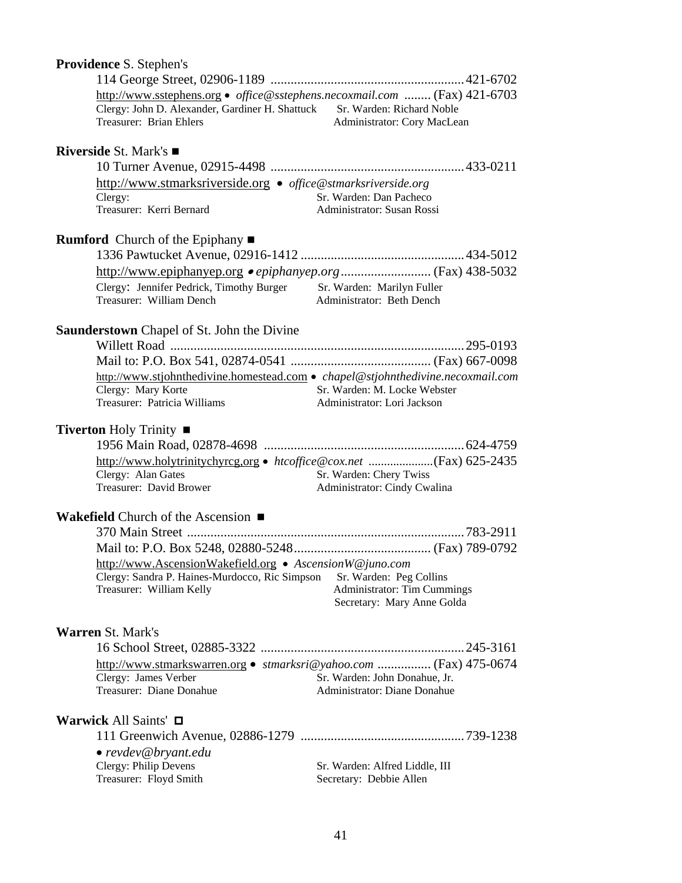**Providence** S. Stephen's

114 George Street, 02906-1189 .......................................................... 421-6702
http://www.sstephens.org • *office@sstephens.necoxmail.com* ........ (Fax) 421-6703
Clergy: John D. Alexander, Gardiner H. Shattuck Sr. Warden: Richard Noble
Treasurer: Brian Ehlers Administrator: Cory MacLean

**Riverside** St. Mark's ■

10 Turner Avenue, 02915-4498 .......................................................... 433-0211
http://www.stmarksriverside.org • *office@stmarksriverside.org*
Clergy: Sr. Warden: Dan Pacheco
Treasurer: Kerri Bernard Administrator: Susan Rossi

**Rumford** Church of the Epiphany ■

1336 Pawtucket Avenue, 02916-1412 ................................................. 434-5012
http://www.epiphanyep.org • *epiphanyep.org* ........................... (Fax) 438-5032
Clergy: Jennifer Pedrick, Timothy Burger Sr. Warden: Marilyn Fuller
Treasurer: William Dench Administrator: Beth Dench

**Saunderstown** Chapel of St. John the Divine

Willett Road ....................................................................................... 295-0193
Mail to: P.O. Box 541, 02874-0541 .......................................... (Fax) 667-0098
http://www.stjohnthedivine.homestead.com • *chapel@stjohnthedivine.necoxmail.com*
Clergy: Mary Korte Sr. Warden: M. Locke Webster
Treasurer: Patricia Williams Administrator: Lori Jackson

**Tiverton** Holy Trinity ■

1956 Main Road, 02878-4698 ............................................................ 624-4759
http://www.holytrinitychyrcg,org • *htcoffice@cox.net* .....................(Fax) 625-2435
Clergy: Alan Gates Sr. Warden: Chery Twiss
Treasurer: David Brower Administrator: Cindy Cwalina

**Wakefield** Church of the Ascension ■

370 Main Street ................................................................................... 783-2911
Mail to: P.O. Box 5248, 02880-5248......................................... (Fax) 789-0792
http://www.AscensionWakefield.org • *AscensionW@juno.com*
Clergy: Sandra P. Haines-Murdocco, Ric Simpson Sr. Warden: Peg Collins
Treasurer: William Kelly Administrator: Tim Cummings
Secretary: Mary Anne Golda

**Warren** St. Mark's

16 School Street, 02885-3322 ............................................................. 245-3161
http://www.stmarkswarren.org • *stmarksri@yahoo.com* ................ (Fax) 475-0674
Clergy: James Verber Sr. Warden: John Donahue, Jr.
Treasurer: Diane Donahue Administrator: Diane Donahue

**Warwick** All Saints' □

111 Greenwich Avenue, 02886-1279 ................................................. 739-1238
• *revdev@bryant.edu*
Clergy: Philip Devens Sr. Warden: Alfred Liddle, III
Treasurer: Floyd Smith Secretary: Debbie Allen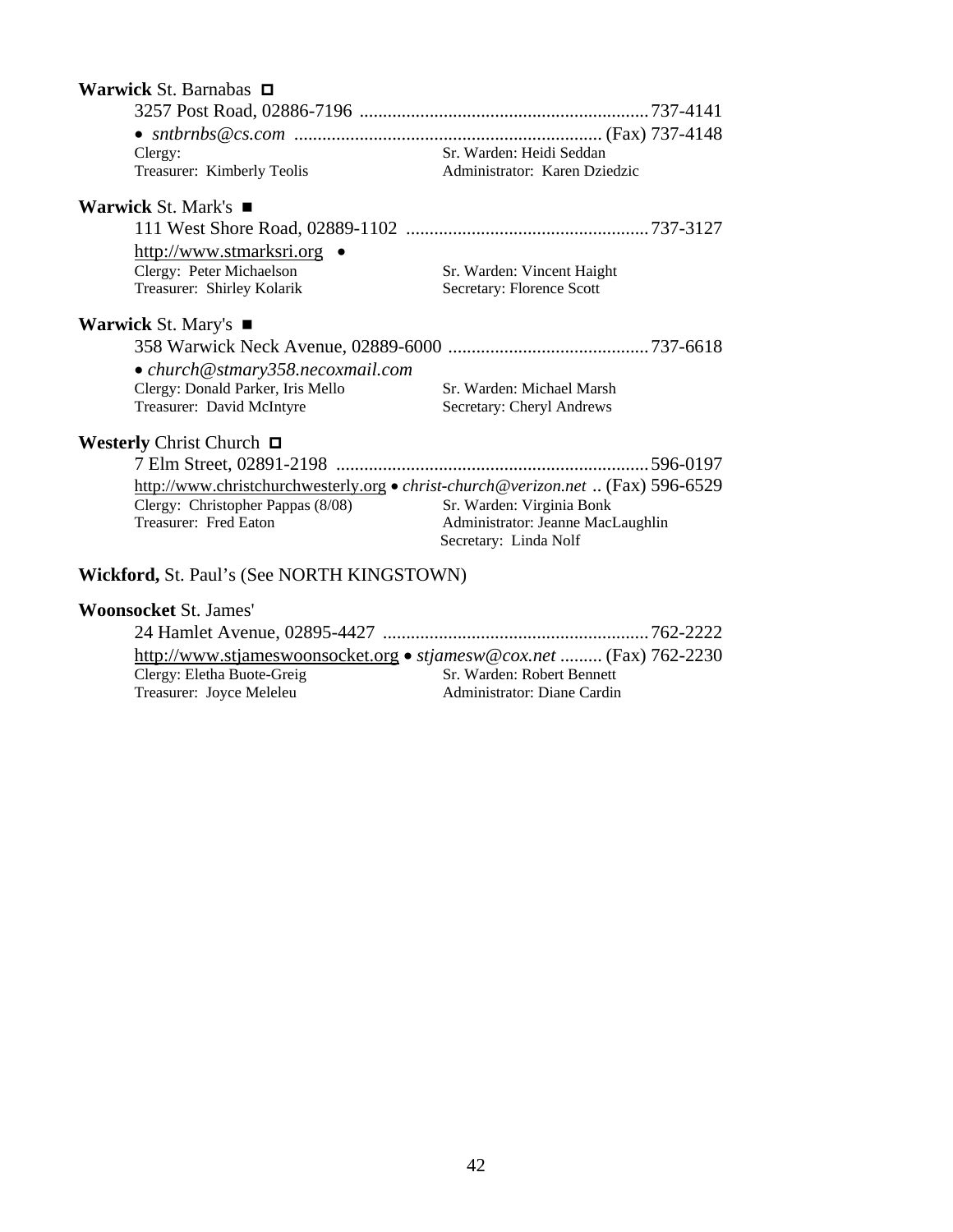**Warwick** St. Barnabas ◘

3257 Post Road, 02886-7196 ............................................................ 737-4141

• *sntbrnbs@cs.com* ................................................................ (Fax) 737-4148

Clergy: | Sr. Warden: Heidi Seddan

Treasurer: Kimberly Teolis | Administrator: Karen Dziedzic

**Warwick** St. Mark's ■

111 West Shore Road, 02889-1102 .................................................. 737-3127

http://www.stmarksri.org •

Clergy: Peter Michaelson | Sr. Warden: Vincent Haight

Treasurer: Shirley Kolarik | Secretary: Florence Scott

**Warwick** St. Mary's ■

358 Warwick Neck Avenue, 02889-6000 .......................................... 737-6618

• *church@stmary358.necoxmail.com*

Clergy: Donald Parker, Iris Mello | Sr. Warden: Michael Marsh

Treasurer: David McIntyre | Secretary: Cheryl Andrews

**Westerly** Christ Church ◘

7 Elm Street, 02891-2198 ................................................................. 596-0197

http://www.christchurchwesterly.org • *christ-church@verizon.net* .. (Fax) 596-6529

Clergy: Christopher Pappas (8/08) | Sr. Warden: Virginia Bonk

Treasurer: Fred Eaton | Administrator: Jeanne MacLaughlin

Secretary: Linda Nolf

**Wickford,** St. Paul's (See NORTH KINGSTOWN)

**Woonsocket** St. James'

24 Hamlet Avenue, 02895-4427 ....................................................... 762-2222

http://www.stjameswoonsocket.org • *stjamesw@cox.net* ......... (Fax) 762-2230

Clergy: Eletha Buote-Greig | Sr. Warden: Robert Bennett

Treasurer: Joyce Meleleu | Administrator: Diane Cardin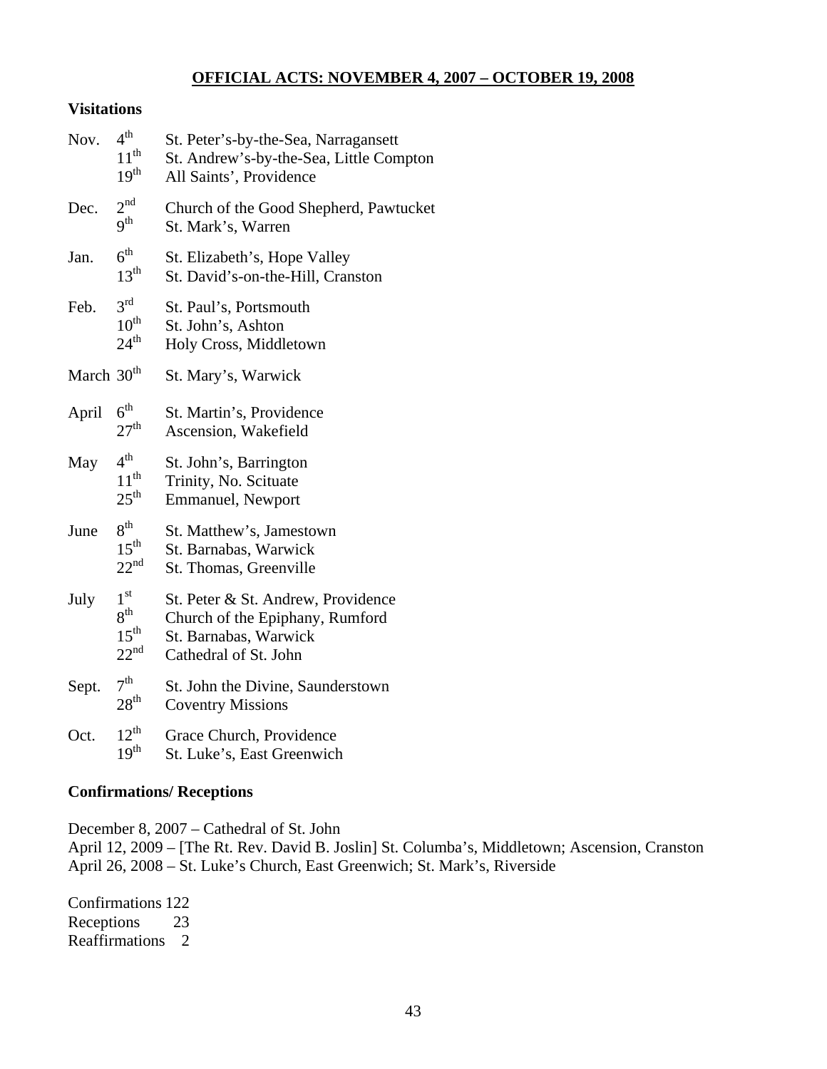## OFFICIAL ACTS: NOVEMBER 4, 2007 – OCTOBER 19, 2008

### Visitations

| | | |
|---|---|---|
| Nov. | 4th | St. Peter's-by-the-Sea, Narragansett |
| | 11th | St. Andrew's-by-the-Sea, Little Compton |
| | 19th | All Saints', Providence |
| Dec. | 2nd | Church of the Good Shepherd, Pawtucket |
| | 9th | St. Mark's, Warren |
| Jan. | 6th | St. Elizabeth's, Hope Valley |
| | 13th | St. David's-on-the-Hill, Cranston |
| Feb. | 3rd | St. Paul's, Portsmouth |
| | 10th | St. John's, Ashton |
| | 24th | Holy Cross, Middletown |
| March | 30th | St. Mary's, Warwick |
| April | 6th | St. Martin's, Providence |
| | 27th | Ascension, Wakefield |
| May | 4th | St. John's, Barrington |
| | 11th | Trinity, No. Scituate |
| | 25th | Emmanuel, Newport |
| June | 8th | St. Matthew's, Jamestown |
| | 15th | St. Barnabas, Warwick |
| | 22nd | St. Thomas, Greenville |
| July | 1st | St. Peter & St. Andrew, Providence |
| | 8th | Church of the Epiphany, Rumford |
| | 15th | St. Barnabas, Warwick |
| | 22nd | Cathedral of St. John |
| Sept. | 7th | St. John the Divine, Saunderstown |
| | 28th | Coventry Missions |
| Oct. | 12th | Grace Church, Providence |
| | 19th | St. Luke's, East Greenwich |

### Confirmations/ Receptions

December 8, 2007 – Cathedral of St. John
April 12, 2009 – [The Rt. Rev. David B. Joslin] St. Columba's, Middletown; Ascension, Cranston
April 26, 2008 – St. Luke's Church, East Greenwich; St. Mark's, Riverside

Confirmations 122
Receptions 23
Reaffirmations 2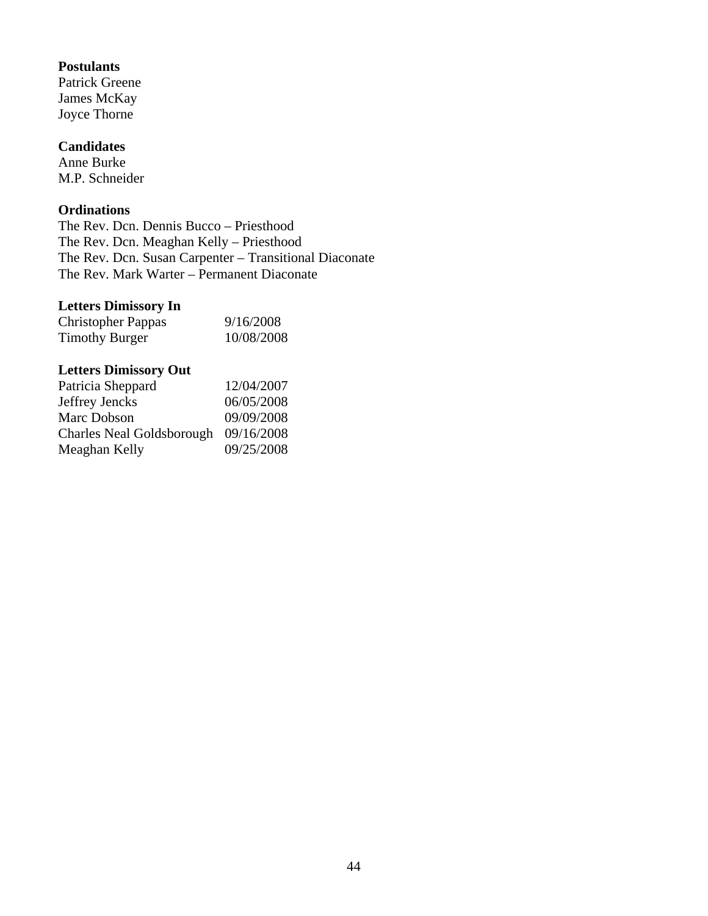**Postulants**

Patrick Greene
James McKay
Joyce Thorne

**Candidates**

Anne Burke
M.P. Schneider

**Ordinations**

The Rev. Dcn. Dennis Bucco – Priesthood
The Rev. Dcn. Meaghan Kelly – Priesthood
The Rev. Dcn. Susan Carpenter – Transitional Diaconate
The Rev. Mark Warter – Permanent Diaconate

**Letters Dimissory In**

| | |
|---|---|
| Christopher Pappas | 9/16/2008 |
| Timothy Burger | 10/08/2008 |

**Letters Dimissory Out**

| | |
|---|---|
| Patricia Sheppard | 12/04/2007 |
| Jeffrey Jencks | 06/05/2008 |
| Marc Dobson | 09/09/2008 |
| Charles Neal Goldsborough | 09/16/2008 |
| Meaghan Kelly | 09/25/2008 |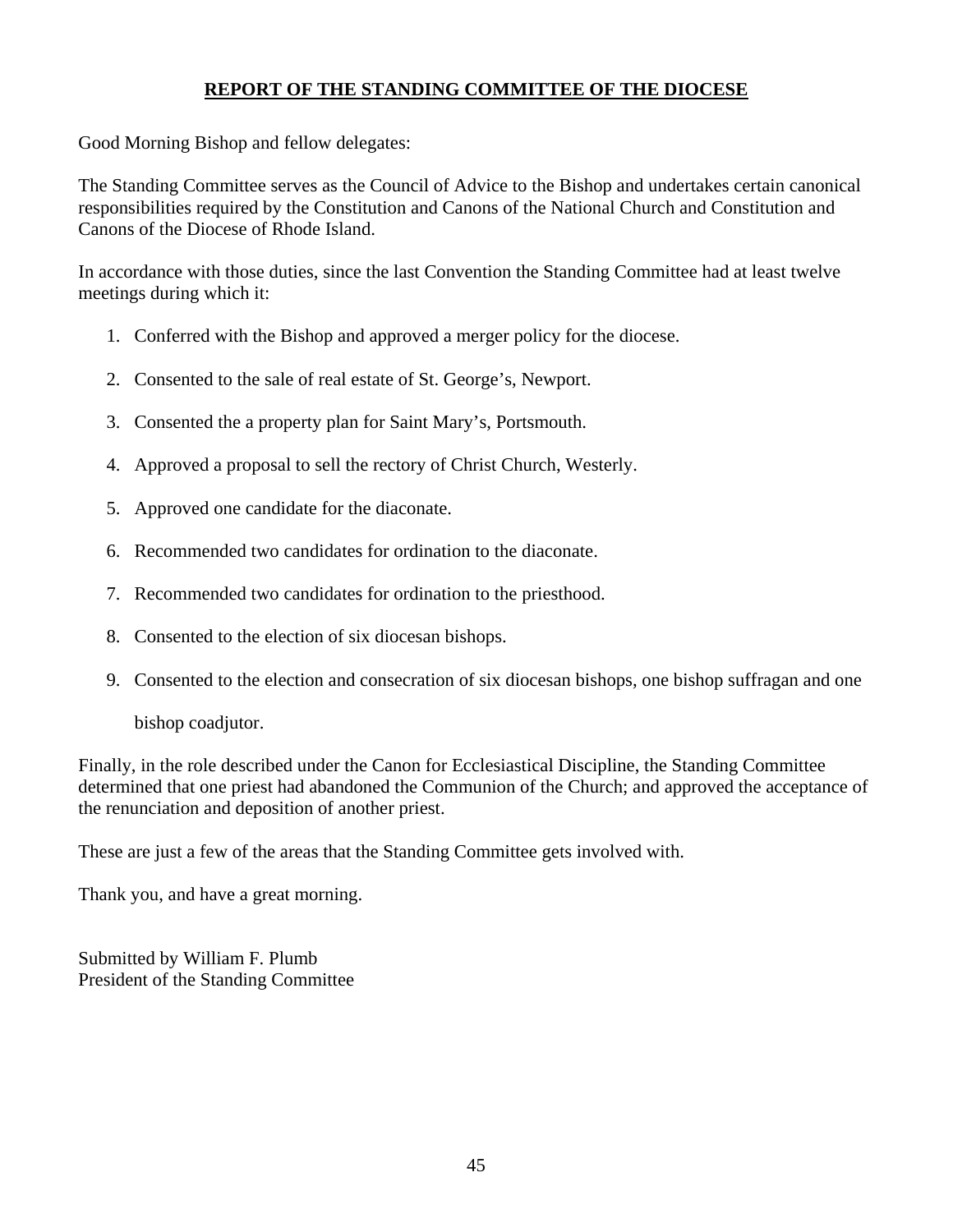**REPORT OF THE STANDING COMMITTEE OF THE DIOCESE**

Good Morning Bishop and fellow delegates:

The Standing Committee serves as the Council of Advice to the Bishop and undertakes certain canonical responsibilities required by the Constitution and Canons of the National Church and Constitution and Canons of the Diocese of Rhode Island.

In accordance with those duties, since the last Convention the Standing Committee had at least twelve meetings during which it:

1. Conferred with the Bishop and approved a merger policy for the diocese.
2. Consented to the sale of real estate of St. George's, Newport.
3. Consented the a property plan for Saint Mary's, Portsmouth.
4. Approved a proposal to sell the rectory of Christ Church, Westerly.
5. Approved one candidate for the diaconate.
6. Recommended two candidates for ordination to the diaconate.
7. Recommended two candidates for ordination to the priesthood.
8. Consented to the election of six diocesan bishops.
9. Consented to the election and consecration of six diocesan bishops, one bishop suffragan and one bishop coadjutor.

Finally, in the role described under the Canon for Ecclesiastical Discipline, the Standing Committee determined that one priest had abandoned the Communion of the Church; and approved the acceptance of the renunciation and deposition of another priest.

These are just a few of the areas that the Standing Committee gets involved with.

Thank you, and have a great morning.

Submitted by William F. Plumb
President of the Standing Committee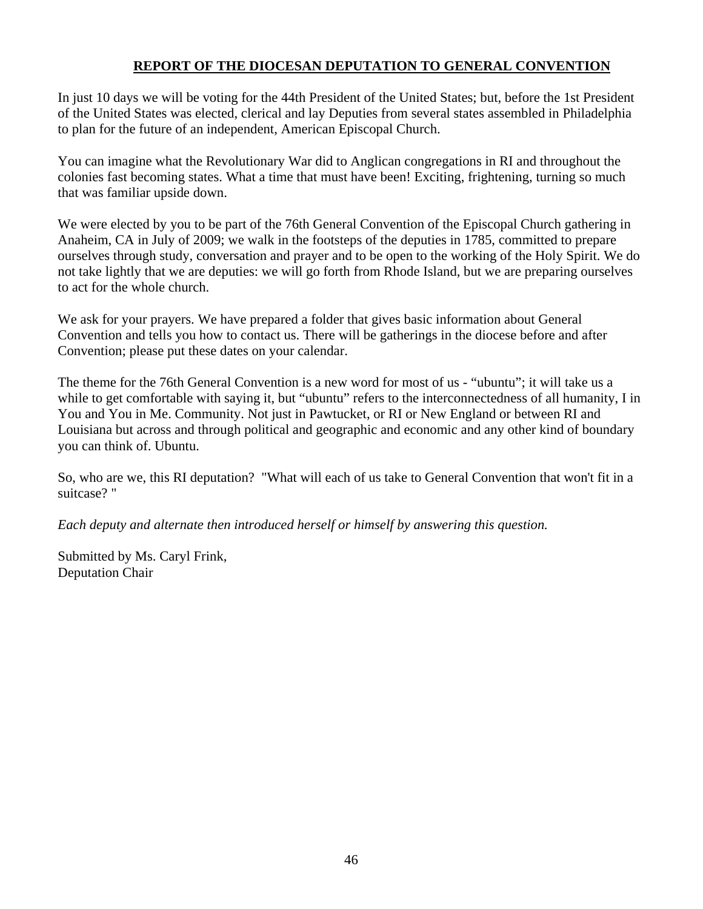## REPORT OF THE DIOCESAN DEPUTATION TO GENERAL CONVENTION

In just 10 days we will be voting for the 44th President of the United States; but, before the 1st President of the United States was elected, clerical and lay Deputies from several states assembled in Philadelphia to plan for the future of an independent, American Episcopal Church.

You can imagine what the Revolutionary War did to Anglican congregations in RI and throughout the colonies fast becoming states. What a time that must have been! Exciting, frightening, turning so much that was familiar upside down.

We were elected by you to be part of the 76th General Convention of the Episcopal Church gathering in Anaheim, CA in July of 2009; we walk in the footsteps of the deputies in 1785, committed to prepare ourselves through study, conversation and prayer and to be open to the working of the Holy Spirit. We do not take lightly that we are deputies: we will go forth from Rhode Island, but we are preparing ourselves to act for the whole church.

We ask for your prayers. We have prepared a folder that gives basic information about General Convention and tells you how to contact us. There will be gatherings in the diocese before and after Convention; please put these dates on your calendar.

The theme for the 76th General Convention is a new word for most of us - "ubuntu"; it will take us a while to get comfortable with saying it, but "ubuntu" refers to the interconnectedness of all humanity, I in You and You in Me. Community. Not just in Pawtucket, or RI or New England or between RI and Louisiana but across and through political and geographic and economic and any other kind of boundary you can think of. Ubuntu.

So, who are we, this RI deputation? "What will each of us take to General Convention that won't fit in a suitcase? "

*Each deputy and alternate then introduced herself or himself by answering this question.*

Submitted by Ms. Caryl Frink,
Deputation Chair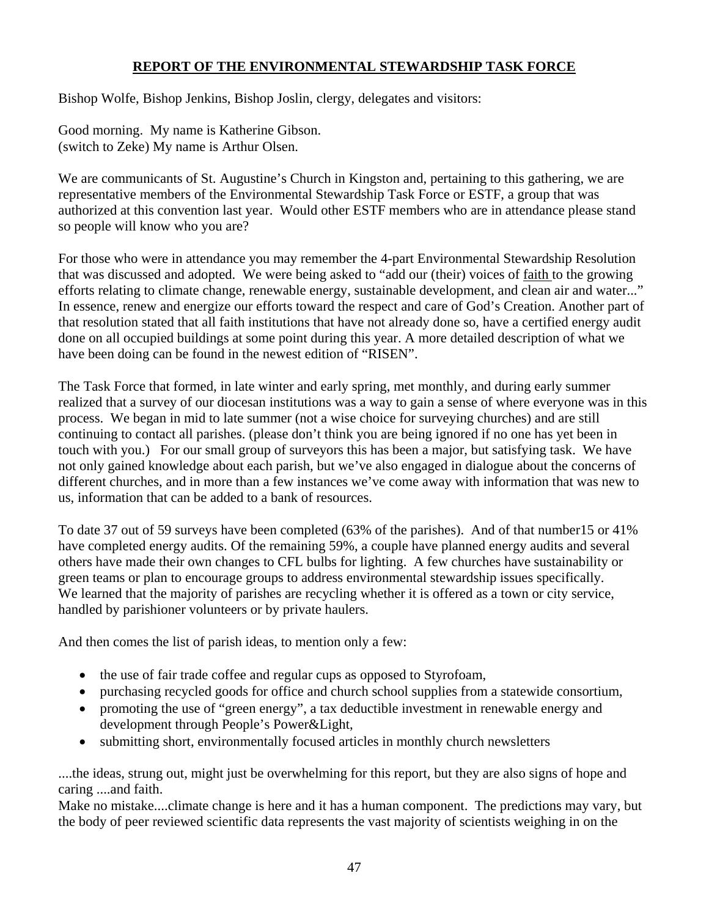## REPORT OF THE ENVIRONMENTAL STEWARDSHIP TASK FORCE

Bishop Wolfe, Bishop Jenkins, Bishop Joslin, clergy, delegates and visitors:

Good morning. My name is Katherine Gibson.
(switch to Zeke) My name is Arthur Olsen.

We are communicants of St. Augustine's Church in Kingston and, pertaining to this gathering, we are representative members of the Environmental Stewardship Task Force or ESTF, a group that was authorized at this convention last year. Would other ESTF members who are in attendance please stand so people will know who you are?

For those who were in attendance you may remember the 4-part Environmental Stewardship Resolution that was discussed and adopted. We were being asked to "add our (their) voices of faith to the growing efforts relating to climate change, renewable energy, sustainable development, and clean air and water..." In essence, renew and energize our efforts toward the respect and care of God's Creation. Another part of that resolution stated that all faith institutions that have not already done so, have a certified energy audit done on all occupied buildings at some point during this year. A more detailed description of what we have been doing can be found in the newest edition of "RISEN".

The Task Force that formed, in late winter and early spring, met monthly, and during early summer realized that a survey of our diocesan institutions was a way to gain a sense of where everyone was in this process. We began in mid to late summer (not a wise choice for surveying churches) and are still continuing to contact all parishes. (please don't think you are being ignored if no one has yet been in touch with you.) For our small group of surveyors this has been a major, but satisfying task. We have not only gained knowledge about each parish, but we've also engaged in dialogue about the concerns of different churches, and in more than a few instances we've come away with information that was new to us, information that can be added to a bank of resources.

To date 37 out of 59 surveys have been completed (63% of the parishes). And of that number15 or 41% have completed energy audits. Of the remaining 59%, a couple have planned energy audits and several others have made their own changes to CFL bulbs for lighting. A few churches have sustainability or green teams or plan to encourage groups to address environmental stewardship issues specifically. We learned that the majority of parishes are recycling whether it is offered as a town or city service, handled by parishioner volunteers or by private haulers.

And then comes the list of parish ideas, to mention only a few:

- the use of fair trade coffee and regular cups as opposed to Styrofoam,
- purchasing recycled goods for office and church school supplies from a statewide consortium,
- promoting the use of "green energy", a tax deductible investment in renewable energy and development through People's Power&Light,
- submitting short, environmentally focused articles in monthly church newsletters

....the ideas, strung out, might just be overwhelming for this report, but they are also signs of hope and caring ....and faith.

Make no mistake....climate change is here and it has a human component. The predictions may vary, but the body of peer reviewed scientific data represents the vast majority of scientists weighing in on the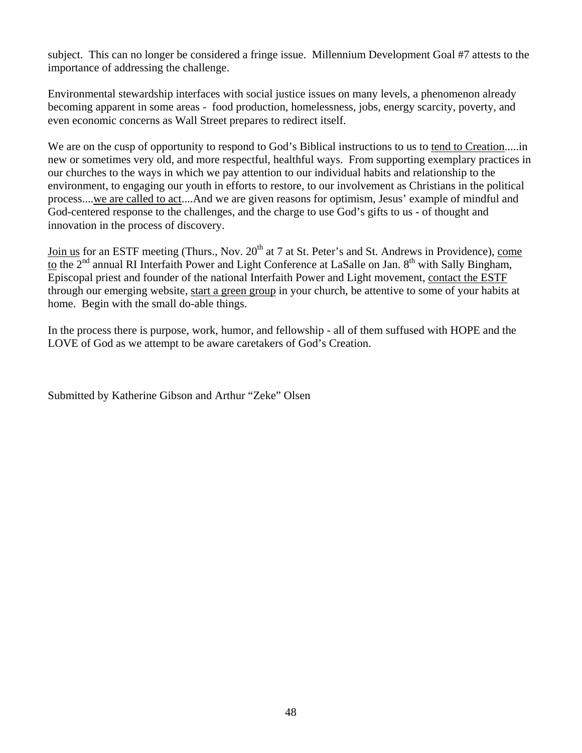subject. This can no longer be considered a fringe issue. Millennium Development Goal #7 attests to the importance of addressing the challenge.

Environmental stewardship interfaces with social justice issues on many levels, a phenomenon already becoming apparent in some areas - food production, homelessness, jobs, energy scarcity, poverty, and even economic concerns as Wall Street prepares to redirect itself.

We are on the cusp of opportunity to respond to God's Biblical instructions to us to <u>tend to Creation</u>.....in new or sometimes very old, and more respectful, healthful ways. From supporting exemplary practices in our churches to the ways in which we pay attention to our individual habits and relationship to the environment, to engaging our youth in efforts to restore, to our involvement as Christians in the political process....<u>we are called to act</u>....And we are given reasons for optimism, Jesus' example of mindful and God-centered response to the challenges, and the charge to use God's gifts to us - of thought and innovation in the process of discovery.

<u>Join us</u> for an ESTF meeting (Thurs., Nov. 20th at 7 at St. Peter's and St. Andrews in Providence), <u>come to</u> the 2nd annual RI Interfaith Power and Light Conference at LaSalle on Jan. 8th with Sally Bingham, Episcopal priest and founder of the national Interfaith Power and Light movement, <u>contact the ESTF</u> through our emerging website, <u>start a green group</u> in your church, be attentive to some of your habits at home. Begin with the small do-able things.

In the process there is purpose, work, humor, and fellowship - all of them suffused with HOPE and the LOVE of God as we attempt to be aware caretakers of God's Creation.

Submitted by Katherine Gibson and Arthur "Zeke" Olsen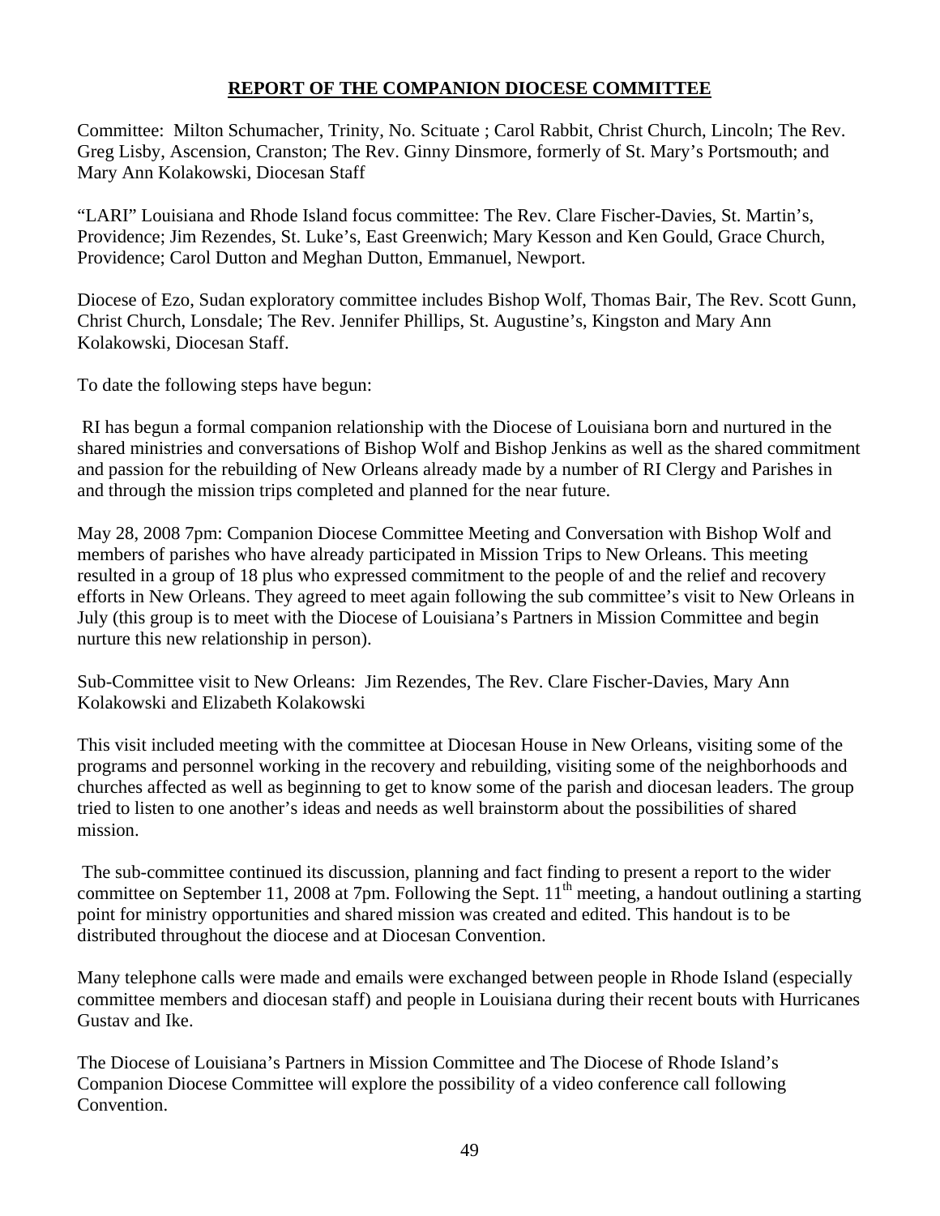## REPORT OF THE COMPANION DIOCESE COMMITTEE

Committee: Milton Schumacher, Trinity, No. Scituate ; Carol Rabbit, Christ Church, Lincoln; The Rev. Greg Lisby, Ascension, Cranston; The Rev. Ginny Dinsmore, formerly of St. Mary's Portsmouth; and Mary Ann Kolakowski, Diocesan Staff

"LARI" Louisiana and Rhode Island focus committee: The Rev. Clare Fischer-Davies, St. Martin's, Providence; Jim Rezendes, St. Luke's, East Greenwich; Mary Kesson and Ken Gould, Grace Church, Providence; Carol Dutton and Meghan Dutton, Emmanuel, Newport.

Diocese of Ezo, Sudan exploratory committee includes Bishop Wolf, Thomas Bair, The Rev. Scott Gunn, Christ Church, Lonsdale; The Rev. Jennifer Phillips, St. Augustine's, Kingston and Mary Ann Kolakowski, Diocesan Staff.

To date the following steps have begun:

RI has begun a formal companion relationship with the Diocese of Louisiana born and nurtured in the shared ministries and conversations of Bishop Wolf and Bishop Jenkins as well as the shared commitment and passion for the rebuilding of New Orleans already made by a number of RI Clergy and Parishes in and through the mission trips completed and planned for the near future.

May 28, 2008 7pm: Companion Diocese Committee Meeting and Conversation with Bishop Wolf and members of parishes who have already participated in Mission Trips to New Orleans. This meeting resulted in a group of 18 plus who expressed commitment to the people of and the relief and recovery efforts in New Orleans. They agreed to meet again following the sub committee's visit to New Orleans in July (this group is to meet with the Diocese of Louisiana's Partners in Mission Committee and begin nurture this new relationship in person).

Sub-Committee visit to New Orleans: Jim Rezendes, The Rev. Clare Fischer-Davies, Mary Ann Kolakowski and Elizabeth Kolakowski

This visit included meeting with the committee at Diocesan House in New Orleans, visiting some of the programs and personnel working in the recovery and rebuilding, visiting some of the neighborhoods and churches affected as well as beginning to get to know some of the parish and diocesan leaders. The group tried to listen to one another's ideas and needs as well brainstorm about the possibilities of shared mission.

The sub-committee continued its discussion, planning and fact finding to present a report to the wider committee on September 11, 2008 at 7pm. Following the Sept. 11th meeting, a handout outlining a starting point for ministry opportunities and shared mission was created and edited. This handout is to be distributed throughout the diocese and at Diocesan Convention.

Many telephone calls were made and emails were exchanged between people in Rhode Island (especially committee members and diocesan staff) and people in Louisiana during their recent bouts with Hurricanes Gustav and Ike.

The Diocese of Louisiana's Partners in Mission Committee and The Diocese of Rhode Island's Companion Diocese Committee will explore the possibility of a video conference call following Convention.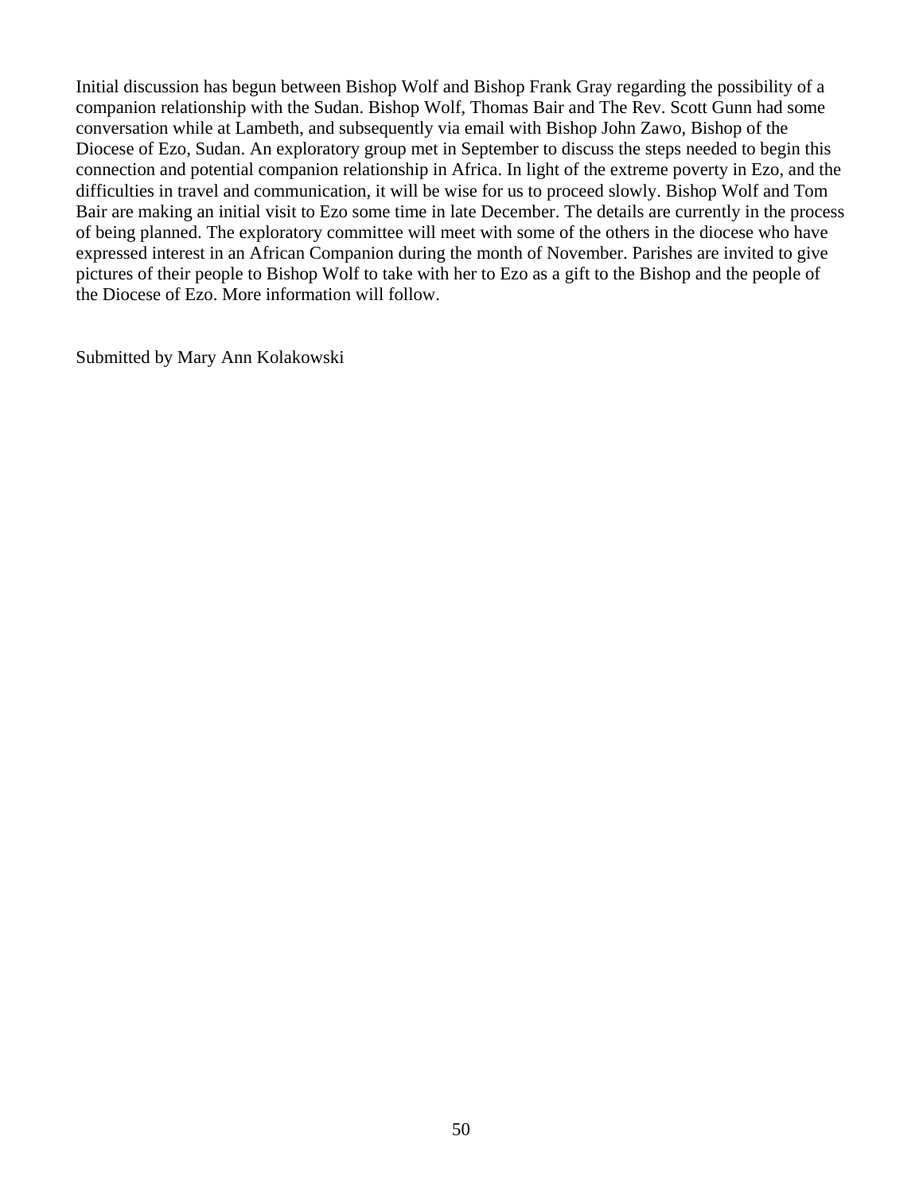Initial discussion has begun between Bishop Wolf and Bishop Frank Gray regarding the possibility of a companion relationship with the Sudan. Bishop Wolf, Thomas Bair and The Rev. Scott Gunn had some conversation while at Lambeth, and subsequently via email with Bishop John Zawo, Bishop of the Diocese of Ezo, Sudan. An exploratory group met in September to discuss the steps needed to begin this connection and potential companion relationship in Africa. In light of the extreme poverty in Ezo, and the difficulties in travel and communication, it will be wise for us to proceed slowly. Bishop Wolf and Tom Bair are making an initial visit to Ezo some time in late December. The details are currently in the process of being planned. The exploratory committee will meet with some of the others in the diocese who have expressed interest in an African Companion during the month of November. Parishes are invited to give pictures of their people to Bishop Wolf to take with her to Ezo as a gift to the Bishop and the people of the Diocese of Ezo. More information will follow.

Submitted by Mary Ann Kolakowski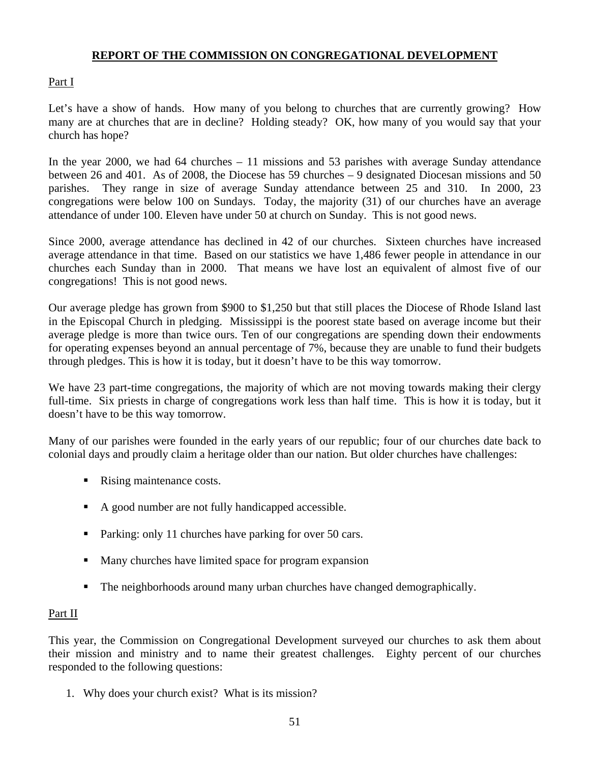# **REPORT OF THE COMMISSION ON CONGREGATIONAL DEVELOPMENT**

Part I

Let's have a show of hands. How many of you belong to churches that are currently growing? How many are at churches that are in decline? Holding steady? OK, how many of you would say that your church has hope?

In the year 2000, we had 64 churches – 11 missions and 53 parishes with average Sunday attendance between 26 and 401. As of 2008, the Diocese has 59 churches – 9 designated Diocesan missions and 50 parishes. They range in size of average Sunday attendance between 25 and 310. In 2000, 23 congregations were below 100 on Sundays. Today, the majority (31) of our churches have an average attendance of under 100. Eleven have under 50 at church on Sunday. This is not good news.

Since 2000, average attendance has declined in 42 of our churches. Sixteen churches have increased average attendance in that time. Based on our statistics we have 1,486 fewer people in attendance in our churches each Sunday than in 2000. That means we have lost an equivalent of almost five of our congregations! This is not good news.

Our average pledge has grown from $900 to $1,250 but that still places the Diocese of Rhode Island last in the Episcopal Church in pledging. Mississippi is the poorest state based on average income but their average pledge is more than twice ours. Ten of our congregations are spending down their endowments for operating expenses beyond an annual percentage of 7%, because they are unable to fund their budgets through pledges. This is how it is today, but it doesn't have to be this way tomorrow.

We have 23 part-time congregations, the majority of which are not moving towards making their clergy full-time. Six priests in charge of congregations work less than half time. This is how it is today, but it doesn't have to be this way tomorrow.

Many of our parishes were founded in the early years of our republic; four of our churches date back to colonial days and proudly claim a heritage older than our nation. But older churches have challenges:

- Rising maintenance costs.
- A good number are not fully handicapped accessible.
- Parking: only 11 churches have parking for over 50 cars.
- Many churches have limited space for program expansion
- The neighborhoods around many urban churches have changed demographically.

Part II

This year, the Commission on Congregational Development surveyed our churches to ask them about their mission and ministry and to name their greatest challenges. Eighty percent of our churches responded to the following questions:

1. Why does your church exist? What is its mission?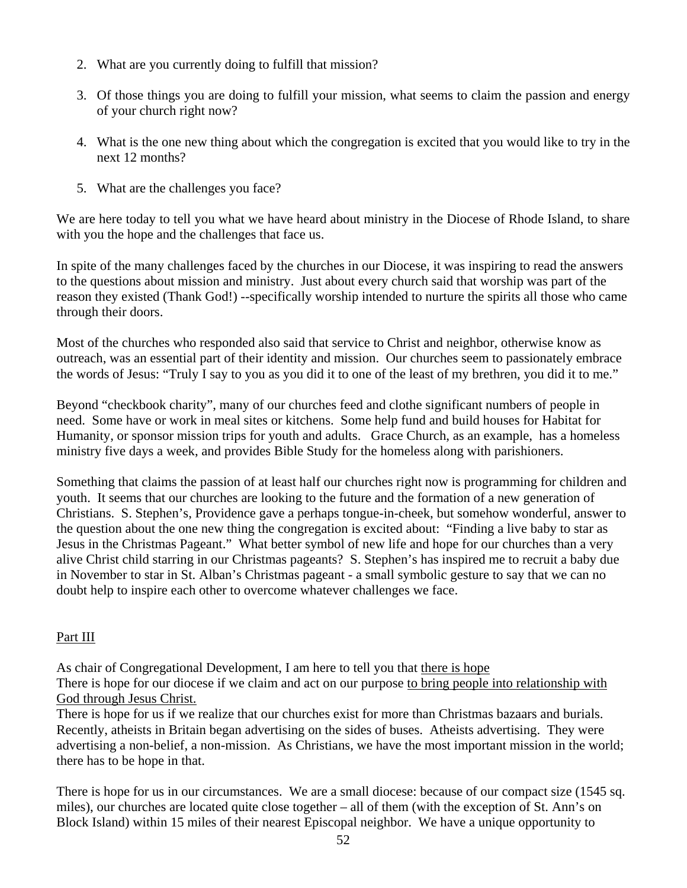2. What are you currently doing to fulfill that mission?

3. Of those things you are doing to fulfill your mission, what seems to claim the passion and energy of your church right now?

4. What is the one new thing about which the congregation is excited that you would like to try in the next 12 months?

5. What are the challenges you face?

We are here today to tell you what we have heard about ministry in the Diocese of Rhode Island, to share with you the hope and the challenges that face us.

In spite of the many challenges faced by the churches in our Diocese, it was inspiring to read the answers to the questions about mission and ministry. Just about every church said that worship was part of the reason they existed (Thank God!) --specifically worship intended to nurture the spirits all those who came through their doors.

Most of the churches who responded also said that service to Christ and neighbor, otherwise know as outreach, was an essential part of their identity and mission. Our churches seem to passionately embrace the words of Jesus: "Truly I say to you as you did it to one of the least of my brethren, you did it to me."

Beyond "checkbook charity", many of our churches feed and clothe significant numbers of people in need. Some have or work in meal sites or kitchens. Some help fund and build houses for Habitat for Humanity, or sponsor mission trips for youth and adults. Grace Church, as an example, has a homeless ministry five days a week, and provides Bible Study for the homeless along with parishioners.

Something that claims the passion of at least half our churches right now is programming for children and youth. It seems that our churches are looking to the future and the formation of a new generation of Christians. S. Stephen's, Providence gave a perhaps tongue-in-cheek, but somehow wonderful, answer to the question about the one new thing the congregation is excited about: "Finding a live baby to star as Jesus in the Christmas Pageant." What better symbol of new life and hope for our churches than a very alive Christ child starring in our Christmas pageants? S. Stephen's has inspired me to recruit a baby due in November to star in St. Alban's Christmas pageant - a small symbolic gesture to say that we can no doubt help to inspire each other to overcome whatever challenges we face.

<u>Part III</u>

As chair of Congregational Development, I am here to tell you that <u>there is hope</u>
There is hope for our diocese if we claim and act on our purpose <u>to bring people into relationship with God through Jesus Christ.</u>
There is hope for us if we realize that our churches exist for more than Christmas bazaars and burials. Recently, atheists in Britain began advertising on the sides of buses. Atheists advertising. They were advertising a non-belief, a non-mission. As Christians, we have the most important mission in the world; there has to be hope in that.

There is hope for us in our circumstances. We are a small diocese: because of our compact size (1545 sq. miles), our churches are located quite close together – all of them (with the exception of St. Ann's on Block Island) within 15 miles of their nearest Episcopal neighbor. We have a unique opportunity to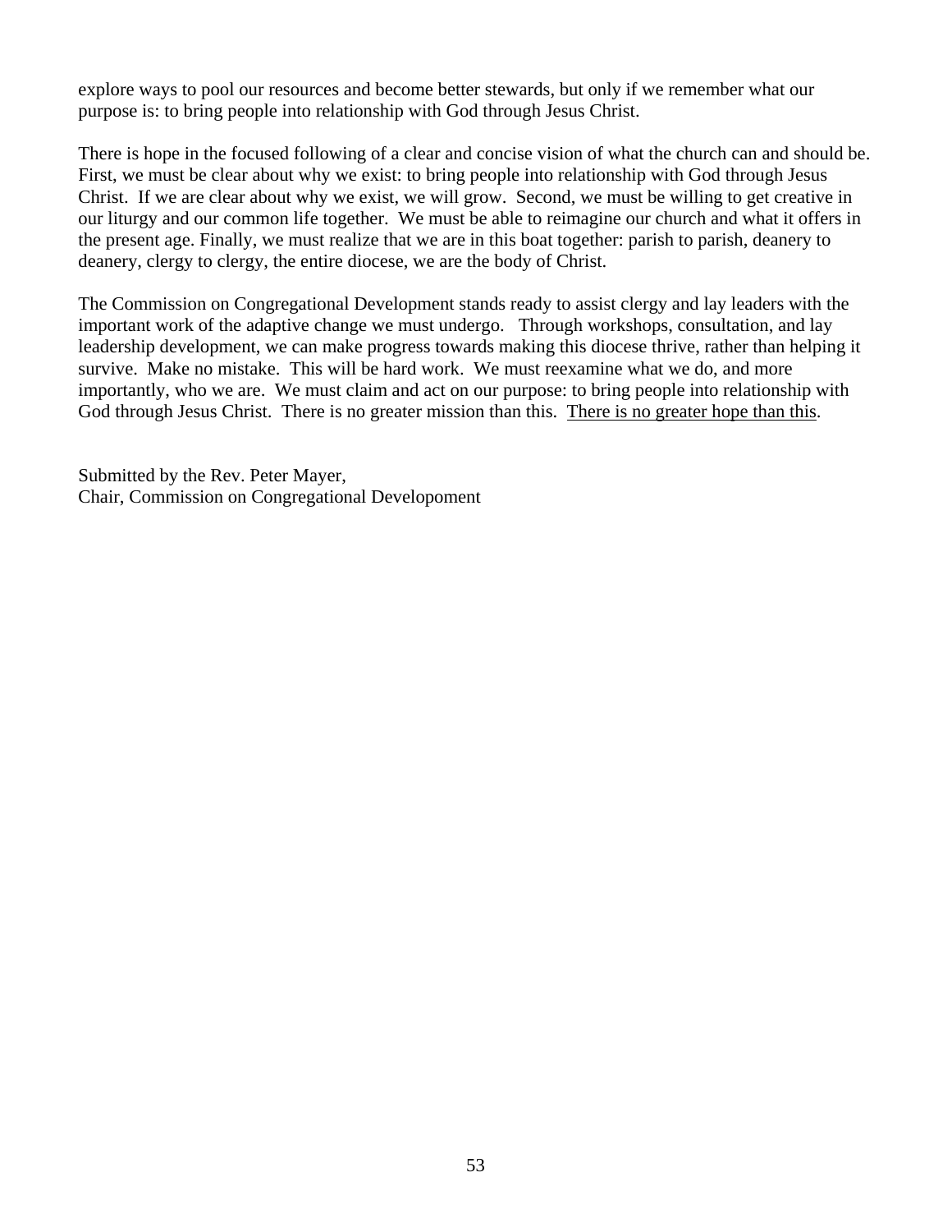explore ways to pool our resources and become better stewards, but only if we remember what our purpose is: to bring people into relationship with God through Jesus Christ.

There is hope in the focused following of a clear and concise vision of what the church can and should be. First, we must be clear about why we exist: to bring people into relationship with God through Jesus Christ. If we are clear about why we exist, we will grow. Second, we must be willing to get creative in our liturgy and our common life together. We must be able to reimagine our church and what it offers in the present age. Finally, we must realize that we are in this boat together: parish to parish, deanery to deanery, clergy to clergy, the entire diocese, we are the body of Christ.

The Commission on Congregational Development stands ready to assist clergy and lay leaders with the important work of the adaptive change we must undergo. Through workshops, consultation, and lay leadership development, we can make progress towards making this diocese thrive, rather than helping it survive. Make no mistake. This will be hard work. We must reexamine what we do, and more importantly, who we are. We must claim and act on our purpose: to bring people into relationship with God through Jesus Christ. There is no greater mission than this. <u>There is no greater hope than this</u>.

Submitted by the Rev. Peter Mayer,
Chair, Commission on Congregational Developoment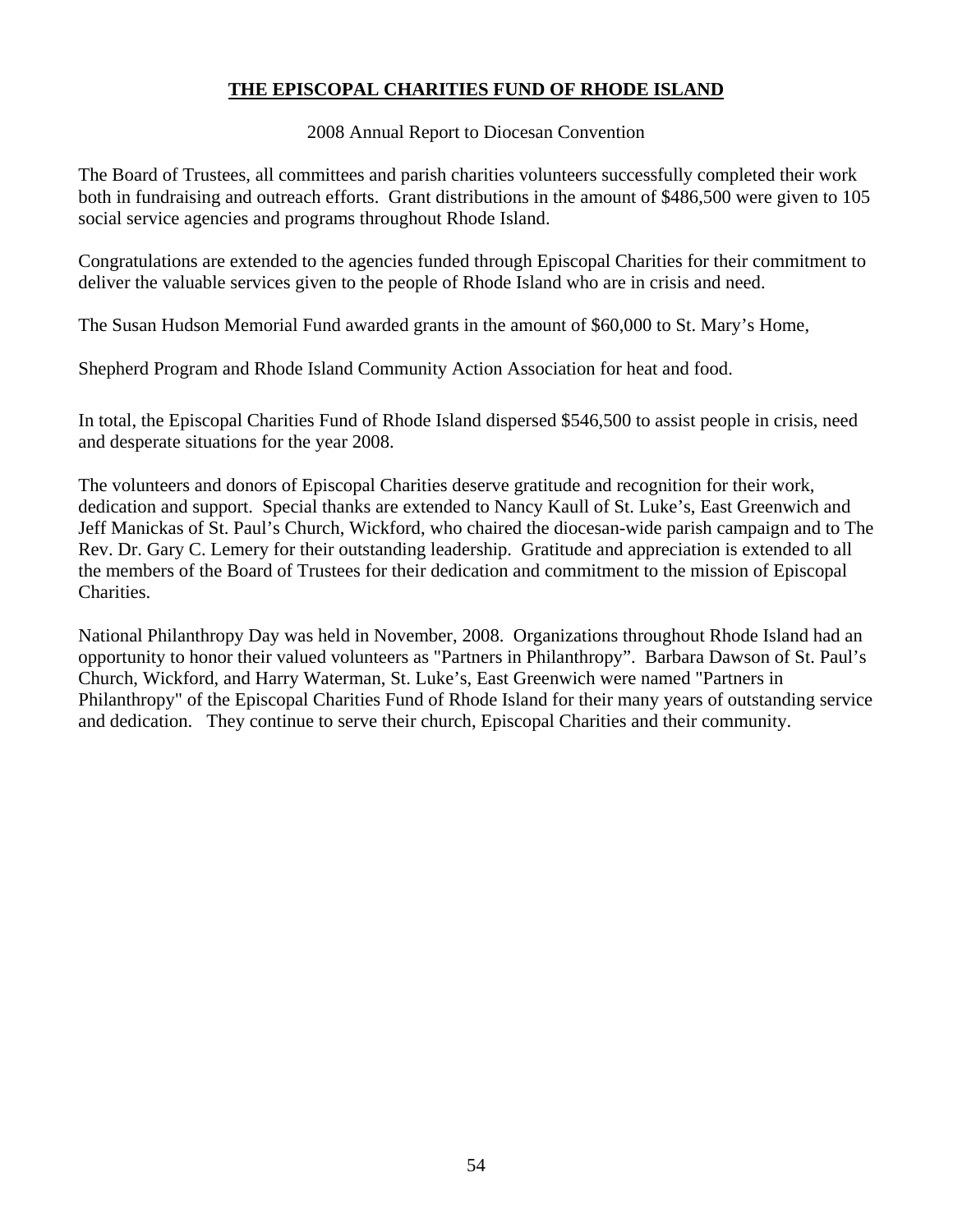# **THE EPISCOPAL CHARITIES FUND OF RHODE ISLAND**

2008 Annual Report to Diocesan Convention

The Board of Trustees, all committees and parish charities volunteers successfully completed their work both in fundraising and outreach efforts. Grant distributions in the amount of $486,500 were given to 105 social service agencies and programs throughout Rhode Island.

Congratulations are extended to the agencies funded through Episcopal Charities for their commitment to deliver the valuable services given to the people of Rhode Island who are in crisis and need.

The Susan Hudson Memorial Fund awarded grants in the amount of $60,000 to St. Mary's Home,

Shepherd Program and Rhode Island Community Action Association for heat and food.

In total, the Episcopal Charities Fund of Rhode Island dispersed $546,500 to assist people in crisis, need and desperate situations for the year 2008.

The volunteers and donors of Episcopal Charities deserve gratitude and recognition for their work, dedication and support. Special thanks are extended to Nancy Kaull of St. Luke's, East Greenwich and Jeff Manickas of St. Paul's Church, Wickford, who chaired the diocesan-wide parish campaign and to The Rev. Dr. Gary C. Lemery for their outstanding leadership. Gratitude and appreciation is extended to all the members of the Board of Trustees for their dedication and commitment to the mission of Episcopal Charities.

National Philanthropy Day was held in November, 2008. Organizations throughout Rhode Island had an opportunity to honor their valued volunteers as "Partners in Philanthropy". Barbara Dawson of St. Paul's Church, Wickford, and Harry Waterman, St. Luke's, East Greenwich were named "Partners in Philanthropy" of the Episcopal Charities Fund of Rhode Island for their many years of outstanding service and dedication. They continue to serve their church, Episcopal Charities and their community.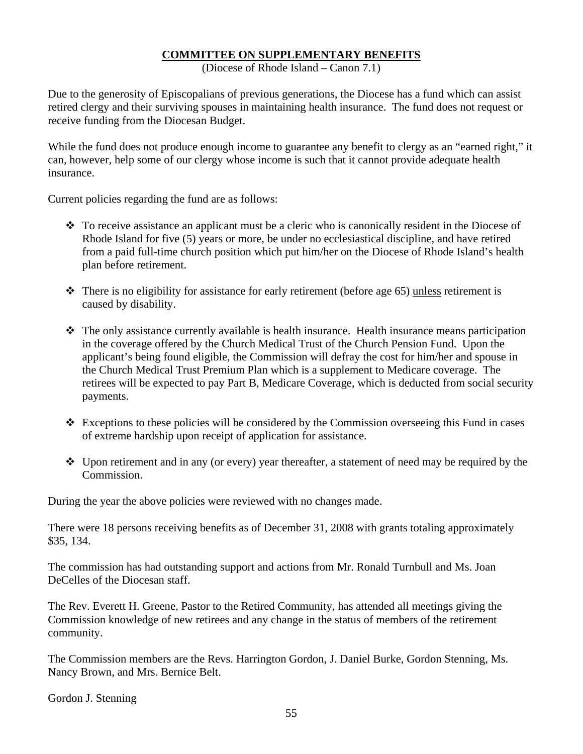## COMMITTEE ON SUPPLEMENTARY BENEFITS

(Diocese of Rhode Island – Canon 7.1)

Due to the generosity of Episcopalians of previous generations, the Diocese has a fund which can assist retired clergy and their surviving spouses in maintaining health insurance. The fund does not request or receive funding from the Diocesan Budget.

While the fund does not produce enough income to guarantee any benefit to clergy as an "earned right," it can, however, help some of our clergy whose income is such that it cannot provide adequate health insurance.

Current policies regarding the fund are as follows:

- To receive assistance an applicant must be a cleric who is canonically resident in the Diocese of Rhode Island for five (5) years or more, be under no ecclesiastical discipline, and have retired from a paid full-time church position which put him/her on the Diocese of Rhode Island's health plan before retirement.
- There is no eligibility for assistance for early retirement (before age 65) unless retirement is caused by disability.
- The only assistance currently available is health insurance. Health insurance means participation in the coverage offered by the Church Medical Trust of the Church Pension Fund. Upon the applicant's being found eligible, the Commission will defray the cost for him/her and spouse in the Church Medical Trust Premium Plan which is a supplement to Medicare coverage. The retirees will be expected to pay Part B, Medicare Coverage, which is deducted from social security payments.
- Exceptions to these policies will be considered by the Commission overseeing this Fund in cases of extreme hardship upon receipt of application for assistance.
- Upon retirement and in any (or every) year thereafter, a statement of need may be required by the Commission.

During the year the above policies were reviewed with no changes made.

There were 18 persons receiving benefits as of December 31, 2008 with grants totaling approximately $35, 134.

The commission has had outstanding support and actions from Mr. Ronald Turnbull and Ms. Joan DeCelles of the Diocesan staff.

The Rev. Everett H. Greene, Pastor to the Retired Community, has attended all meetings giving the Commission knowledge of new retirees and any change in the status of members of the retirement community.

The Commission members are the Revs. Harrington Gordon, J. Daniel Burke, Gordon Stenning, Ms. Nancy Brown, and Mrs. Bernice Belt.

Gordon J. Stenning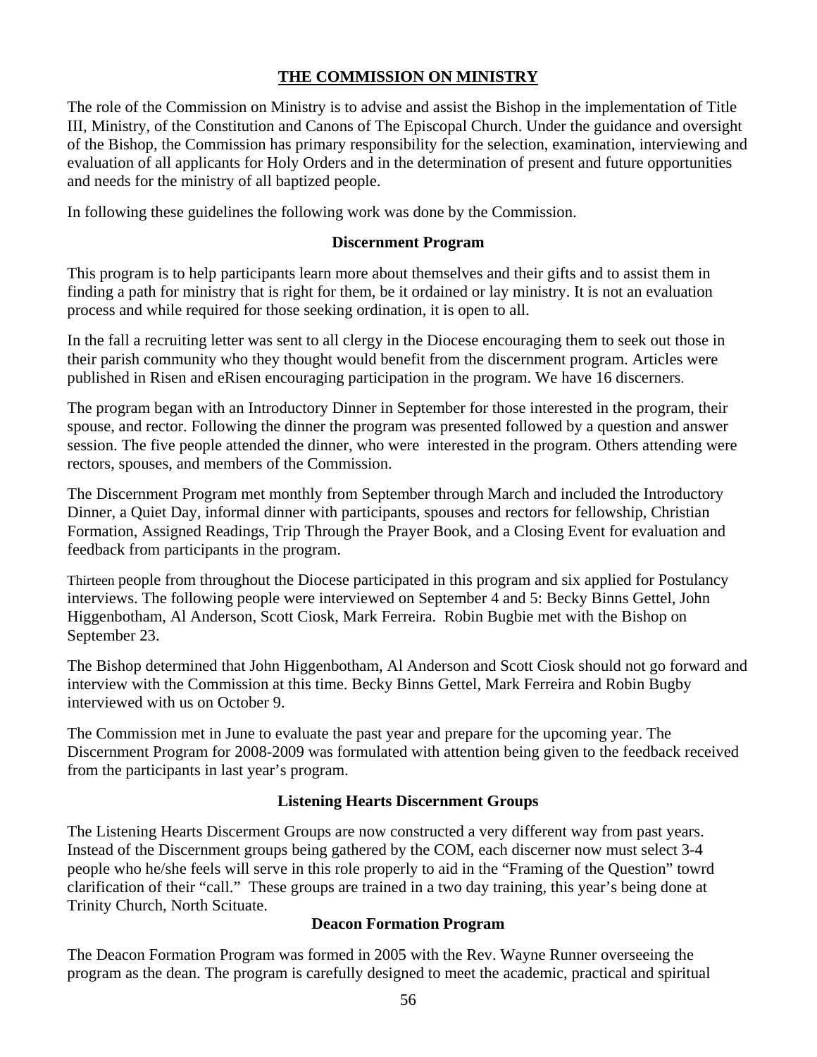## THE COMMISSION ON MINISTRY

The role of the Commission on Ministry is to advise and assist the Bishop in the implementation of Title III, Ministry, of the Constitution and Canons of The Episcopal Church. Under the guidance and oversight of the Bishop, the Commission has primary responsibility for the selection, examination, interviewing and evaluation of all applicants for Holy Orders and in the determination of present and future opportunities and needs for the ministry of all baptized people.

In following these guidelines the following work was done by the Commission.

### Discernment Program

This program is to help participants learn more about themselves and their gifts and to assist them in finding a path for ministry that is right for them, be it ordained or lay ministry. It is not an evaluation process and while required for those seeking ordination, it is open to all.

In the fall a recruiting letter was sent to all clergy in the Diocese encouraging them to seek out those in their parish community who they thought would benefit from the discernment program. Articles were published in Risen and eRisen encouraging participation in the program. We have 16 discerners.

The program began with an Introductory Dinner in September for those interested in the program, their spouse, and rector. Following the dinner the program was presented followed by a question and answer session. The five people attended the dinner, who were interested in the program. Others attending were rectors, spouses, and members of the Commission.

The Discernment Program met monthly from September through March and included the Introductory Dinner, a Quiet Day, informal dinner with participants, spouses and rectors for fellowship, Christian Formation, Assigned Readings, Trip Through the Prayer Book, and a Closing Event for evaluation and feedback from participants in the program.

Thirteen people from throughout the Diocese participated in this program and six applied for Postulancy interviews. The following people were interviewed on September 4 and 5: Becky Binns Gettel, John Higgenbotham, Al Anderson, Scott Ciosk, Mark Ferreira. Robin Bugbie met with the Bishop on September 23.

The Bishop determined that John Higgenbotham, Al Anderson and Scott Ciosk should not go forward and interview with the Commission at this time. Becky Binns Gettel, Mark Ferreira and Robin Bugby interviewed with us on October 9.

The Commission met in June to evaluate the past year and prepare for the upcoming year. The Discernment Program for 2008-2009 was formulated with attention being given to the feedback received from the participants in last year's program.

### Listening Hearts Discernment Groups

The Listening Hearts Discerment Groups are now constructed a very different way from past years. Instead of the Discernment groups being gathered by the COM, each discerner now must select 3-4 people who he/she feels will serve in this role properly to aid in the "Framing of the Question" towrd clarification of their "call." These groups are trained in a two day training, this year's being done at Trinity Church, North Scituate.

### Deacon Formation Program

The Deacon Formation Program was formed in 2005 with the Rev. Wayne Runner overseeing the program as the dean. The program is carefully designed to meet the academic, practical and spiritual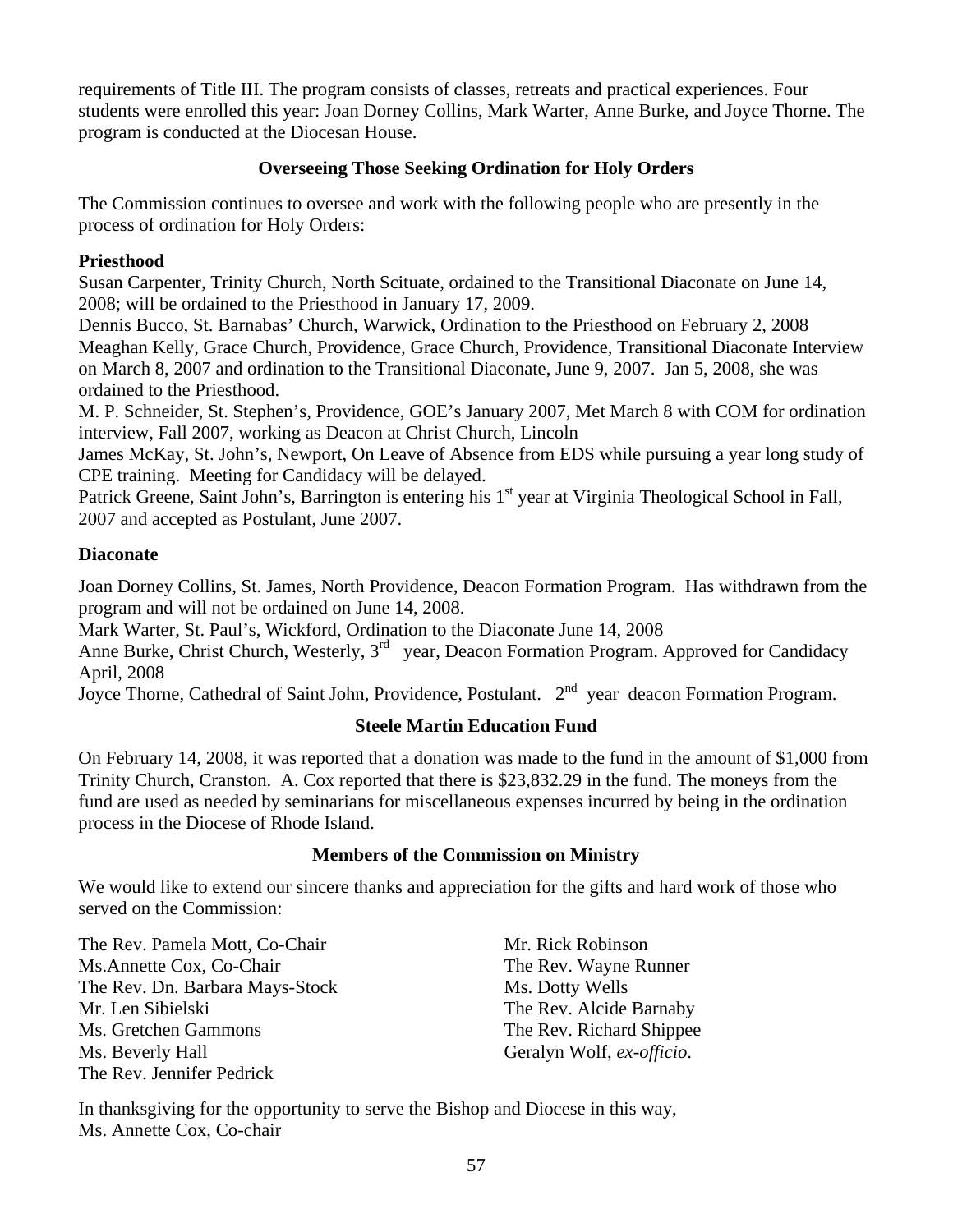requirements of Title III. The program consists of classes, retreats and practical experiences. Four students were enrolled this year: Joan Dorney Collins, Mark Warter, Anne Burke, and Joyce Thorne. The program is conducted at the Diocesan House.

### Overseeing Those Seeking Ordination for Holy Orders

The Commission continues to oversee and work with the following people who are presently in the process of ordination for Holy Orders:

**Priesthood**

Susan Carpenter, Trinity Church, North Scituate, ordained to the Transitional Diaconate on June 14, 2008; will be ordained to the Priesthood in January 17, 2009.
Dennis Bucco, St. Barnabas' Church, Warwick, Ordination to the Priesthood on February 2, 2008
Meaghan Kelly, Grace Church, Providence, Grace Church, Providence, Transitional Diaconate Interview on March 8, 2007 and ordination to the Transitional Diaconate, June 9, 2007. Jan 5, 2008, she was ordained to the Priesthood.
M. P. Schneider, St. Stephen's, Providence, GOE's January 2007, Met March 8 with COM for ordination interview, Fall 2007, working as Deacon at Christ Church, Lincoln
James McKay, St. John's, Newport, On Leave of Absence from EDS while pursuing a year long study of CPE training. Meeting for Candidacy will be delayed.
Patrick Greene, Saint John's, Barrington is entering his 1st year at Virginia Theological School in Fall, 2007 and accepted as Postulant, June 2007.

**Diaconate**

Joan Dorney Collins, St. James, North Providence, Deacon Formation Program. Has withdrawn from the program and will not be ordained on June 14, 2008.
Mark Warter, St. Paul's, Wickford, Ordination to the Diaconate June 14, 2008
Anne Burke, Christ Church, Westerly, 3rd year, Deacon Formation Program. Approved for Candidacy April, 2008
Joyce Thorne, Cathedral of Saint John, Providence, Postulant. 2nd year deacon Formation Program.

### Steele Martin Education Fund

On February 14, 2008, it was reported that a donation was made to the fund in the amount of $1,000 from Trinity Church, Cranston. A. Cox reported that there is $23,832.29 in the fund. The moneys from the fund are used as needed by seminarians for miscellaneous expenses incurred by being in the ordination process in the Diocese of Rhode Island.

### Members of the Commission on Ministry

We would like to extend our sincere thanks and appreciation for the gifts and hard work of those who served on the Commission:

The Rev. Pamela Mott, Co-Chair
Ms.Annette Cox, Co-Chair
The Rev. Dn. Barbara Mays-Stock
Mr. Len Sibielski
Ms. Gretchen Gammons
Ms. Beverly Hall
The Rev. Jennifer Pedrick
Mr. Rick Robinson
The Rev. Wayne Runner
Ms. Dotty Wells
The Rev. Alcide Barnaby
The Rev. Richard Shippee
Geralyn Wolf, *ex-officio*.

In thanksgiving for the opportunity to serve the Bishop and Diocese in this way,
Ms. Annette Cox, Co-chair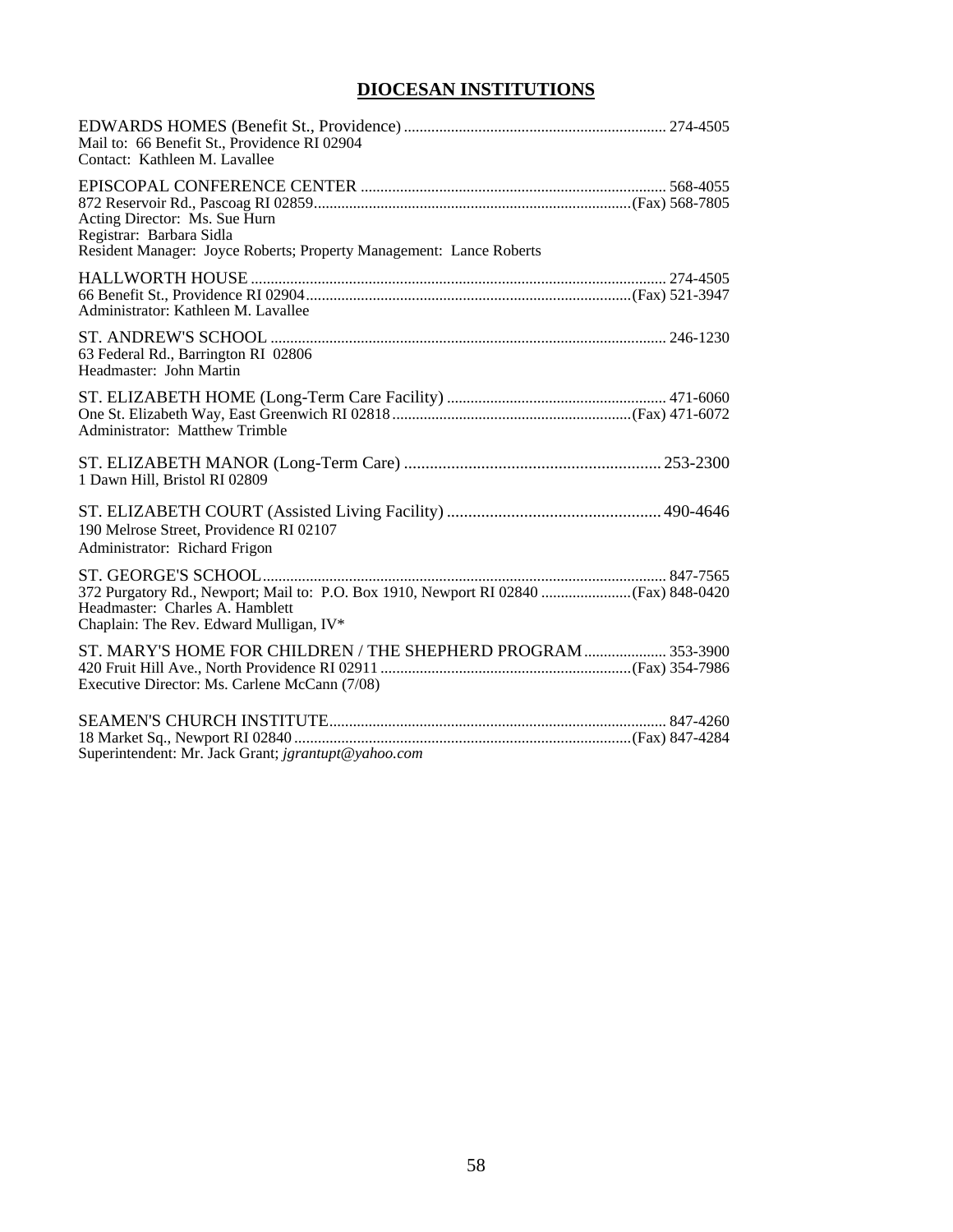# DIOCESAN INSTITUTIONS

EDWARDS HOMES (Benefit St., Providence) .................................................................. 274-4505
Mail to: 66 Benefit St., Providence RI 02904
Contact: Kathleen M. Lavallee

EPISCOPAL CONFERENCE CENTER .............................................................................. 568-4055
872 Reservoir Rd., Pascoag RI 02859...................................................................................(Fax) 568-7805
Acting Director: Ms. Sue Hurn
Registrar: Barbara Sidla
Resident Manager: Joyce Roberts; Property Management: Lance Roberts

HALLWORTH HOUSE ......................................................................................................... 274-4505
66 Benefit St., Providence RI 02904.....................................................................................(Fax) 521-3947
Administrator: Kathleen M. Lavallee

ST. ANDREW'S SCHOOL .................................................................................................... 246-1230
63 Federal Rd., Barrington RI 02806
Headmaster: John Martin

ST. ELIZABETH HOME (Long-Term Care Facility) ........................................................ 471-6060
One St. Elizabeth Way, East Greenwich RI 02818 ...............................................................(Fax) 471-6072
Administrator: Matthew Trimble

ST. ELIZABETH MANOR (Long-Term Care) ............................................................ 253-2300
1 Dawn Hill, Bristol RI 02809

ST. ELIZABETH COURT (Assisted Living Facility) .................................................. 490-4646
190 Melrose Street, Providence RI 02107
Administrator: Richard Frigon

ST. GEORGE'S SCHOOL...................................................................................................... 847-7565
372 Purgatory Rd., Newport; Mail to: P.O. Box 1910, Newport RI 02840 .......................(Fax) 848-0420
Headmaster: Charles A. Hamblett
Chaplain: The Rev. Edward Mulligan, IV*

ST. MARY'S HOME FOR CHILDREN / THE SHEPHERD PROGRAM ..................... 353-3900
420 Fruit Hill Ave., North Providence RI 02911 ..................................................................(Fax) 354-7986
Executive Director: Ms. Carlene McCann (7/08)

SEAMEN'S CHURCH INSTITUTE...................................................................................... 847-4260
18 Market Sq., Newport RI 02840 ........................................................................................(Fax) 847-4284
Superintendent: Mr. Jack Grant; *jgrantupt@yahoo.com*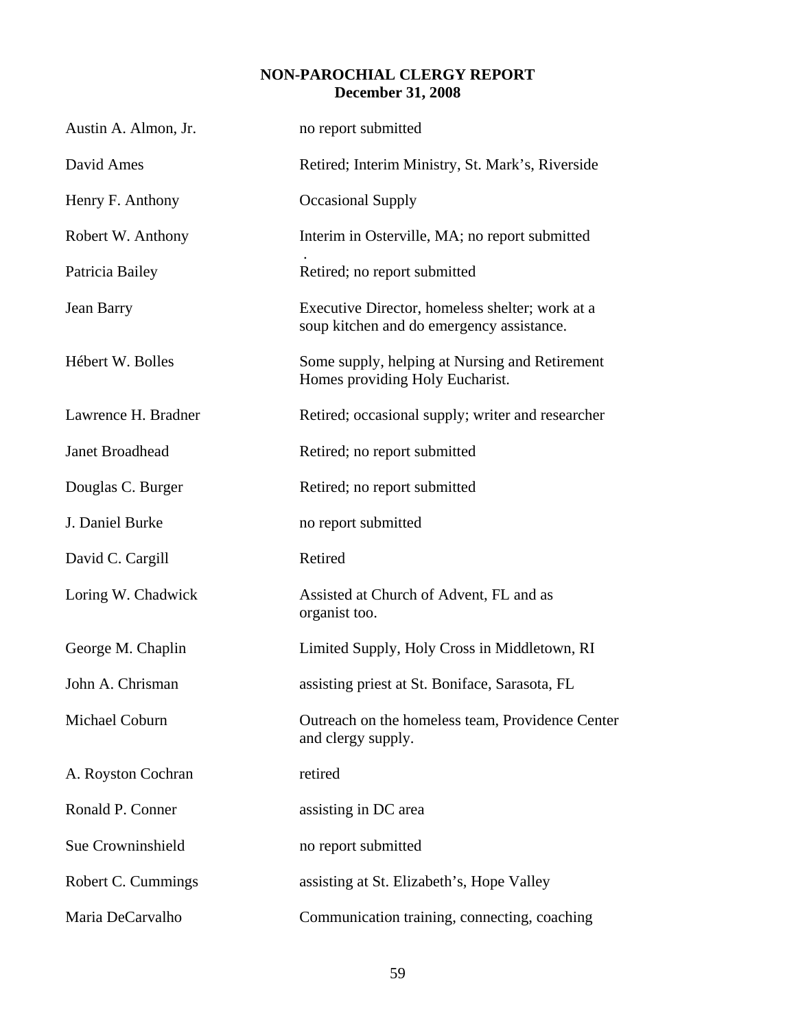**NON-PAROCHIAL CLERGY REPORT**
**December 31, 2008**

| | |
|---|---|
| Austin A. Almon, Jr. | no report submitted |
| David Ames | Retired; Interim Ministry, St. Mark's, Riverside |
| Henry F. Anthony | Occasional Supply |
| Robert W. Anthony | Interim in Osterville, MA; no report submitted |
| Patricia Bailey | Retired; no report submitted |
| Jean Barry | Executive Director, homeless shelter; work at a soup kitchen and do emergency assistance. |
| Hébert W. Bolles | Some supply, helping at Nursing and Retirement Homes providing Holy Eucharist. |
| Lawrence H. Bradner | Retired; occasional supply; writer and researcher |
| Janet Broadhead | Retired; no report submitted |
| Douglas C. Burger | Retired; no report submitted |
| J. Daniel Burke | no report submitted |
| David C. Cargill | Retired |
| Loring W. Chadwick | Assisted at Church of Advent, FL and as organist too. |
| George M. Chaplin | Limited Supply, Holy Cross in Middletown, RI |
| John A. Chrisman | assisting priest at St. Boniface, Sarasota, FL |
| Michael Coburn | Outreach on the homeless team, Providence Center and clergy supply. |
| A. Royston Cochran | retired |
| Ronald P. Conner | assisting in DC area |
| Sue Crowninshield | no report submitted |
| Robert C. Cummings | assisting at St. Elizabeth's, Hope Valley |
| Maria DeCarvalho | Communication training, connecting, coaching |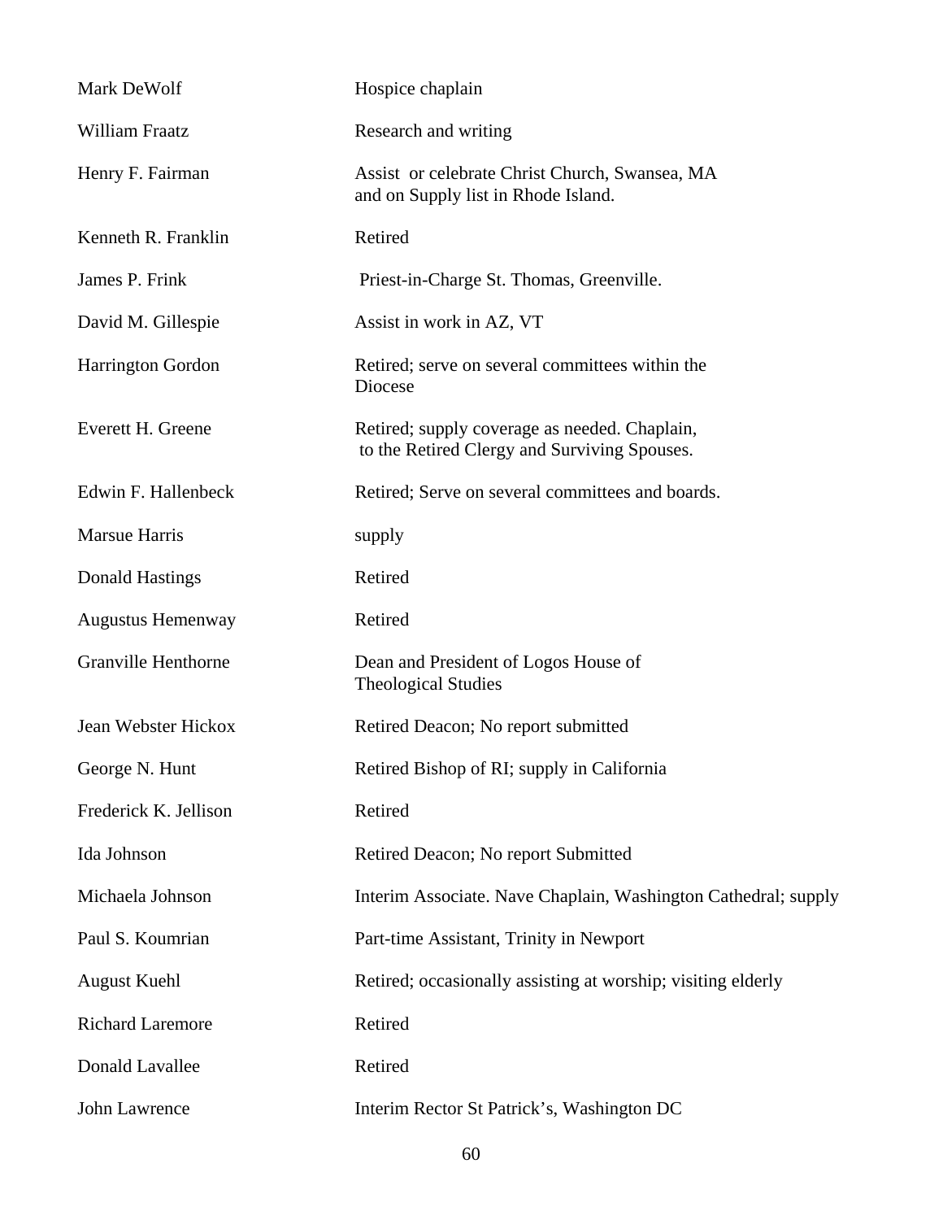| | |
|---|---|
| Mark DeWolf | Hospice chaplain |
| William Fraatz | Research and writing |
| Henry F. Fairman | Assist or celebrate Christ Church, Swansea, MA and on Supply list in Rhode Island. |
| Kenneth R. Franklin | Retired |
| James P. Frink | Priest-in-Charge St. Thomas, Greenville. |
| David M. Gillespie | Assist in work in AZ, VT |
| Harrington Gordon | Retired; serve on several committees within the Diocese |
| Everett H. Greene | Retired; supply coverage as needed. Chaplain, to the Retired Clergy and Surviving Spouses. |
| Edwin F. Hallenbeck | Retired; Serve on several committees and boards. |
| Marsue Harris | supply |
| Donald Hastings | Retired |
| Augustus Hemenway | Retired |
| Granville Henthorne | Dean and President of Logos House of Theological Studies |
| Jean Webster Hickox | Retired Deacon; No report submitted |
| George N. Hunt | Retired Bishop of RI; supply in California |
| Frederick K. Jellison | Retired |
| Ida Johnson | Retired Deacon; No report Submitted |
| Michaela Johnson | Interim Associate. Nave Chaplain, Washington Cathedral; supply |
| Paul S. Koumrian | Part-time Assistant, Trinity in Newport |
| August Kuehl | Retired; occasionally assisting at worship; visiting elderly |
| Richard Laremore | Retired |
| Donald Lavallee | Retired |
| John Lawrence | Interim Rector St Patrick's, Washington DC |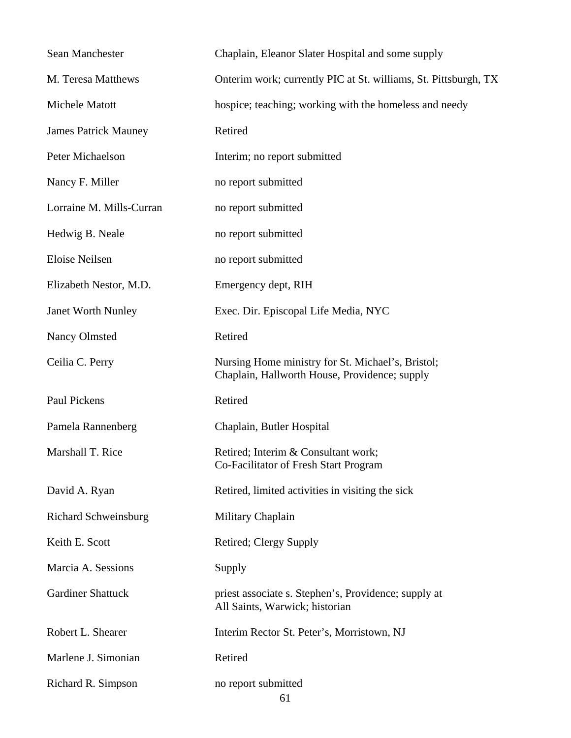| | |
|---|---|
| Sean Manchester | Chaplain, Eleanor Slater Hospital and some supply |
| M. Teresa Matthews | Onterim work; currently PIC at St. williams, St. Pittsburgh, TX |
| Michele Matott | hospice; teaching; working with the homeless and needy |
| James Patrick Mauney | Retired |
| Peter Michaelson | Interim; no report submitted |
| Nancy F. Miller | no report submitted |
| Lorraine M. Mills-Curran | no report submitted |
| Hedwig B. Neale | no report submitted |
| Eloise Neilsen | no report submitted |
| Elizabeth Nestor, M.D. | Emergency dept, RIH |
| Janet Worth Nunley | Exec. Dir. Episcopal Life Media, NYC |
| Nancy Olmsted | Retired |
| Ceilia C. Perry | Nursing Home ministry for St. Michael's, Bristol; Chaplain, Hallworth House, Providence; supply |
| Paul Pickens | Retired |
| Pamela Rannenberg | Chaplain, Butler Hospital |
| Marshall T. Rice | Retired; Interim & Consultant work; Co-Facilitator of Fresh Start Program |
| David A. Ryan | Retired, limited activities in visiting the sick |
| Richard Schweinsburg | Military Chaplain |
| Keith E. Scott | Retired; Clergy Supply |
| Marcia A. Sessions | Supply |
| Gardiner Shattuck | priest associate s. Stephen's, Providence; supply at All Saints, Warwick; historian |
| Robert L. Shearer | Interim Rector St. Peter's, Morristown, NJ |
| Marlene J. Simonian | Retired |
| Richard R. Simpson | no report submitted |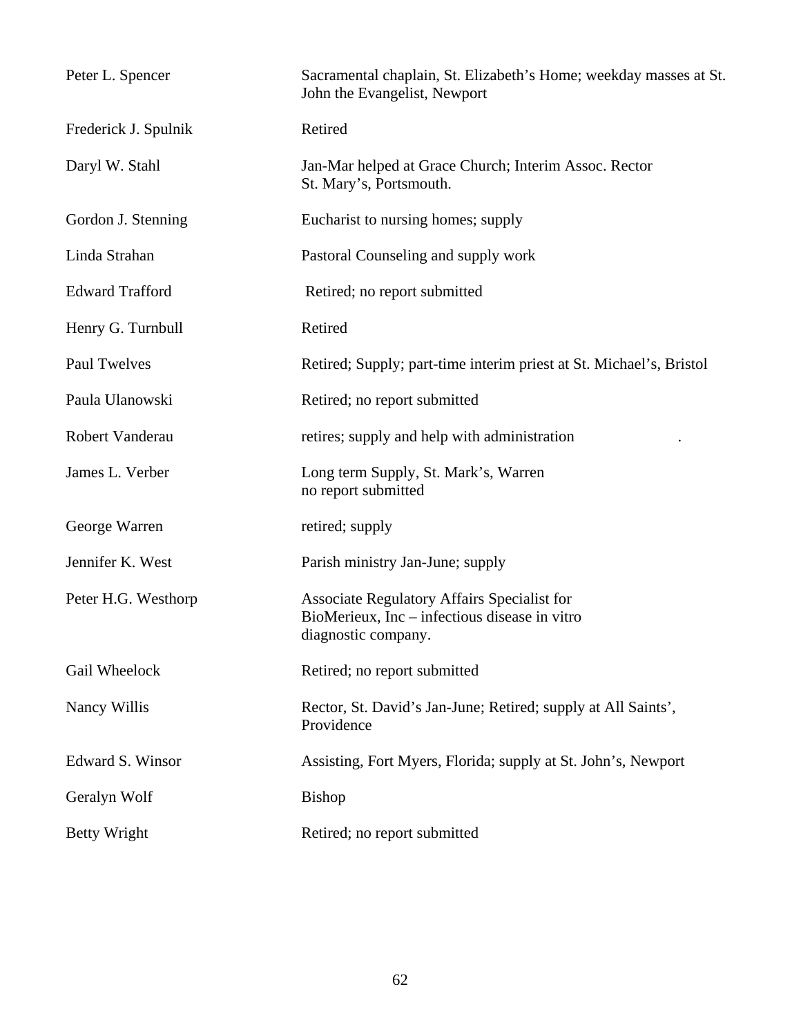| | |
|---|---|
| Peter L. Spencer | Sacramental chaplain, St. Elizabeth's Home; weekday masses at St. John the Evangelist, Newport |
| Frederick J. Spulnik | Retired |
| Daryl W. Stahl | Jan-Mar helped at Grace Church; Interim Assoc. Rector St. Mary's, Portsmouth. |
| Gordon J. Stenning | Eucharist to nursing homes; supply |
| Linda Strahan | Pastoral Counseling and supply work |
| Edward Trafford | Retired; no report submitted |
| Henry G. Turnbull | Retired |
| Paul Twelves | Retired; Supply; part-time interim priest at St. Michael's, Bristol |
| Paula Ulanowski | Retired; no report submitted |
| Robert Vanderau | retires; supply and help with administration . |
| James L. Verber | Long term Supply, St. Mark's, Warren no report submitted |
| George Warren | retired; supply |
| Jennifer K. West | Parish ministry Jan-June; supply |
| Peter H.G. Westhorp | Associate Regulatory Affairs Specialist for BioMerieux, Inc – infectious disease in vitro diagnostic company. |
| Gail Wheelock | Retired; no report submitted |
| Nancy Willis | Rector, St. David's Jan-June; Retired; supply at All Saints', Providence |
| Edward S. Winsor | Assisting, Fort Myers, Florida; supply at St. John's, Newport |
| Geralyn Wolf | Bishop |
| Betty Wright | Retired; no report submitted |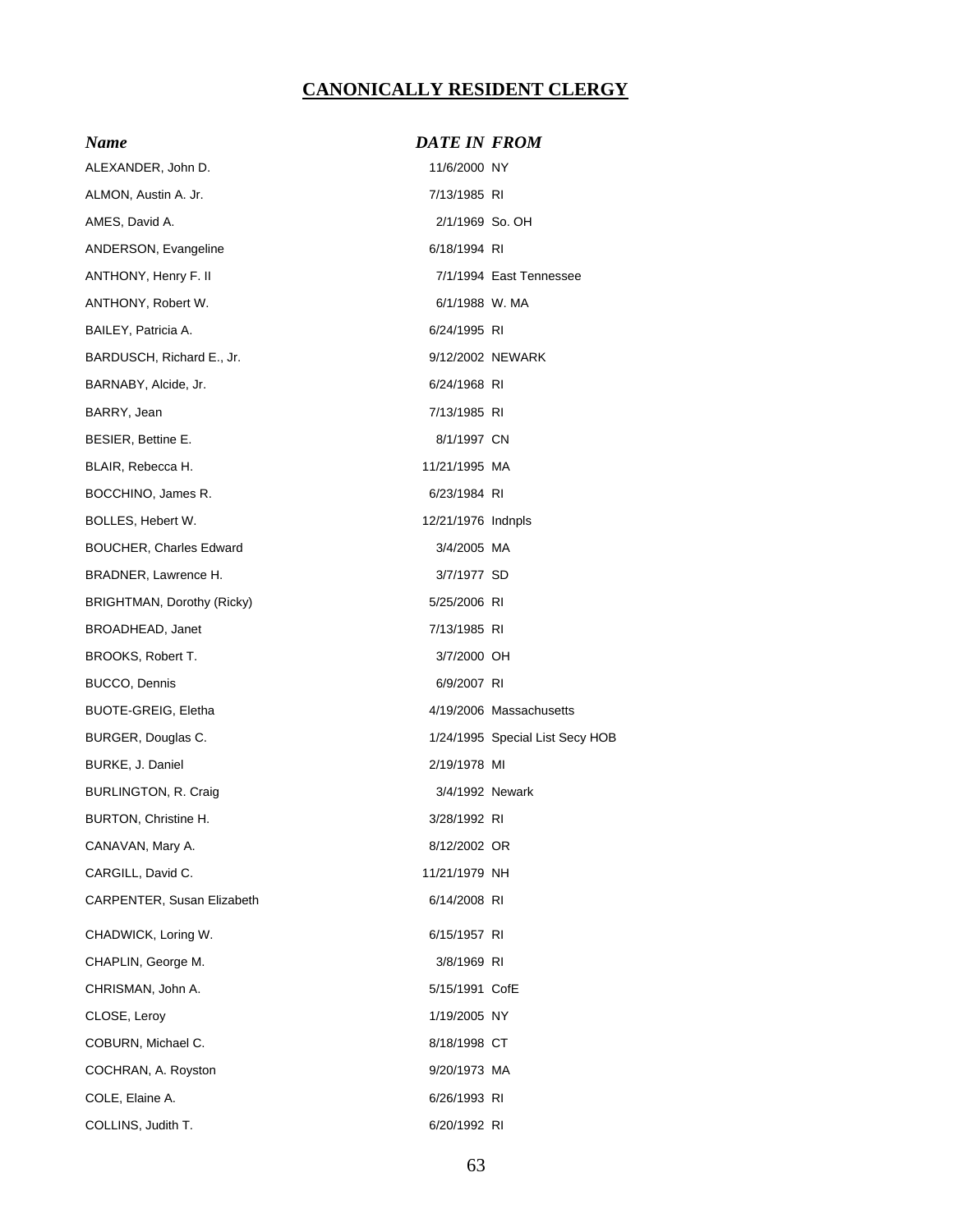# CANONICALLY RESIDENT CLERGY

| *Name* | *DATE IN* | *FROM* |
|---|---|---|
| ALEXANDER, John D. | 11/6/2000 | NY |
| ALMON, Austin A. Jr. | 7/13/1985 | RI |
| AMES, David A. | 2/1/1969 | So. OH |
| ANDERSON, Evangeline | 6/18/1994 | RI |
| ANTHONY, Henry F. II | 7/1/1994 | East Tennessee |
| ANTHONY, Robert W. | 6/1/1988 | W. MA |
| BAILEY, Patricia A. | 6/24/1995 | RI |
| BARDUSCH, Richard E., Jr. | 9/12/2002 | NEWARK |
| BARNABY, Alcide, Jr. | 6/24/1968 | RI |
| BARRY, Jean | 7/13/1985 | RI |
| BESIER, Bettine E. | 8/1/1997 | CN |
| BLAIR, Rebecca H. | 11/21/1995 | MA |
| BOCCHINO, James R. | 6/23/1984 | RI |
| BOLLES, Hebert W. | 12/21/1976 | Indnpls |
| BOUCHER, Charles Edward | 3/4/2005 | MA |
| BRADNER, Lawrence H. | 3/7/1977 | SD |
| BRIGHTMAN, Dorothy (Ricky) | 5/25/2006 | RI |
| BROADHEAD, Janet | 7/13/1985 | RI |
| BROOKS, Robert T. | 3/7/2000 | OH |
| BUCCO, Dennis | 6/9/2007 | RI |
| BUOTE-GREIG, Eletha | 4/19/2006 | Massachusetts |
| BURGER, Douglas C. | 1/24/1995 | Special List Secy HOB |
| BURKE, J. Daniel | 2/19/1978 | MI |
| BURLINGTON, R. Craig | 3/4/1992 | Newark |
| BURTON, Christine H. | 3/28/1992 | RI |
| CANAVAN, Mary A. | 8/12/2002 | OR |
| CARGILL, David C. | 11/21/1979 | NH |
| CARPENTER, Susan Elizabeth | 6/14/2008 | RI |
| CHADWICK, Loring W. | 6/15/1957 | RI |
| CHAPLIN, George M. | 3/8/1969 | RI |
| CHRISMAN, John A. | 5/15/1991 | CofE |
| CLOSE, Leroy | 1/19/2005 | NY |
| COBURN, Michael C. | 8/18/1998 | CT |
| COCHRAN, A. Royston | 9/20/1973 | MA |
| COLE, Elaine A. | 6/26/1993 | RI |
| COLLINS, Judith T. | 6/20/1992 | RI |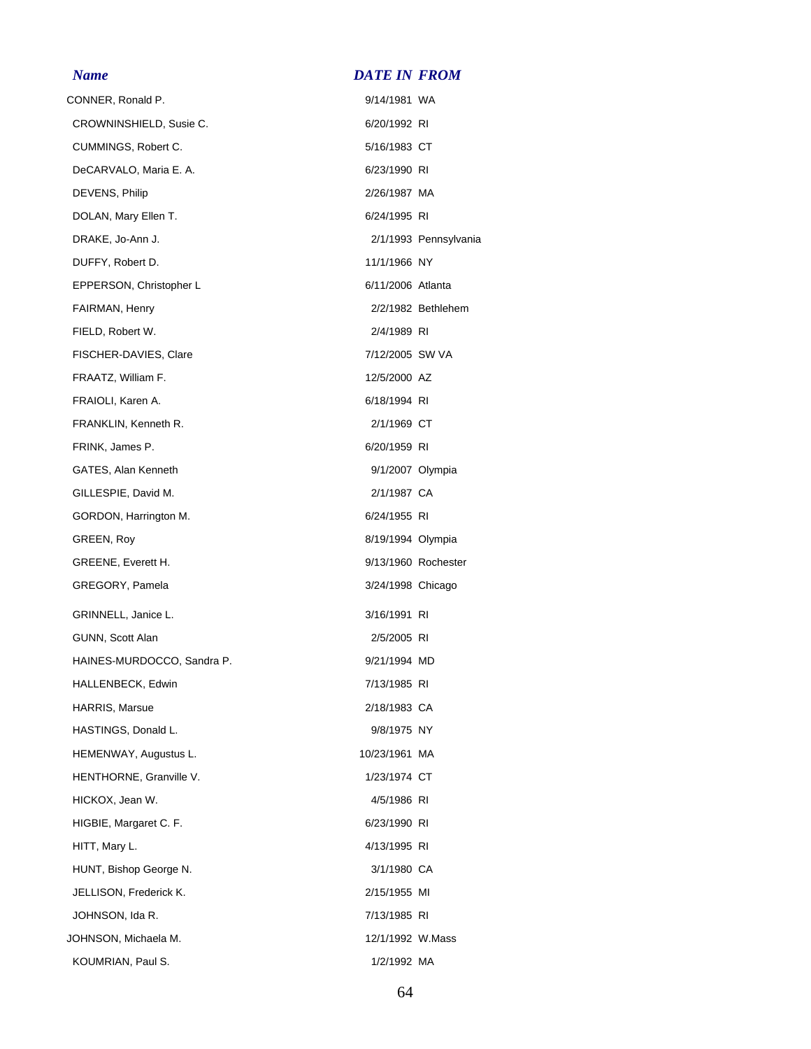| *Name* | *DATE IN* | *FROM* |
|---|---|---|
| CONNER, Ronald P. | 9/14/1981 | WA |
| CROWNINSHIELD, Susie C. | 6/20/1992 | RI |
| CUMMINGS, Robert C. | 5/16/1983 | CT |
| DeCARVALO, Maria E. A. | 6/23/1990 | RI |
| DEVENS, Philip | 2/26/1987 | MA |
| DOLAN, Mary Ellen T. | 6/24/1995 | RI |
| DRAKE, Jo-Ann J. | 2/1/1993 | Pennsylvania |
| DUFFY, Robert D. | 11/1/1966 | NY |
| EPPERSON, Christopher L | 6/11/2006 | Atlanta |
| FAIRMAN, Henry | 2/2/1982 | Bethlehem |
| FIELD, Robert W. | 2/4/1989 | RI |
| FISCHER-DAVIES, Clare | 7/12/2005 | SW VA |
| FRAATZ, William F. | 12/5/2000 | AZ |
| FRAIOLI, Karen A. | 6/18/1994 | RI |
| FRANKLIN, Kenneth R. | 2/1/1969 | CT |
| FRINK, James P. | 6/20/1959 | RI |
| GATES, Alan Kenneth | 9/1/2007 | Olympia |
| GILLESPIE, David M. | 2/1/1987 | CA |
| GORDON, Harrington M. | 6/24/1955 | RI |
| GREEN, Roy | 8/19/1994 | Olympia |
| GREENE, Everett H. | 9/13/1960 | Rochester |
| GREGORY, Pamela | 3/24/1998 | Chicago |
| GRINNELL, Janice L. | 3/16/1991 | RI |
| GUNN, Scott Alan | 2/5/2005 | RI |
| HAINES-MURDOCCO, Sandra P. | 9/21/1994 | MD |
| HALLENBECK, Edwin | 7/13/1985 | RI |
| HARRIS, Marsue | 2/18/1983 | CA |
| HASTINGS, Donald L. | 9/8/1975 | NY |
| HEMENWAY, Augustus L. | 10/23/1961 | MA |
| HENTHORNE, Granville V. | 1/23/1974 | CT |
| HICKOX, Jean W. | 4/5/1986 | RI |
| HIGBIE, Margaret C. F. | 6/23/1990 | RI |
| HITT, Mary L. | 4/13/1995 | RI |
| HUNT, Bishop George N. | 3/1/1980 | CA |
| JELLISON, Frederick K. | 2/15/1955 | MI |
| JOHNSON, Ida R. | 7/13/1985 | RI |
| JOHNSON, Michaela M. | 12/1/1992 | W.Mass |
| KOUMRIAN, Paul S. | 1/2/1992 | MA |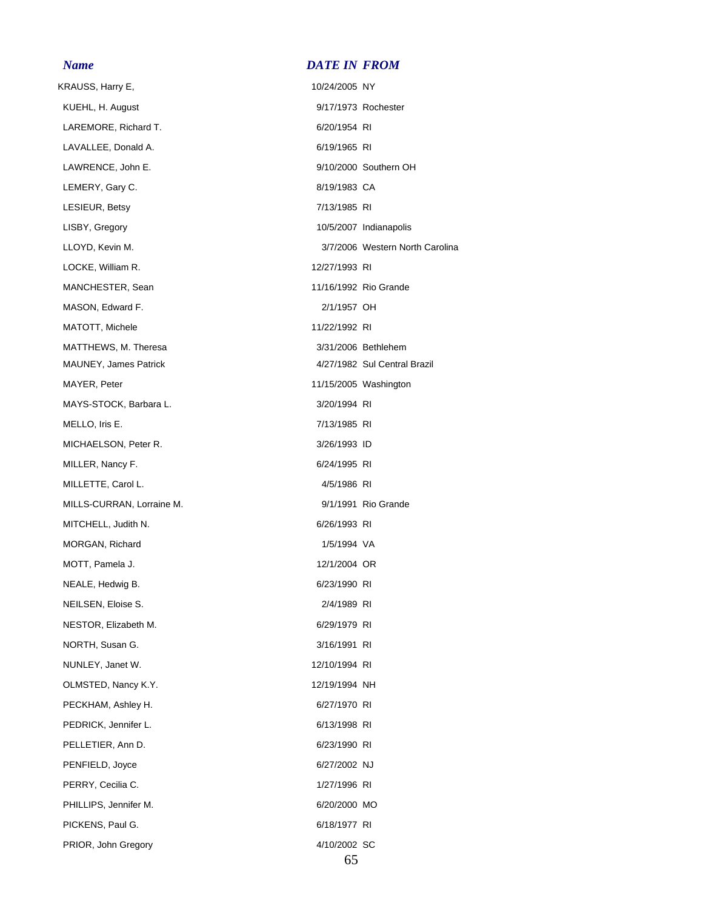| *Name* | *DATE IN* | *FROM* |
|---|---|---|
| KRAUSS, Harry E, | 10/24/2005 | NY |
| KUEHL, H. August | 9/17/1973 | Rochester |
| LAREMORE, Richard T. | 6/20/1954 | RI |
| LAVALLEE, Donald A. | 6/19/1965 | RI |
| LAWRENCE, John E. | 9/10/2000 | Southern OH |
| LEMERY, Gary C. | 8/19/1983 | CA |
| LESIEUR, Betsy | 7/13/1985 | RI |
| LISBY, Gregory | 10/5/2007 | Indianapolis |
| LLOYD, Kevin M. | 3/7/2006 | Western North Carolina |
| LOCKE, William R. | 12/27/1993 | RI |
| MANCHESTER, Sean | 11/16/1992 | Rio Grande |
| MASON, Edward F. | 2/1/1957 | OH |
| MATOTT, Michele | 11/22/1992 | RI |
| MATTHEWS, M. Theresa | 3/31/2006 | Bethlehem |
| MAUNEY, James Patrick | 4/27/1982 | Sul Central Brazil |
| MAYER, Peter | 11/15/2005 | Washington |
| MAYS-STOCK, Barbara L. | 3/20/1994 | RI |
| MELLO, Iris E. | 7/13/1985 | RI |
| MICHAELSON, Peter R. | 3/26/1993 | ID |
| MILLER, Nancy F. | 6/24/1995 | RI |
| MILLETTE, Carol L. | 4/5/1986 | RI |
| MILLS-CURRAN, Lorraine M. | 9/1/1991 | Rio Grande |
| MITCHELL, Judith N. | 6/26/1993 | RI |
| MORGAN, Richard | 1/5/1994 | VA |
| MOTT, Pamela J. | 12/1/2004 | OR |
| NEALE, Hedwig B. | 6/23/1990 | RI |
| NEILSEN, Eloise S. | 2/4/1989 | RI |
| NESTOR, Elizabeth M. | 6/29/1979 | RI |
| NORTH, Susan G. | 3/16/1991 | RI |
| NUNLEY, Janet W. | 12/10/1994 | RI |
| OLMSTED, Nancy K.Y. | 12/19/1994 | NH |
| PECKHAM, Ashley H. | 6/27/1970 | RI |
| PEDRICK, Jennifer L. | 6/13/1998 | RI |
| PELLETIER, Ann D. | 6/23/1990 | RI |
| PENFIELD, Joyce | 6/27/2002 | NJ |
| PERRY, Cecilia C. | 1/27/1996 | RI |
| PHILLIPS, Jennifer M. | 6/20/2000 | MO |
| PICKENS, Paul G. | 6/18/1977 | RI |
| PRIOR, John Gregory | 4/10/2002 | SC |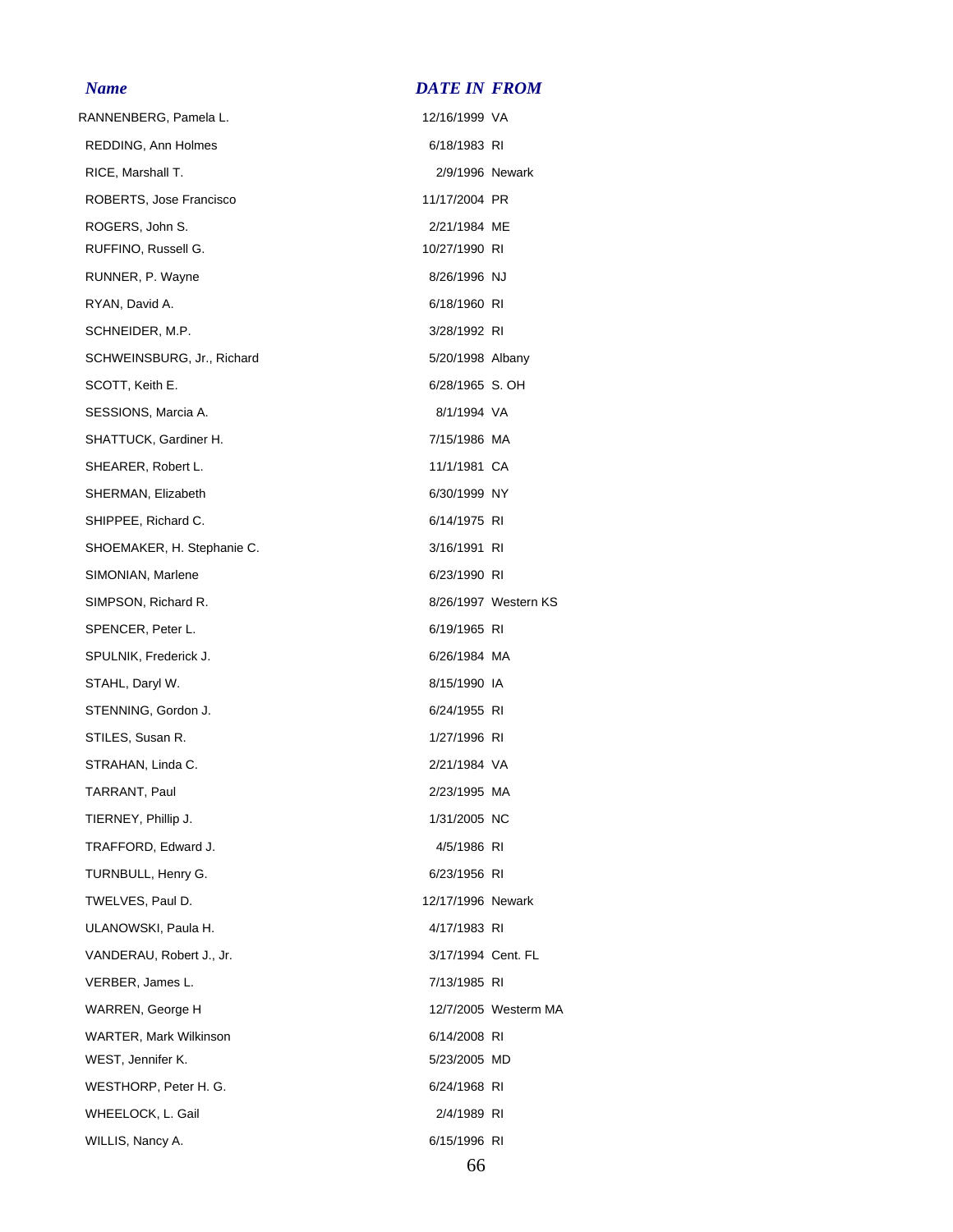| *Name* | *DATE IN* | *FROM* |
| --- | --- | --- |
| RANNENBERG, Pamela L. | 12/16/1999 | VA |
| REDDING, Ann Holmes | 6/18/1983 | RI |
| RICE, Marshall T. | 2/9/1996 | Newark |
| ROBERTS, Jose Francisco | 11/17/2004 | PR |
| ROGERS, John S. | 2/21/1984 | ME |
| RUFFINO, Russell G. | 10/27/1990 | RI |
| RUNNER, P. Wayne | 8/26/1996 | NJ |
| RYAN, David A. | 6/18/1960 | RI |
| SCHNEIDER, M.P. | 3/28/1992 | RI |
| SCHWEINSBURG, Jr., Richard | 5/20/1998 | Albany |
| SCOTT, Keith E. | 6/28/1965 | S. OH |
| SESSIONS, Marcia A. | 8/1/1994 | VA |
| SHATTUCK, Gardiner H. | 7/15/1986 | MA |
| SHEARER, Robert L. | 11/1/1981 | CA |
| SHERMAN, Elizabeth | 6/30/1999 | NY |
| SHIPPEE, Richard C. | 6/14/1975 | RI |
| SHOEMAKER, H. Stephanie C. | 3/16/1991 | RI |
| SIMONIAN, Marlene | 6/23/1990 | RI |
| SIMPSON, Richard R. | 8/26/1997 | Western KS |
| SPENCER, Peter L. | 6/19/1965 | RI |
| SPULNIK, Frederick J. | 6/26/1984 | MA |
| STAHL, Daryl W. | 8/15/1990 | IA |
| STENNING, Gordon J. | 6/24/1955 | RI |
| STILES, Susan R. | 1/27/1996 | RI |
| STRAHAN, Linda C. | 2/21/1984 | VA |
| TARRANT, Paul | 2/23/1995 | MA |
| TIERNEY, Phillip J. | 1/31/2005 | NC |
| TRAFFORD, Edward J. | 4/5/1986 | RI |
| TURNBULL, Henry G. | 6/23/1956 | RI |
| TWELVES, Paul D. | 12/17/1996 | Newark |
| ULANOWSKI, Paula H. | 4/17/1983 | RI |
| VANDERAU, Robert J., Jr. | 3/17/1994 | Cent. FL |
| VERBER, James L. | 7/13/1985 | RI |
| WARREN, George H | 12/7/2005 | Westerm MA |
| WARTER, Mark Wilkinson | 6/14/2008 | RI |
| WEST, Jennifer K. | 5/23/2005 | MD |
| WESTHORP, Peter H. G. | 6/24/1968 | RI |
| WHEELOCK, L. Gail | 2/4/1989 | RI |
| WILLIS, Nancy A. | 6/15/1996 | RI |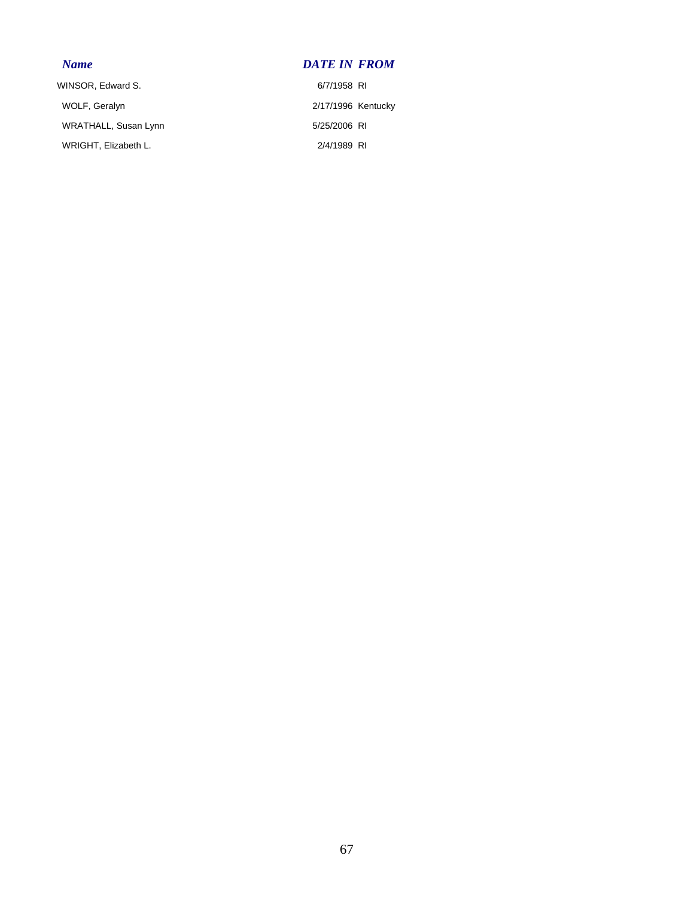| *Name* | *DATE IN* | *FROM* |
|---|---|---|
| WINSOR, Edward S. | 6/7/1958 | RI |
| WOLF, Geralyn | 2/17/1996 | Kentucky |
| WRATHALL, Susan Lynn | 5/25/2006 | RI |
| WRIGHT, Elizabeth L. | 2/4/1989 | RI |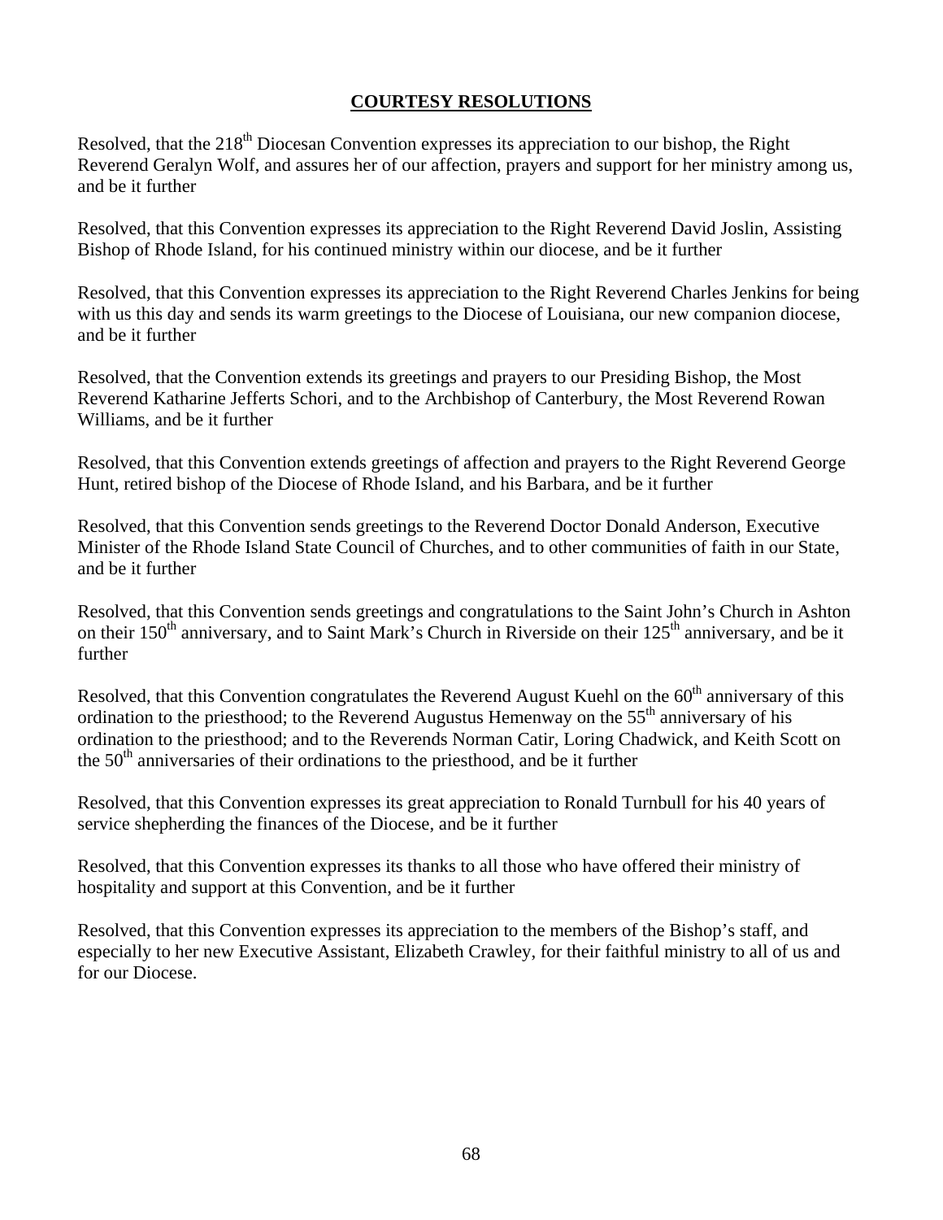## COURTESY RESOLUTIONS

Resolved, that the 218th Diocesan Convention expresses its appreciation to our bishop, the Right Reverend Geralyn Wolf, and assures her of our affection, prayers and support for her ministry among us, and be it further

Resolved, that this Convention expresses its appreciation to the Right Reverend David Joslin, Assisting Bishop of Rhode Island, for his continued ministry within our diocese, and be it further

Resolved, that this Convention expresses its appreciation to the Right Reverend Charles Jenkins for being with us this day and sends its warm greetings to the Diocese of Louisiana, our new companion diocese, and be it further

Resolved, that the Convention extends its greetings and prayers to our Presiding Bishop, the Most Reverend Katharine Jefferts Schori, and to the Archbishop of Canterbury, the Most Reverend Rowan Williams, and be it further

Resolved, that this Convention extends greetings of affection and prayers to the Right Reverend George Hunt, retired bishop of the Diocese of Rhode Island, and his Barbara, and be it further

Resolved, that this Convention sends greetings to the Reverend Doctor Donald Anderson, Executive Minister of the Rhode Island State Council of Churches, and to other communities of faith in our State, and be it further

Resolved, that this Convention sends greetings and congratulations to the Saint John's Church in Ashton on their 150th anniversary, and to Saint Mark's Church in Riverside on their 125th anniversary, and be it further

Resolved, that this Convention congratulates the Reverend August Kuehl on the 60th anniversary of this ordination to the priesthood; to the Reverend Augustus Hemenway on the 55th anniversary of his ordination to the priesthood; and to the Reverends Norman Catir, Loring Chadwick, and Keith Scott on the 50th anniversaries of their ordinations to the priesthood, and be it further

Resolved, that this Convention expresses its great appreciation to Ronald Turnbull for his 40 years of service shepherding the finances of the Diocese, and be it further

Resolved, that this Convention expresses its thanks to all those who have offered their ministry of hospitality and support at this Convention, and be it further

Resolved, that this Convention expresses its appreciation to the members of the Bishop's staff, and especially to her new Executive Assistant, Elizabeth Crawley, for their faithful ministry to all of us and for our Diocese.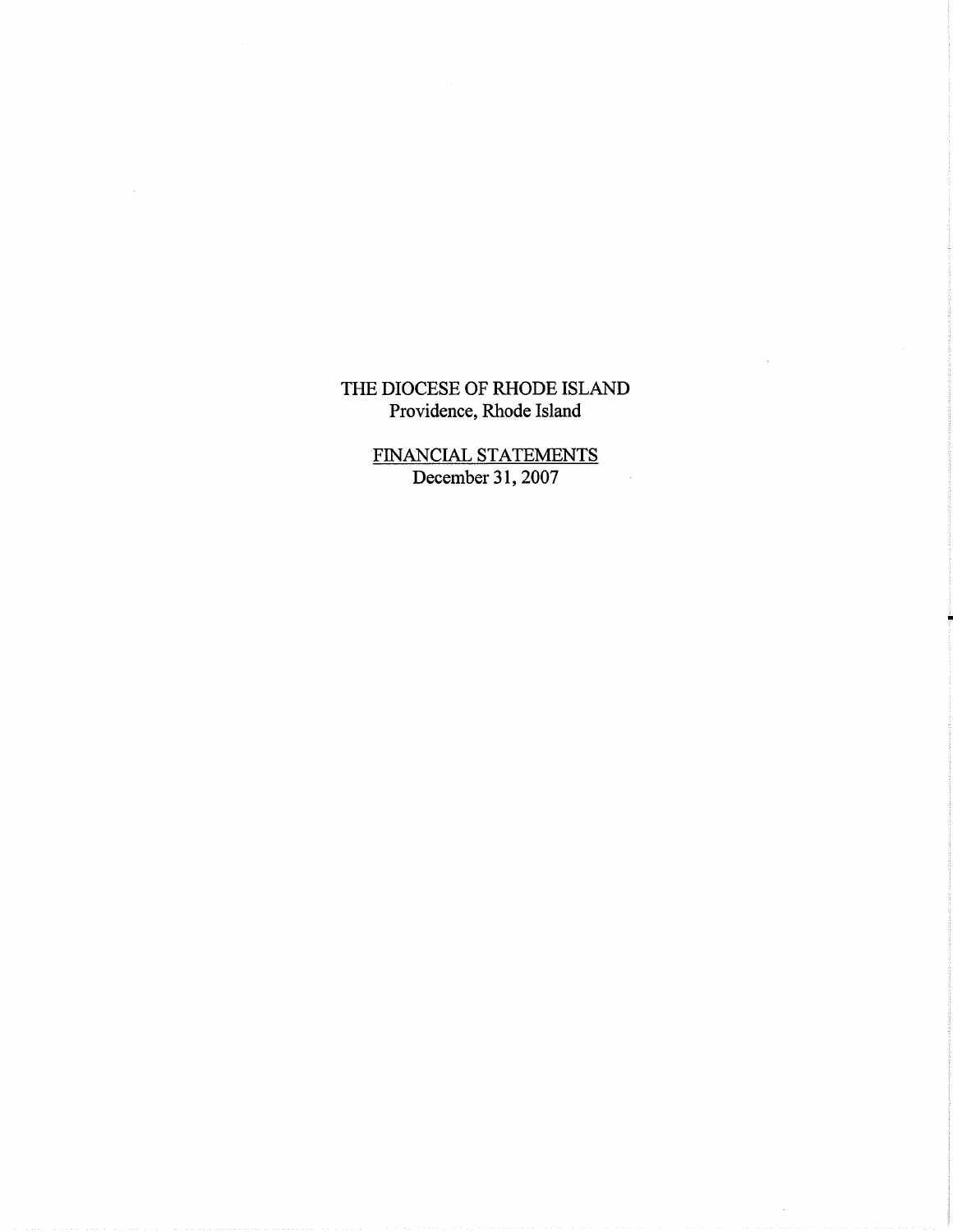THE DIOCESE OF RHODE ISLAND
Providence, Rhode Island

FINANCIAL STATEMENTS
December 31, 2007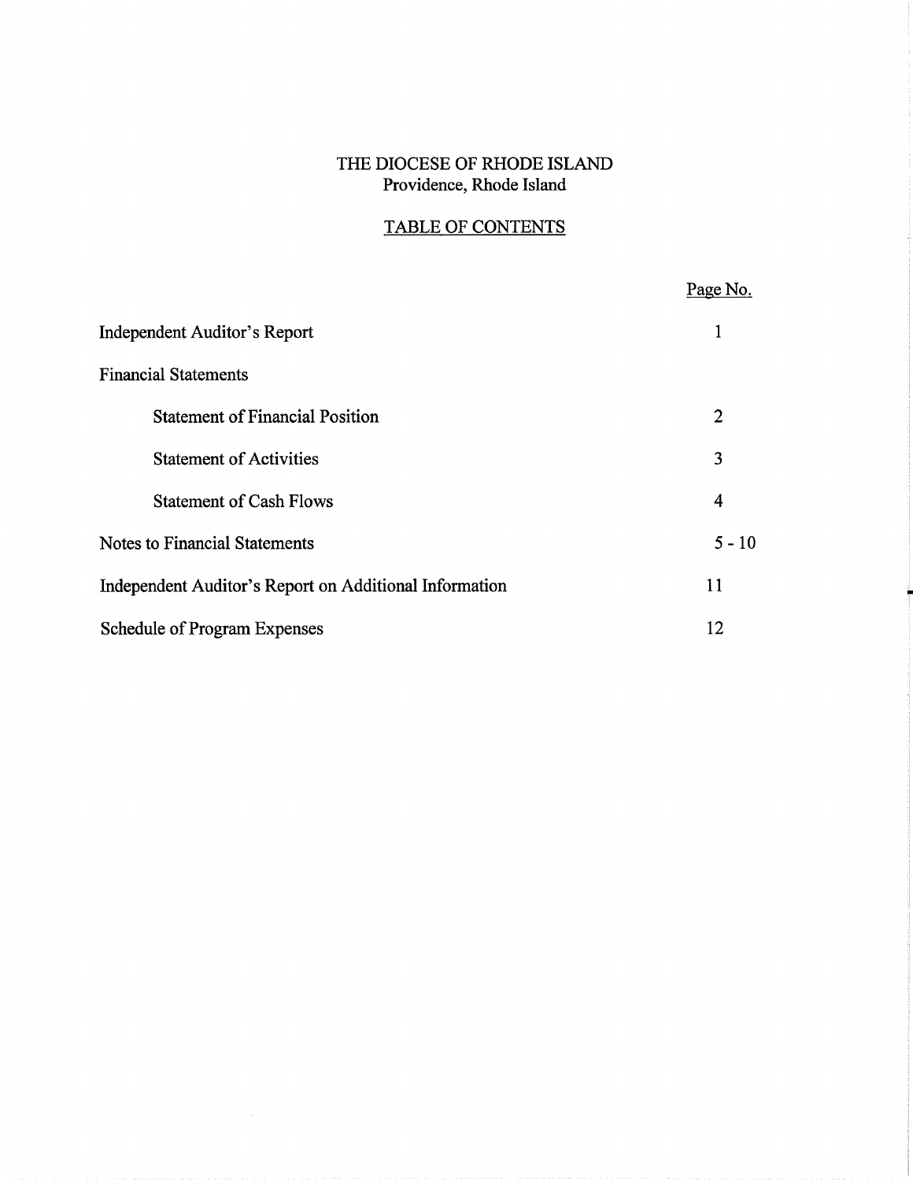# THE DIOCESE OF RHODE ISLAND

Providence, Rhode Island

## TABLE OF CONTENTS

| | Page No. |
|---|---|
| Independent Auditor's Report | 1 |
| Financial Statements | |
| Statement of Financial Position | 2 |
| Statement of Activities | 3 |
| Statement of Cash Flows | 4 |
| Notes to Financial Statements | 5 - 10 |
| Independent Auditor's Report on Additional Information | 11 |
| Schedule of Program Expenses | 12 |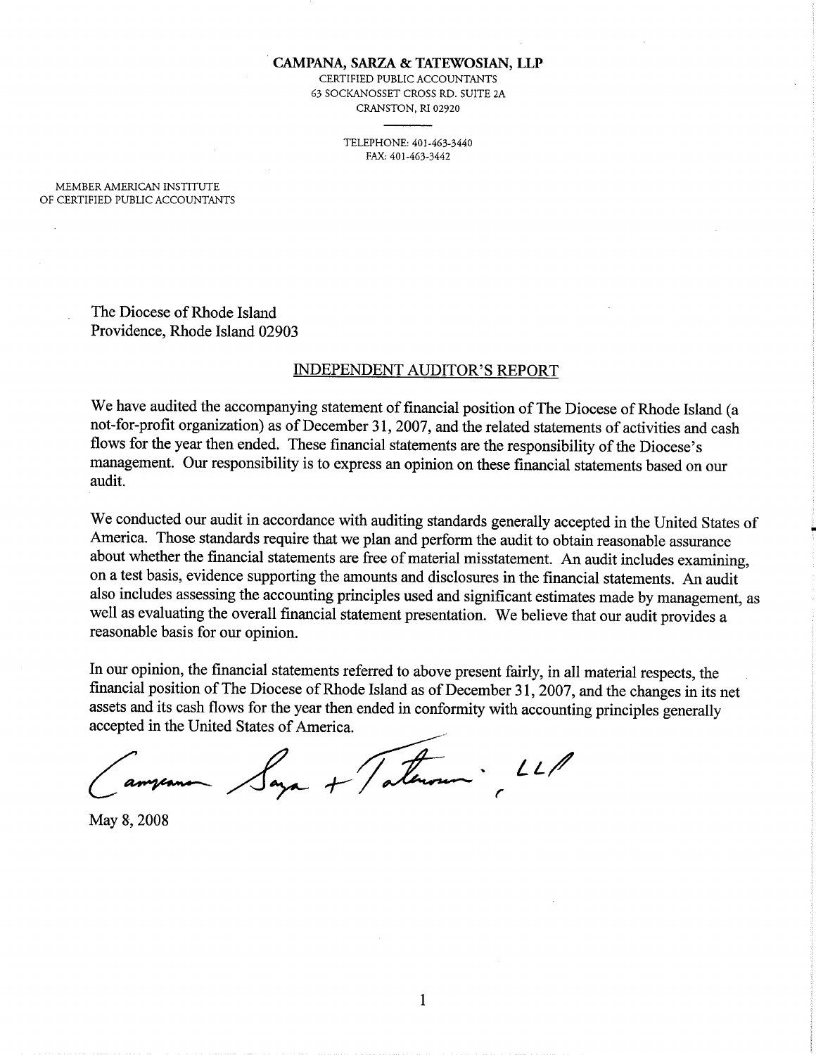**CAMPANA, SARZA & TATEWOSIAN, LLP**
CERTIFIED PUBLIC ACCOUNTANTS
63 SOCKANOSSET CROSS RD. SUITE 2A
CRANSTON, RI 02920

TELEPHONE: 401-463-3440
FAX: 401-463-3442

MEMBER AMERICAN INSTITUTE
OF CERTIFIED PUBLIC ACCOUNTANTS

The Diocese of Rhode Island
Providence, Rhode Island 02903

## INDEPENDENT AUDITOR'S REPORT

We have audited the accompanying statement of financial position of The Diocese of Rhode Island (a not-for-profit organization) as of December 31, 2007, and the related statements of activities and cash flows for the year then ended. These financial statements are the responsibility of the Diocese's management. Our responsibility is to express an opinion on these financial statements based on our audit.

We conducted our audit in accordance with auditing standards generally accepted in the United States of America. Those standards require that we plan and perform the audit to obtain reasonable assurance about whether the financial statements are free of material misstatement. An audit includes examining, on a test basis, evidence supporting the amounts and disclosures in the financial statements. An audit also includes assessing the accounting principles used and significant estimates made by management, as well as evaluating the overall financial statement presentation. We believe that our audit provides a reasonable basis for our opinion.

In our opinion, the financial statements referred to above present fairly, in all material respects, the financial position of The Diocese of Rhode Island as of December 31, 2007, and the changes in its net assets and its cash flows for the year then ended in conformity with accounting principles generally accepted in the United States of America.

Campana, Sarza + Tatewosian, LLP

May 8, 2008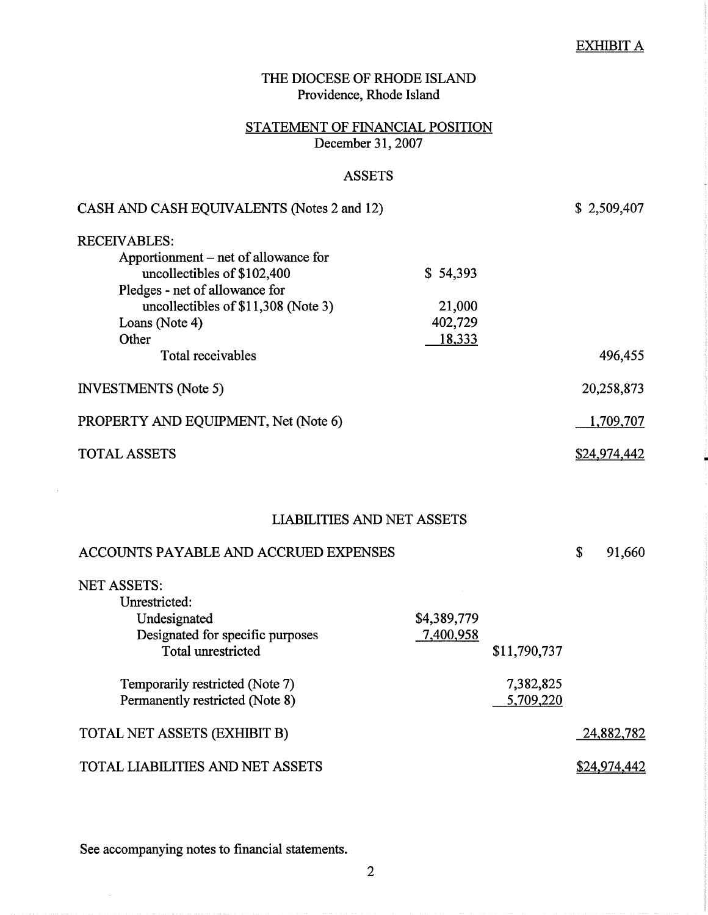EXHIBIT A

# THE DIOCESE OF RHODE ISLAND
Providence, Rhode Island

## STATEMENT OF FINANCIAL POSITION
December 31, 2007

### ASSETS

| | | | |
|---|---|---|---|
| CASH AND CASH EQUIVALENTS (Notes 2 and 12) | | | $ 2,509,407 |
| RECEIVABLES: | | | |
| Apportionment – net of allowance for uncollectibles of $102,400 | $ 54,393 | | |
| Pledges - net of allowance for uncollectibles of $11,308 (Note 3) | 21,000 | | |
| Loans (Note 4) | 402,729 | | |
| Other | 18,333 | | |
| Total receivables | | | 496,455 |
| INVESTMENTS (Note 5) | | | 20,258,873 |
| PROPERTY AND EQUIPMENT, Net (Note 6) | | | 1,709,707 |
| TOTAL ASSETS | | | $24,974,442 |

### LIABILITIES AND NET ASSETS

| | | | |
|---|---|---|---|
| ACCOUNTS PAYABLE AND ACCRUED EXPENSES | | | $ 91,660 |
| NET ASSETS: | | | |
| Unrestricted: | | | |
| Undesignated | $4,389,779 | | |
| Designated for specific purposes | 7,400,958 | | |
| Total unrestricted | | $11,790,737 | |
| Temporarily restricted (Note 7) | | 7,382,825 | |
| Permanently restricted (Note 8) | | 5,709,220 | |
| TOTAL NET ASSETS (EXHIBIT B) | | | 24,882,782 |
| TOTAL LIABILITIES AND NET ASSETS | | | $24,974,442 |

See accompanying notes to financial statements.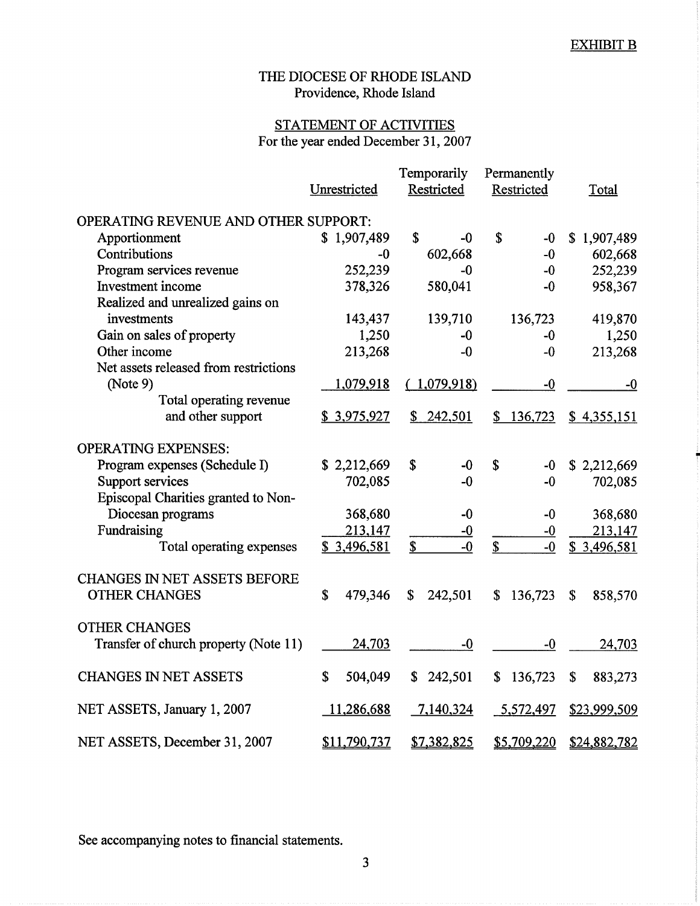EXHIBIT B

# THE DIOCESE OF RHODE ISLAND
Providence, Rhode Island

## STATEMENT OF ACTIVITIES
For the year ended December 31, 2007

| | Unrestricted | Temporarily Restricted | Permanently Restricted | Total |
|---|---|---|---|---|
| OPERATING REVENUE AND OTHER SUPPORT: | | | | |
| Apportionment | $ 1,907,489 | $ -0 | $ -0 | $ 1,907,489 |
| Contributions | -0 | 602,668 | -0 | 602,668 |
| Program services revenue | 252,239 | -0 | -0 | 252,239 |
| Investment income | 378,326 | 580,041 | -0 | 958,367 |
| Realized and unrealized gains on investments | 143,437 | 139,710 | 136,723 | 419,870 |
| Gain on sales of property | 1,250 | -0 | -0 | 1,250 |
| Other income | 213,268 | -0 | -0 | 213,268 |
| Net assets released from restrictions (Note 9) | 1,079,918 | ( 1,079,918) | -0 | -0 |
| Total operating revenue and other support | $ 3,975,927 | $ 242,501 | $ 136,723 | $ 4,355,151 |
| OPERATING EXPENSES: | | | | |
| Program expenses (Schedule I) | $ 2,212,669 | $ -0 | $ -0 | $ 2,212,669 |
| Support services | 702,085 | -0 | -0 | 702,085 |
| Episcopal Charities granted to Non-Diocesan programs | 368,680 | -0 | -0 | 368,680 |
| Fundraising | 213,147 | -0 | -0 | 213,147 |
| Total operating expenses | $ 3,496,581 | $ -0 | $ -0 | $ 3,496,581 |
| CHANGES IN NET ASSETS BEFORE OTHER CHANGES | $ 479,346 | $ 242,501 | $ 136,723 | $ 858,570 |
| OTHER CHANGES | | | | |
| Transfer of church property (Note 11) | 24,703 | -0 | -0 | 24,703 |
| CHANGES IN NET ASSETS | $ 504,049 | $ 242,501 | $ 136,723 | $ 883,273 |
| NET ASSETS, January 1, 2007 | 11,286,688 | 7,140,324 | 5,572,497 | $23,999,509 |
| NET ASSETS, December 31, 2007 | $11,790,737 | $7,382,825 | $5,709,220 | $24,882,782 |

See accompanying notes to financial statements.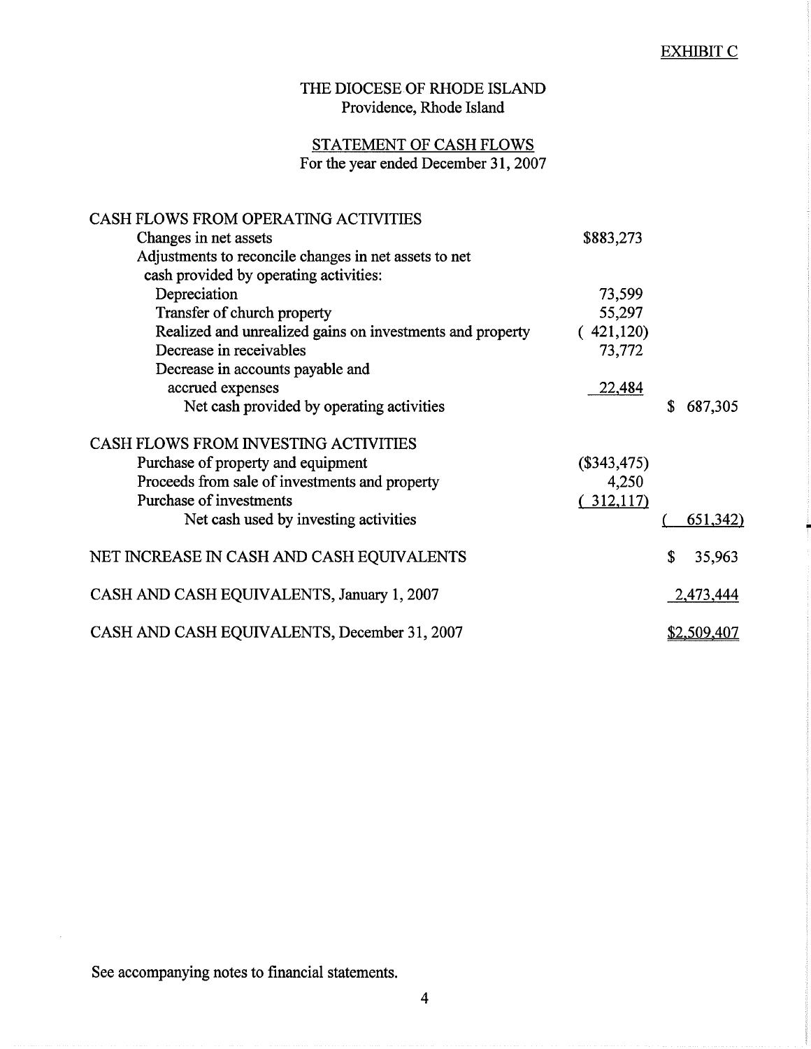EXHIBIT C

# THE DIOCESE OF RHODE ISLAND
Providence, Rhode Island

## STATEMENT OF CASH FLOWS
For the year ended December 31, 2007

| | | |
|---|---|---|
| CASH FLOWS FROM OPERATING ACTIVITIES | | |
| Changes in net assets | $883,273 | |
| Adjustments to reconcile changes in net assets to net cash provided by operating activities: | | |
| Depreciation | 73,599 | |
| Transfer of church property | 55,297 | |
| Realized and unrealized gains on investments and property | ( 421,120) | |
| Decrease in receivables | 73,772 | |
| Decrease in accounts payable and accrued expenses | 22,484 | |
| Net cash provided by operating activities | | $ 687,305 |
| CASH FLOWS FROM INVESTING ACTIVITIES | | |
| Purchase of property and equipment | ($343,475) | |
| Proceeds from sale of investments and property | 4,250 | |
| Purchase of investments | ( 312,117) | |
| Net cash used by investing activities | | ( 651,342) |
| NET INCREASE IN CASH AND CASH EQUIVALENTS | | $ 35,963 |
| CASH AND CASH EQUIVALENTS, January 1, 2007 | | 2,473,444 |
| CASH AND CASH EQUIVALENTS, December 31, 2007 | | $2,509,407 |

See accompanying notes to financial statements.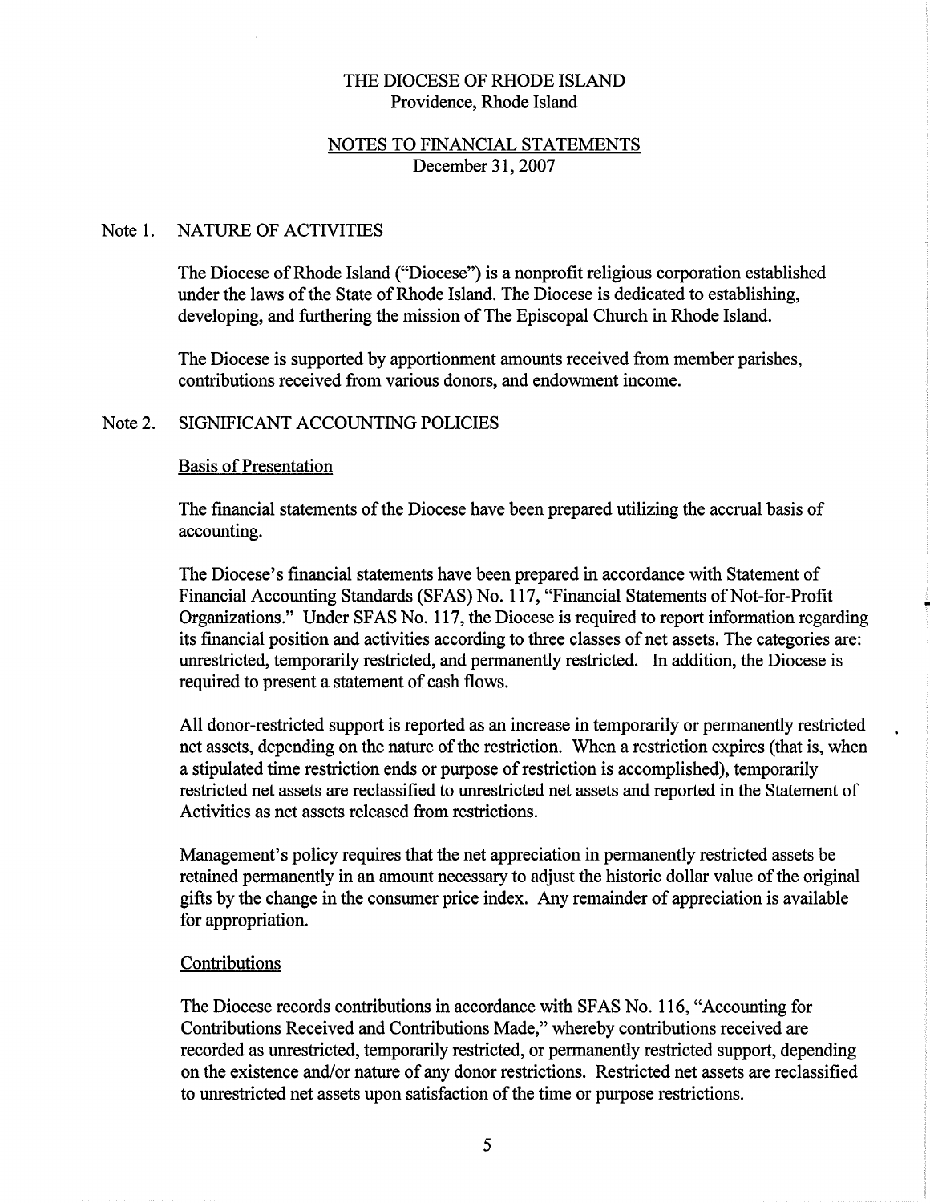# THE DIOCESE OF RHODE ISLAND
Providence, Rhode Island

## NOTES TO FINANCIAL STATEMENTS
December 31, 2007

### Note 1. NATURE OF ACTIVITIES

The Diocese of Rhode Island ("Diocese") is a nonprofit religious corporation established under the laws of the State of Rhode Island. The Diocese is dedicated to establishing, developing, and furthering the mission of The Episcopal Church in Rhode Island.

The Diocese is supported by apportionment amounts received from member parishes, contributions received from various donors, and endowment income.

### Note 2. SIGNIFICANT ACCOUNTING POLICIES

#### Basis of Presentation

The financial statements of the Diocese have been prepared utilizing the accrual basis of accounting.

The Diocese's financial statements have been prepared in accordance with Statement of Financial Accounting Standards (SFAS) No. 117, "Financial Statements of Not-for-Profit Organizations." Under SFAS No. 117, the Diocese is required to report information regarding its financial position and activities according to three classes of net assets. The categories are: unrestricted, temporarily restricted, and permanently restricted. In addition, the Diocese is required to present a statement of cash flows.

All donor-restricted support is reported as an increase in temporarily or permanently restricted net assets, depending on the nature of the restriction. When a restriction expires (that is, when a stipulated time restriction ends or purpose of restriction is accomplished), temporarily restricted net assets are reclassified to unrestricted net assets and reported in the Statement of Activities as net assets released from restrictions.

Management's policy requires that the net appreciation in permanently restricted assets be retained permanently in an amount necessary to adjust the historic dollar value of the original gifts by the change in the consumer price index. Any remainder of appreciation is available for appropriation.

#### Contributions

The Diocese records contributions in accordance with SFAS No. 116, "Accounting for Contributions Received and Contributions Made," whereby contributions received are recorded as unrestricted, temporarily restricted, or permanently restricted support, depending on the existence and/or nature of any donor restrictions. Restricted net assets are reclassified to unrestricted net assets upon satisfaction of the time or purpose restrictions.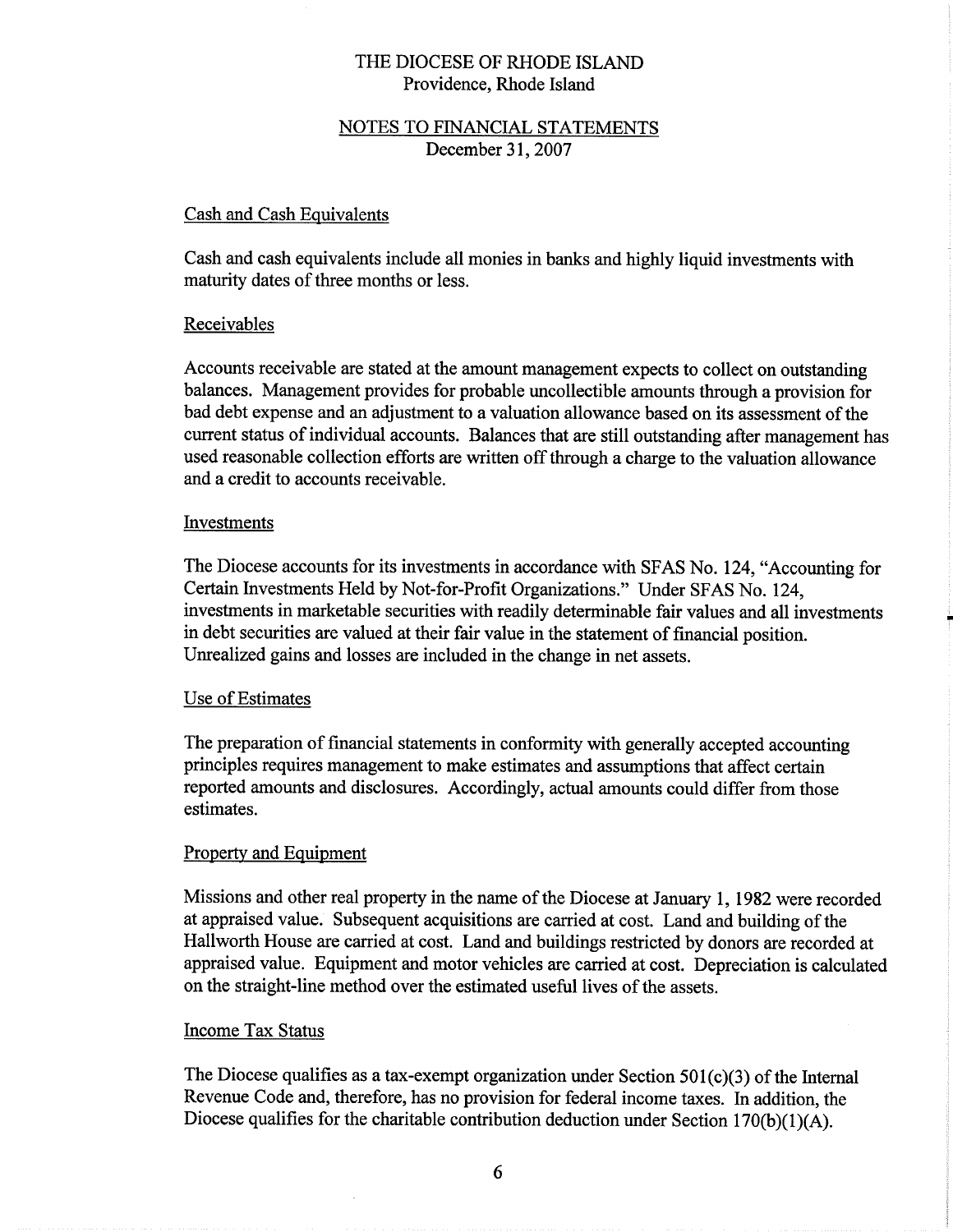THE DIOCESE OF RHODE ISLAND
Providence, Rhode Island

NOTES TO FINANCIAL STATEMENTS
December 31, 2007

### Cash and Cash Equivalents

Cash and cash equivalents include all monies in banks and highly liquid investments with maturity dates of three months or less.

### Receivables

Accounts receivable are stated at the amount management expects to collect on outstanding balances. Management provides for probable uncollectible amounts through a provision for bad debt expense and an adjustment to a valuation allowance based on its assessment of the current status of individual accounts. Balances that are still outstanding after management has used reasonable collection efforts are written off through a charge to the valuation allowance and a credit to accounts receivable.

### Investments

The Diocese accounts for its investments in accordance with SFAS No. 124, "Accounting for Certain Investments Held by Not-for-Profit Organizations." Under SFAS No. 124, investments in marketable securities with readily determinable fair values and all investments in debt securities are valued at their fair value in the statement of financial position. Unrealized gains and losses are included in the change in net assets.

### Use of Estimates

The preparation of financial statements in conformity with generally accepted accounting principles requires management to make estimates and assumptions that affect certain reported amounts and disclosures. Accordingly, actual amounts could differ from those estimates.

### Property and Equipment

Missions and other real property in the name of the Diocese at January 1, 1982 were recorded at appraised value. Subsequent acquisitions are carried at cost. Land and building of the Hallworth House are carried at cost. Land and buildings restricted by donors are recorded at appraised value. Equipment and motor vehicles are carried at cost. Depreciation is calculated on the straight-line method over the estimated useful lives of the assets.

### Income Tax Status

The Diocese qualifies as a tax-exempt organization under Section 501(c)(3) of the Internal Revenue Code and, therefore, has no provision for federal income taxes. In addition, the Diocese qualifies for the charitable contribution deduction under Section 170(b)(1)(A).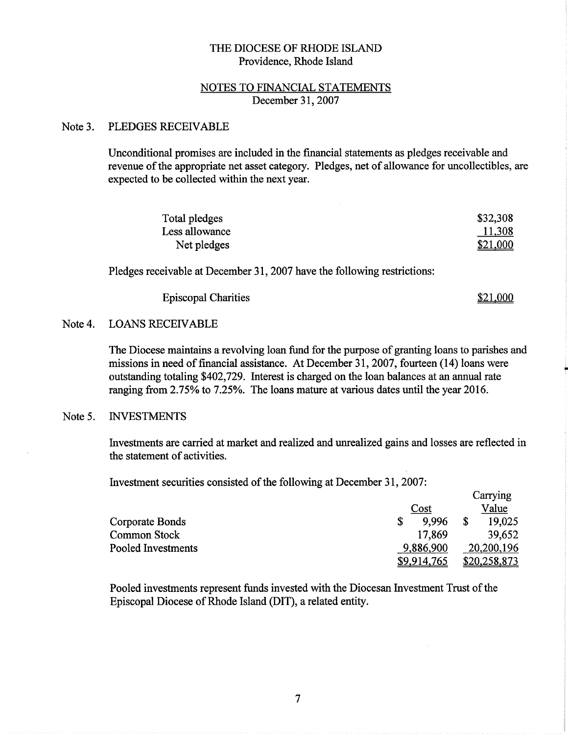# THE DIOCESE OF RHODE ISLAND
Providence, Rhode Island

## NOTES TO FINANCIAL STATEMENTS
December 31, 2007

### Note 3. PLEDGES RECEIVABLE

Unconditional promises are included in the financial statements as pledges receivable and revenue of the appropriate net asset category. Pledges, net of allowance for uncollectibles, are expected to be collected within the next year.

| | |
|---|---|
| Total pledges | $32,308 |
| Less allowance | 11,308 |
| Net pledges | $21,000 |

Pledges receivable at December 31, 2007 have the following restrictions:

| | |
|---|---|
| Episcopal Charities | $21,000 |

### Note 4. LOANS RECEIVABLE

The Diocese maintains a revolving loan fund for the purpose of granting loans to parishes and missions in need of financial assistance. At December 31, 2007, fourteen (14) loans were outstanding totaling $402,729. Interest is charged on the loan balances at an annual rate ranging from 2.75% to 7.25%. The loans mature at various dates until the year 2016.

### Note 5. INVESTMENTS

Investments are carried at market and realized and unrealized gains and losses are reflected in the statement of activities.

Investment securities consisted of the following at December 31, 2007:

| | Cost | Carrying Value |
|---|---|---|
| Corporate Bonds | $ 9,996 | $ 19,025 |
| Common Stock | 17,869 | 39,652 |
| Pooled Investments | 9,886,900 | 20,200,196 |
| | $9,914,765 | $20,258,873 |

Pooled investments represent funds invested with the Diocesan Investment Trust of the Episcopal Diocese of Rhode Island (DIT), a related entity.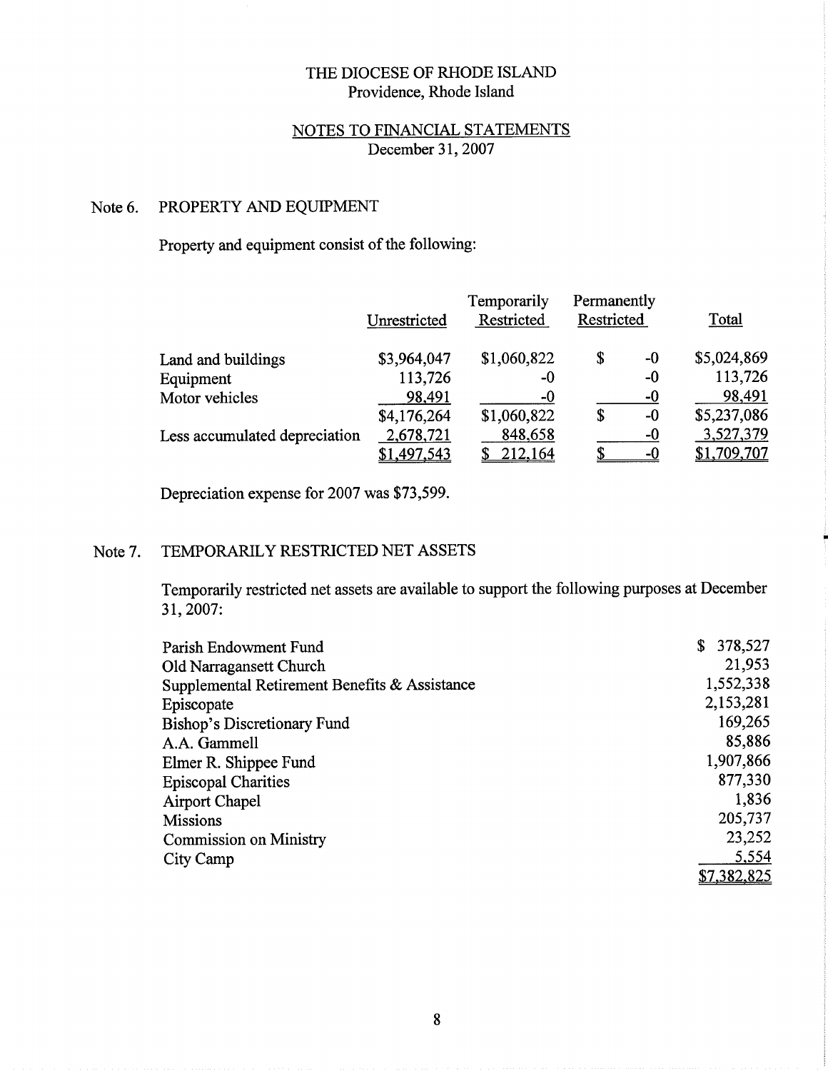# THE DIOCESE OF RHODE ISLAND
Providence, Rhode Island

## NOTES TO FINANCIAL STATEMENTS
December 31, 2007

### Note 6. PROPERTY AND EQUIPMENT

Property and equipment consist of the following:

| | Unrestricted | Temporarily Restricted | Permanently Restricted | Total |
|---|---|---|---|---|
| Land and buildings | $3,964,047 | $1,060,822 | $ -0 | $5,024,869 |
| Equipment | 113,726 | -0 | -0 | 113,726 |
| Motor vehicles | 98,491 | -0 | -0 | 98,491 |
| | $4,176,264 | $1,060,822 | $ -0 | $5,237,086 |
| Less accumulated depreciation | 2,678,721 | 848,658 | -0 | 3,527,379 |
| | $1,497,543 | $ 212,164 | $ -0 | $1,709,707 |

Depreciation expense for 2007 was $73,599.

### Note 7. TEMPORARILY RESTRICTED NET ASSETS

Temporarily restricted net assets are available to support the following purposes at December 31, 2007:

| | |
|---|---|
| Parish Endowment Fund | $ 378,527 |
| Old Narragansett Church | 21,953 |
| Supplemental Retirement Benefits & Assistance | 1,552,338 |
| Episcopate | 2,153,281 |
| Bishop's Discretionary Fund | 169,265 |
| A.A. Gammell | 85,886 |
| Elmer R. Shippee Fund | 1,907,866 |
| Episcopal Charities | 877,330 |
| Airport Chapel | 1,836 |
| Missions | 205,737 |
| Commission on Ministry | 23,252 |
| City Camp | 5,554 |
| | $7,382,825 |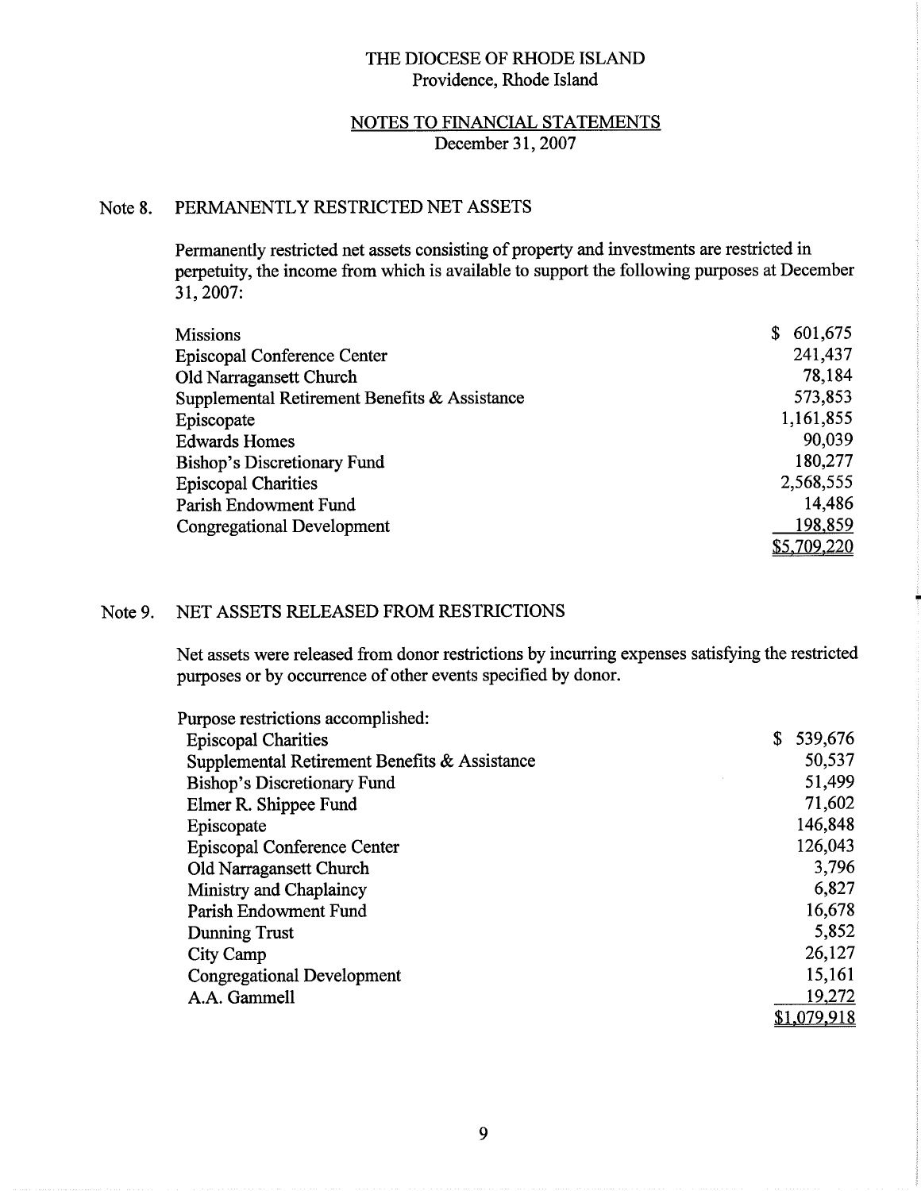THE DIOCESE OF RHODE ISLAND
Providence, Rhode Island

NOTES TO FINANCIAL STATEMENTS
December 31, 2007

## Note 8. PERMANENTLY RESTRICTED NET ASSETS

Permanently restricted net assets consisting of property and investments are restricted in perpetuity, the income from which is available to support the following purposes at December 31, 2007:

| | |
|---|---|
| Missions | $ 601,675 |
| Episcopal Conference Center | 241,437 |
| Old Narragansett Church | 78,184 |
| Supplemental Retirement Benefits & Assistance | 573,853 |
| Episcopate | 1,161,855 |
| Edwards Homes | 90,039 |
| Bishop's Discretionary Fund | 180,277 |
| Episcopal Charities | 2,568,555 |
| Parish Endowment Fund | 14,486 |
| Congregational Development | 198,859 |
| | $5,709,220 |

## Note 9. NET ASSETS RELEASED FROM RESTRICTIONS

Net assets were released from donor restrictions by incurring expenses satisfying the restricted purposes or by occurrence of other events specified by donor.

| | |
|---|---|
| Purpose restrictions accomplished: | |
| Episcopal Charities | $ 539,676 |
| Supplemental Retirement Benefits & Assistance | 50,537 |
| Bishop's Discretionary Fund | 51,499 |
| Elmer R. Shippee Fund | 71,602 |
| Episcopate | 146,848 |
| Episcopal Conference Center | 126,043 |
| Old Narragansett Church | 3,796 |
| Ministry and Chaplaincy | 6,827 |
| Parish Endowment Fund | 16,678 |
| Dunning Trust | 5,852 |
| City Camp | 26,127 |
| Congregational Development | 15,161 |
| A.A. Gammell | 19,272 |
| | $1,079,918 |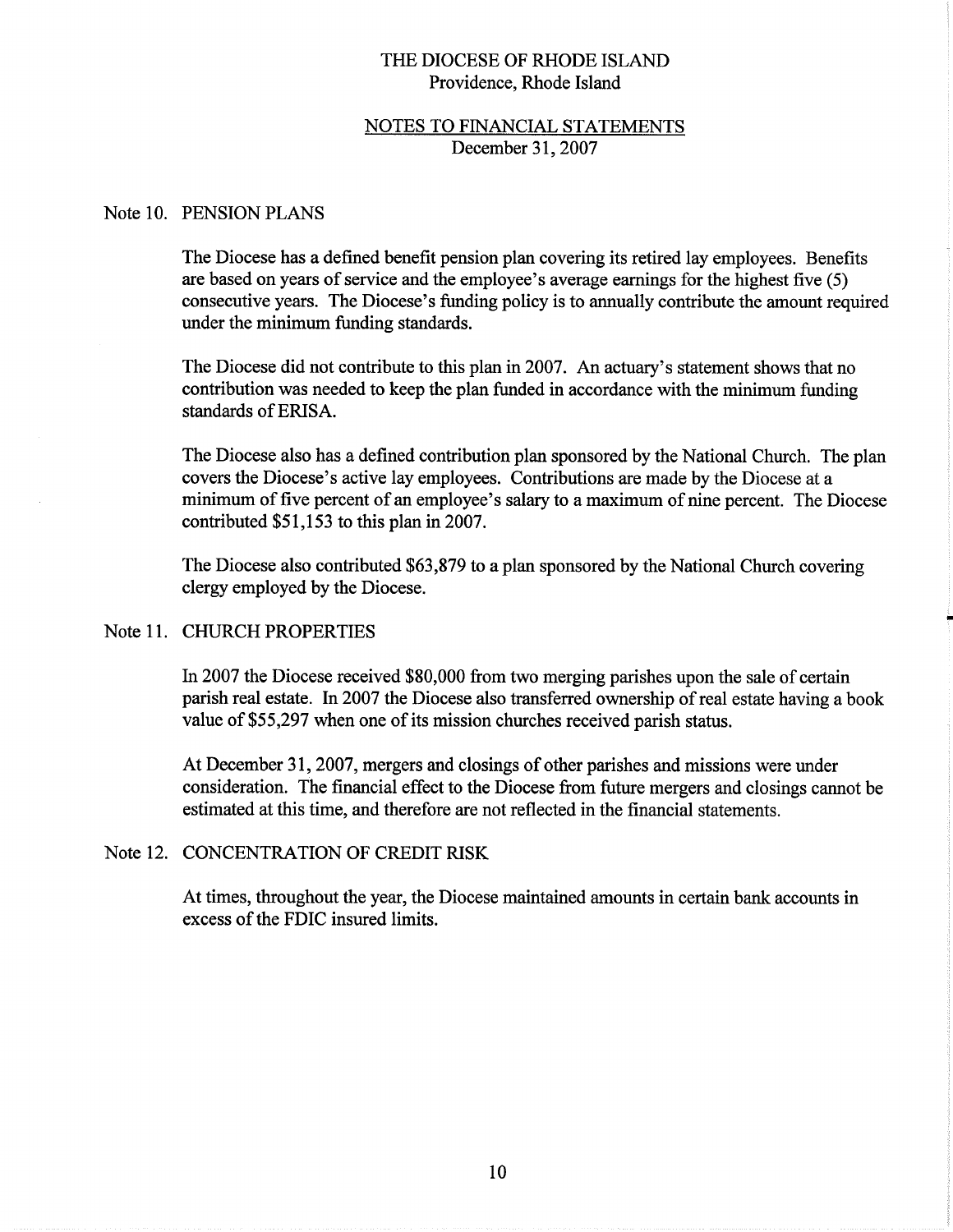THE DIOCESE OF RHODE ISLAND
Providence, Rhode Island

NOTES TO FINANCIAL STATEMENTS
December 31, 2007

## Note 10. PENSION PLANS

The Diocese has a defined benefit pension plan covering its retired lay employees. Benefits are based on years of service and the employee's average earnings for the highest five (5) consecutive years. The Diocese's funding policy is to annually contribute the amount required under the minimum funding standards.

The Diocese did not contribute to this plan in 2007. An actuary's statement shows that no contribution was needed to keep the plan funded in accordance with the minimum funding standards of ERISA.

The Diocese also has a defined contribution plan sponsored by the National Church. The plan covers the Diocese's active lay employees. Contributions are made by the Diocese at a minimum of five percent of an employee's salary to a maximum of nine percent. The Diocese contributed $51,153 to this plan in 2007.

The Diocese also contributed $63,879 to a plan sponsored by the National Church covering clergy employed by the Diocese.

## Note 11. CHURCH PROPERTIES

In 2007 the Diocese received $80,000 from two merging parishes upon the sale of certain parish real estate. In 2007 the Diocese also transferred ownership of real estate having a book value of $55,297 when one of its mission churches received parish status.

At December 31, 2007, mergers and closings of other parishes and missions were under consideration. The financial effect to the Diocese from future mergers and closings cannot be estimated at this time, and therefore are not reflected in the financial statements.

## Note 12. CONCENTRATION OF CREDIT RISK

At times, throughout the year, the Diocese maintained amounts in certain bank accounts in excess of the FDIC insured limits.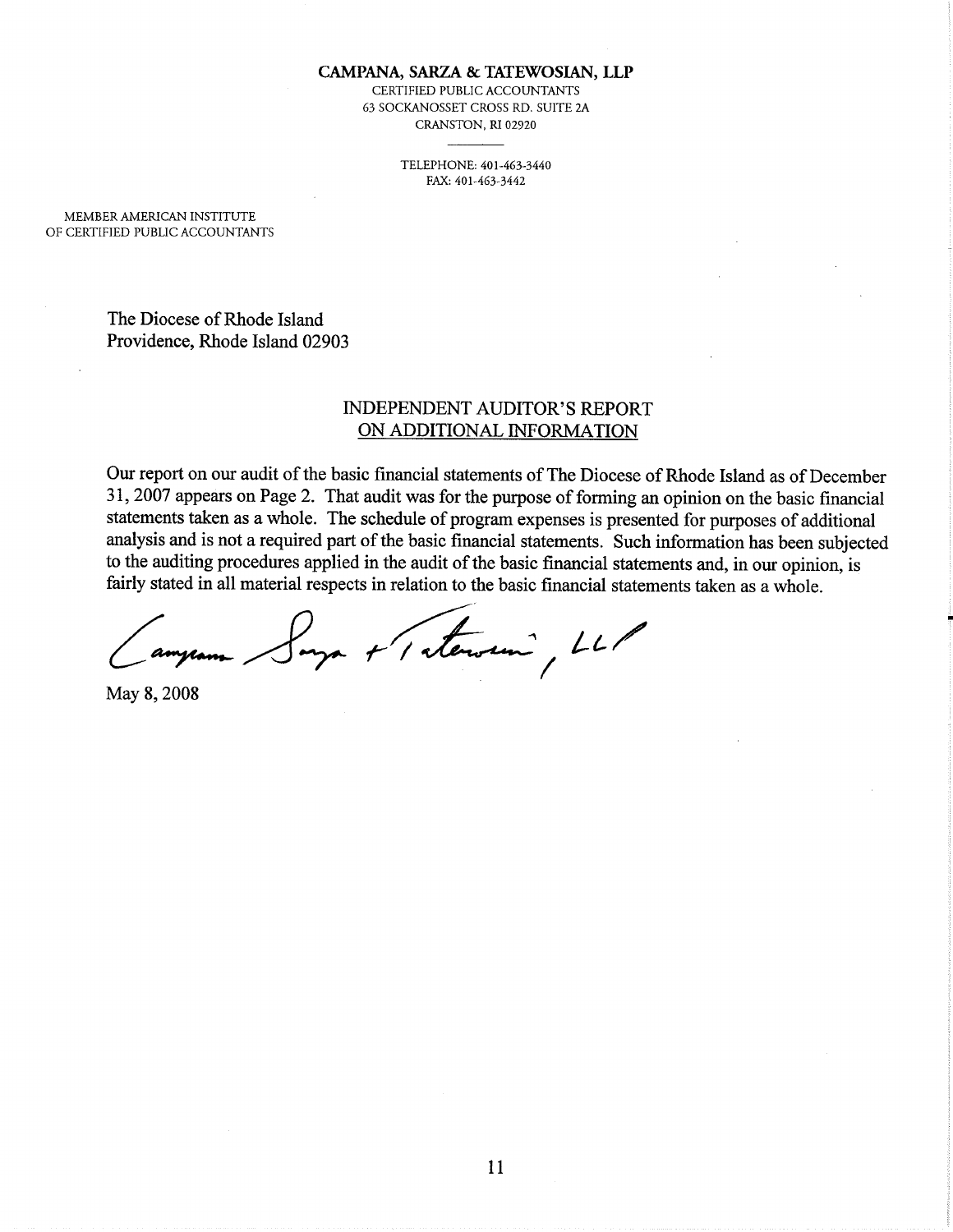**CAMPANA, SARZA & TATEWOSIAN, LLP**
CERTIFIED PUBLIC ACCOUNTANTS
63 SOCKANOSSET CROSS RD. SUITE 2A
CRANSTON, RI 02920

TELEPHONE: 401-463-3440
FAX: 401-463-3442

MEMBER AMERICAN INSTITUTE
OF CERTIFIED PUBLIC ACCOUNTANTS

The Diocese of Rhode Island
Providence, Rhode Island 02903

## INDEPENDENT AUDITOR'S REPORT ON ADDITIONAL INFORMATION

Our report on our audit of the basic financial statements of The Diocese of Rhode Island as of December 31, 2007 appears on Page 2. That audit was for the purpose of forming an opinion on the basic financial statements taken as a whole. The schedule of program expenses is presented for purposes of additional analysis and is not a required part of the basic financial statements. Such information has been subjected to the auditing procedures applied in the audit of the basic financial statements and, in our opinion, is fairly stated in all material respects in relation to the basic financial statements taken as a whole.

Campana Sarza + Tatewosian, LLP

May 8, 2008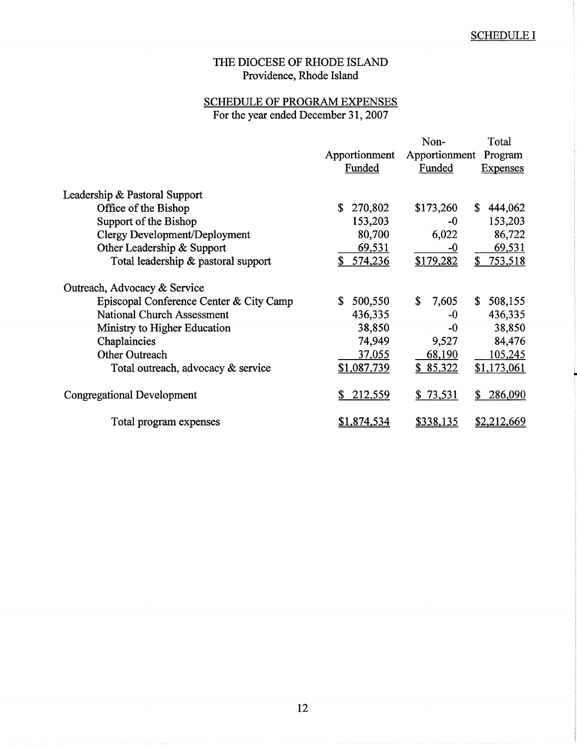SCHEDULE I

# THE DIOCESE OF RHODE ISLAND

Providence, Rhode Island

## SCHEDULE OF PROGRAM EXPENSES

For the year ended December 31, 2007

| | Apportionment Funded | Non-Apportionment Funded | Total Program Expenses |
|---|---|---|---|
| Leadership & Pastoral Support | | | |
| Office of the Bishop | $ 270,802 | $173,260 | $ 444,062 |
| Support of the Bishop | 153,203 | -0 | 153,203 |
| Clergy Development/Deployment | 80,700 | 6,022 | 86,722 |
| Other Leadership & Support | 69,531 | -0 | 69,531 |
| Total leadership & pastoral support | $ 574,236 | $179,282 | $ 753,518 |
| Outreach, Advocacy & Service | | | |
| Episcopal Conference Center & City Camp | $ 500,550 | $ 7,605 | $ 508,155 |
| National Church Assessment | 436,335 | -0 | 436,335 |
| Ministry to Higher Education | 38,850 | -0 | 38,850 |
| Chaplaincies | 74,949 | 9,527 | 84,476 |
| Other Outreach | 37,055 | 68,190 | 105,245 |
| Total outreach, advocacy & service | $1,087,739 | $ 85,322 | $1,173,061 |
| Congregational Development | $ 212,559 | $ 73,531 | $ 286,090 |
| Total program expenses | $1,874,534 | $338,135 | $2,212,669 |